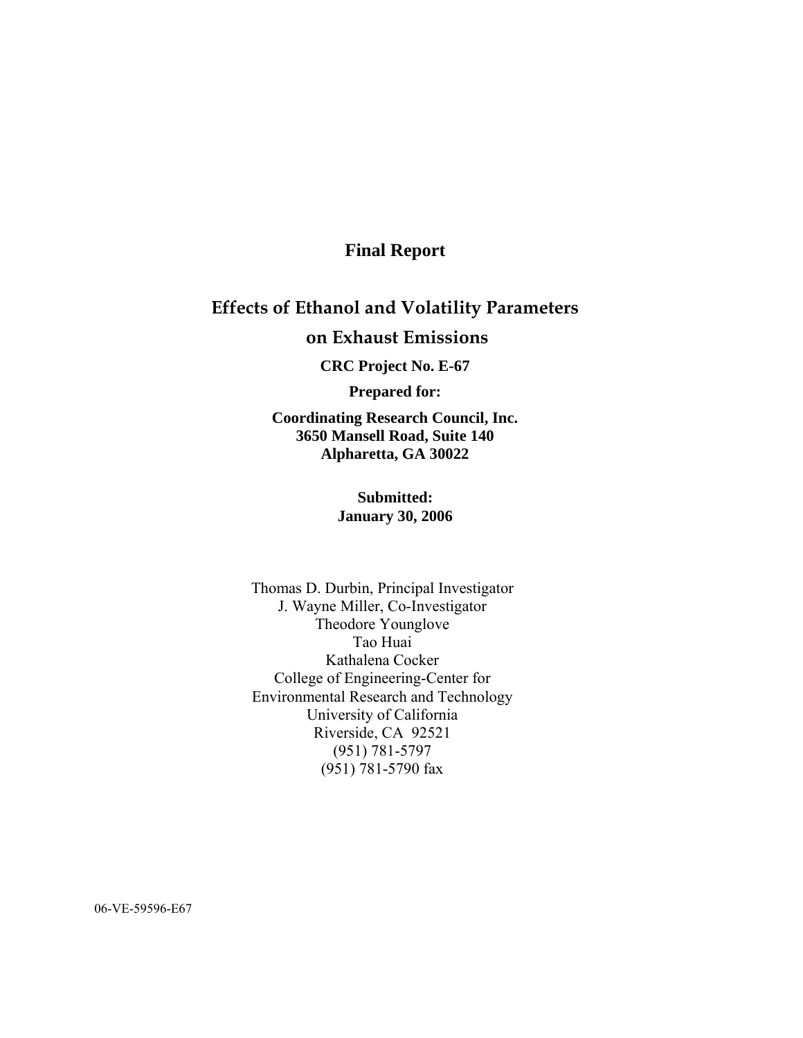**Final Report**

# Effects of Ethanol and Volatility Parameters on Exhaust Emissions

**CRC Project No. E-67**

**Prepared for:**

**Coordinating Research Council, Inc.**
**3650 Mansell Road, Suite 140**
**Alpharetta, GA 30022**

**Submitted:**
**January 30, 2006**

Thomas D. Durbin, Principal Investigator
J. Wayne Miller, Co-Investigator
Theodore Younglove
Tao Huai
Kathalena Cocker
College of Engineering-Center for Environmental Research and Technology
University of California
Riverside, CA 92521
(951) 781-5797
(951) 781-5790 fax

06-VE-59596-E67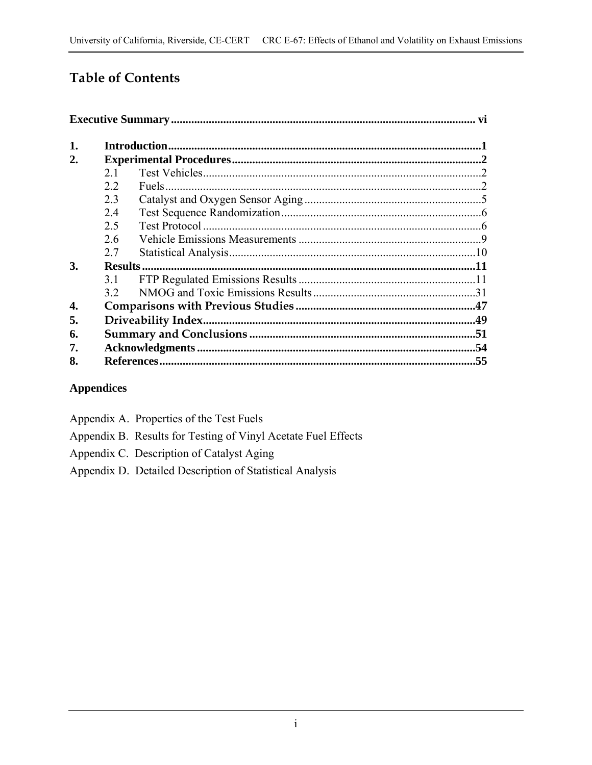# Table of Contents

**Executive Summary** ........................................................................................ **vi**

| | | |
|---|---|---|
| **1.** | **Introduction** | **1** |
| **2.** | **Experimental Procedures** | **2** |
| 2.1 | Test Vehicles | 2 |
| 2.2 | Fuels | 2 |
| 2.3 | Catalyst and Oxygen Sensor Aging | 5 |
| 2.4 | Test Sequence Randomization | 6 |
| 2.5 | Test Protocol | 6 |
| 2.6 | Vehicle Emissions Measurements | 9 |
| 2.7 | Statistical Analysis | 10 |
| **3.** | **Results** | **11** |
| 3.1 | FTP Regulated Emissions Results | 11 |
| 3.2 | NMOG and Toxic Emissions Results | 31 |
| **4.** | **Comparisons with Previous Studies** | **47** |
| **5.** | **Driveability Index** | **49** |
| **6.** | **Summary and Conclusions** | **51** |
| **7.** | **Acknowledgments** | **54** |
| **8.** | **References** | **55** |

## Appendices

Appendix A. Properties of the Test Fuels

Appendix B. Results for Testing of Vinyl Acetate Fuel Effects

Appendix C. Description of Catalyst Aging

Appendix D. Detailed Description of Statistical Analysis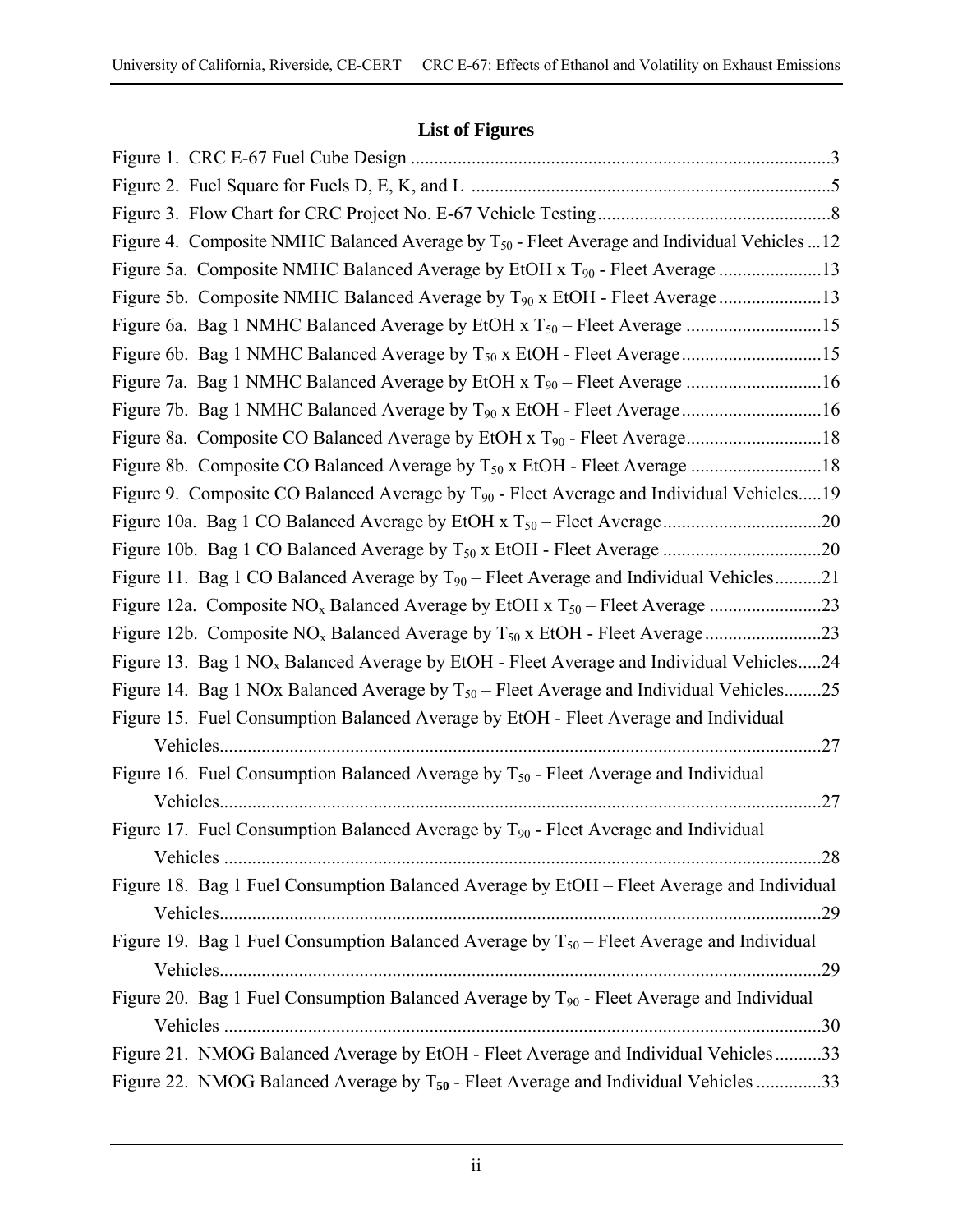# List of Figures

Figure 1. CRC E-67 Fuel Cube Design ..........3

Figure 2. Fuel Square for Fuels D, E, K, and L ..........5

Figure 3. Flow Chart for CRC Project No. E-67 Vehicle Testing ..........8

Figure 4. Composite NMHC Balanced Average by $T_{50}$ - Fleet Average and Individual Vehicles ...12

Figure 5a. Composite NMHC Balanced Average by EtOH x $T_{90}$ - Fleet Average ..........13

Figure 5b. Composite NMHC Balanced Average by $T_{90}$ x EtOH - Fleet Average ..........13

Figure 6a. Bag 1 NMHC Balanced Average by EtOH x $T_{50}$ – Fleet Average ..........15

Figure 6b. Bag 1 NMHC Balanced Average by $T_{50}$ x EtOH - Fleet Average ..........15

Figure 7a. Bag 1 NMHC Balanced Average by EtOH x $T_{90}$ – Fleet Average ..........16

Figure 7b. Bag 1 NMHC Balanced Average by $T_{90}$ x EtOH - Fleet Average ..........16

Figure 8a. Composite CO Balanced Average by EtOH x $T_{90}$ - Fleet Average ..........18

Figure 8b. Composite CO Balanced Average by $T_{50}$ x EtOH - Fleet Average ..........18

Figure 9. Composite CO Balanced Average by $T_{90}$ - Fleet Average and Individual Vehicles.....19

Figure 10a. Bag 1 CO Balanced Average by EtOH x $T_{50}$ – Fleet Average ..........20

Figure 10b. Bag 1 CO Balanced Average by $T_{50}$ x EtOH - Fleet Average ..........20

Figure 11. Bag 1 CO Balanced Average by $T_{90}$ – Fleet Average and Individual Vehicles..........21

Figure 12a. Composite $NO_x$ Balanced Average by EtOH x $T_{50}$ – Fleet Average ..........23

Figure 12b. Composite $NO_x$ Balanced Average by $T_{50}$ x EtOH - Fleet Average ..........23

Figure 13. Bag 1 $NO_x$ Balanced Average by EtOH - Fleet Average and Individual Vehicles.....24

Figure 14. Bag 1 NOx Balanced Average by $T_{50}$ – Fleet Average and Individual Vehicles........25

Figure 15. Fuel Consumption Balanced Average by EtOH - Fleet Average and Individual Vehicles..........27

Figure 16. Fuel Consumption Balanced Average by $T_{50}$ - Fleet Average and Individual Vehicles..........27

Figure 17. Fuel Consumption Balanced Average by $T_{90}$ - Fleet Average and Individual Vehicles ..........28

Figure 18. Bag 1 Fuel Consumption Balanced Average by EtOH – Fleet Average and Individual Vehicles..........29

Figure 19. Bag 1 Fuel Consumption Balanced Average by $T_{50}$ – Fleet Average and Individual Vehicles..........29

Figure 20. Bag 1 Fuel Consumption Balanced Average by $T_{90}$ - Fleet Average and Individual Vehicles ..........30

Figure 21. NMOG Balanced Average by EtOH - Fleet Average and Individual Vehicles..........33

Figure 22. NMOG Balanced Average by $T_{50}$ - Fleet Average and Individual Vehicles ..........33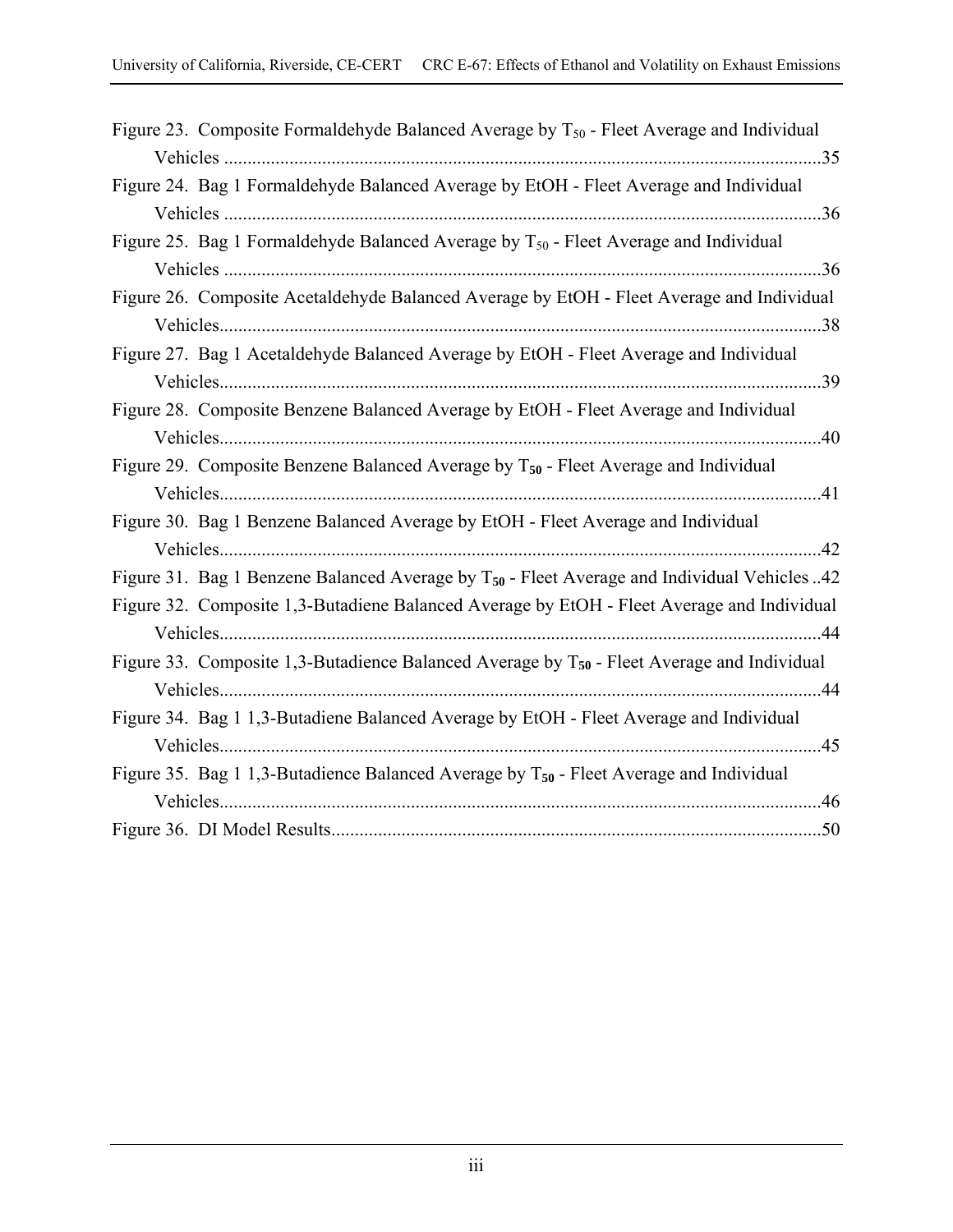Figure 23. Composite Formaldehyde Balanced Average by $T_{50}$ - Fleet Average and Individual Vehicles ....35

Figure 24. Bag 1 Formaldehyde Balanced Average by EtOH - Fleet Average and Individual Vehicles ....36

Figure 25. Bag 1 Formaldehyde Balanced Average by $T_{50}$ - Fleet Average and Individual Vehicles ....36

Figure 26. Composite Acetaldehyde Balanced Average by EtOH - Fleet Average and Individual Vehicles....38

Figure 27. Bag 1 Acetaldehyde Balanced Average by EtOH - Fleet Average and Individual Vehicles....39

Figure 28. Composite Benzene Balanced Average by EtOH - Fleet Average and Individual Vehicles....40

Figure 29. Composite Benzene Balanced Average by $T_{50}$ - Fleet Average and Individual Vehicles....41

Figure 30. Bag 1 Benzene Balanced Average by EtOH - Fleet Average and Individual Vehicles....42

Figure 31. Bag 1 Benzene Balanced Average by $T_{50}$ - Fleet Average and Individual Vehicles ..42

Figure 32. Composite 1,3-Butadiene Balanced Average by EtOH - Fleet Average and Individual Vehicles....44

Figure 33. Composite 1,3-Butadience Balanced Average by $T_{50}$ - Fleet Average and Individual Vehicles....44

Figure 34. Bag 1 1,3-Butadiene Balanced Average by EtOH - Fleet Average and Individual Vehicles....45

Figure 35. Bag 1 1,3-Butadience Balanced Average by $T_{50}$ - Fleet Average and Individual Vehicles....46

Figure 36. DI Model Results....50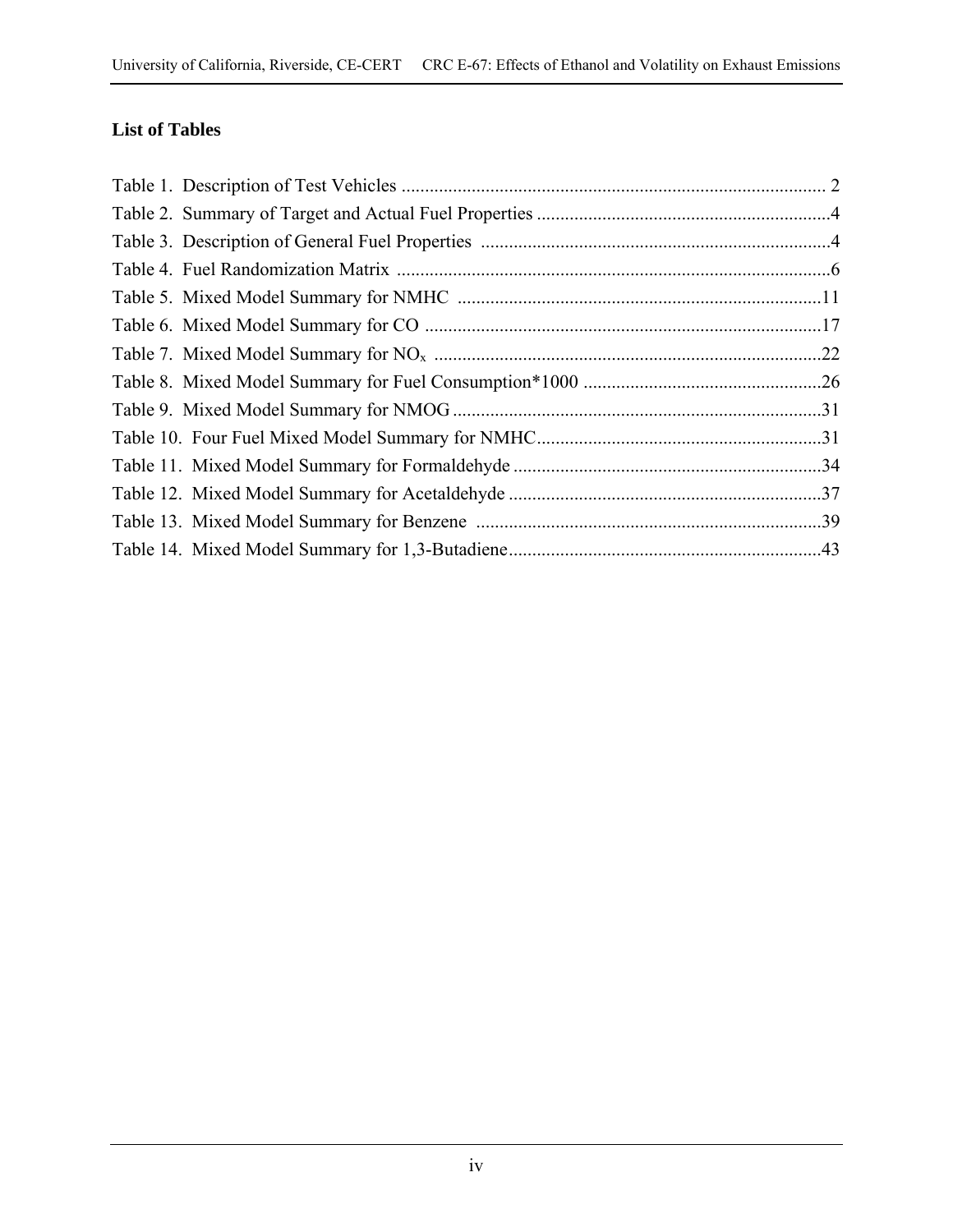## List of Tables

Table 1. Description of Test Vehicles .......................................................................................... 2
Table 2. Summary of Target and Actual Fuel Properties ...............................................................4
Table 3. Description of General Fuel Properties ..........................................................................4
Table 4. Fuel Randomization Matrix ............................................................................................6
Table 5. Mixed Model Summary for NMHC .............................................................................11
Table 6. Mixed Model Summary for CO ....................................................................................17
Table 7. Mixed Model Summary for $NO_x$ ..................................................................................22
Table 8. Mixed Model Summary for Fuel Consumption*1000 ...................................................26
Table 9. Mixed Model Summary for NMOG ..............................................................................31
Table 10. Four Fuel Mixed Model Summary for NMHC.............................................................31
Table 11. Mixed Model Summary for Formaldehyde .................................................................34
Table 12. Mixed Model Summary for Acetaldehyde ..................................................................37
Table 13. Mixed Model Summary for Benzene .........................................................................39
Table 14. Mixed Model Summary for 1,3-Butadiene..................................................................43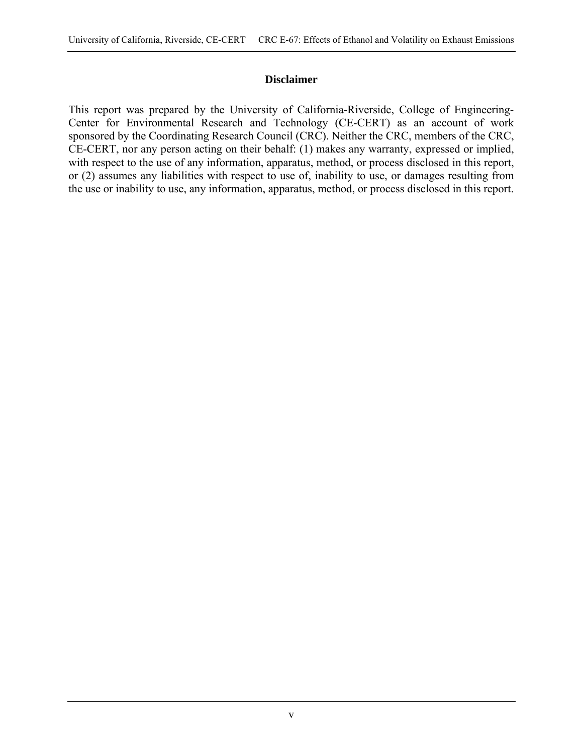## Disclaimer

This report was prepared by the University of California-Riverside, College of Engineering-Center for Environmental Research and Technology (CE-CERT) as an account of work sponsored by the Coordinating Research Council (CRC). Neither the CRC, members of the CRC, CE-CERT, nor any person acting on their behalf: (1) makes any warranty, expressed or implied, with respect to the use of any information, apparatus, method, or process disclosed in this report, or (2) assumes any liabilities with respect to use of, inability to use, or damages resulting from the use or inability to use, any information, apparatus, method, or process disclosed in this report.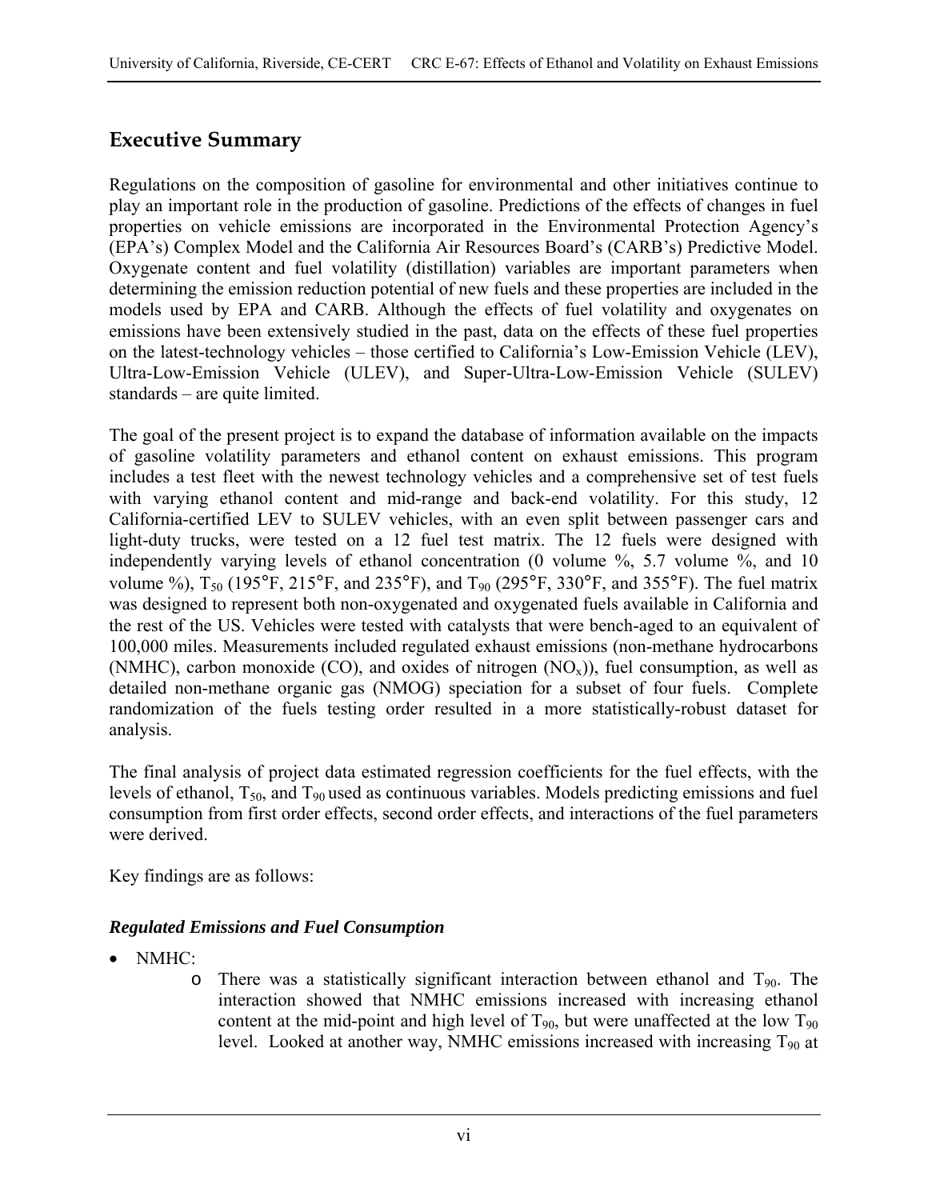## Executive Summary

Regulations on the composition of gasoline for environmental and other initiatives continue to play an important role in the production of gasoline. Predictions of the effects of changes in fuel properties on vehicle emissions are incorporated in the Environmental Protection Agency's (EPA's) Complex Model and the California Air Resources Board's (CARB's) Predictive Model. Oxygenate content and fuel volatility (distillation) variables are important parameters when determining the emission reduction potential of new fuels and these properties are included in the models used by EPA and CARB. Although the effects of fuel volatility and oxygenates on emissions have been extensively studied in the past, data on the effects of these fuel properties on the latest-technology vehicles – those certified to California's Low-Emission Vehicle (LEV), Ultra-Low-Emission Vehicle (ULEV), and Super-Ultra-Low-Emission Vehicle (SULEV) standards – are quite limited.

The goal of the present project is to expand the database of information available on the impacts of gasoline volatility parameters and ethanol content on exhaust emissions. This program includes a test fleet with the newest technology vehicles and a comprehensive set of test fuels with varying ethanol content and mid-range and back-end volatility. For this study, 12 California-certified LEV to SULEV vehicles, with an even split between passenger cars and light-duty trucks, were tested on a 12 fuel test matrix. The 12 fuels were designed with independently varying levels of ethanol concentration (0 volume %, 5.7 volume %, and 10 volume %), $T_{50}$ (195°F, 215°F, and 235°F), and $T_{90}$ (295°F, 330°F, and 355°F). The fuel matrix was designed to represent both non-oxygenated and oxygenated fuels available in California and the rest of the US. Vehicles were tested with catalysts that were bench-aged to an equivalent of 100,000 miles. Measurements included regulated exhaust emissions (non-methane hydrocarbons (NMHC), carbon monoxide (CO), and oxides of nitrogen ($NO_x$)), fuel consumption, as well as detailed non-methane organic gas (NMOG) speciation for a subset of four fuels. Complete randomization of the fuels testing order resulted in a more statistically-robust dataset for analysis.

The final analysis of project data estimated regression coefficients for the fuel effects, with the levels of ethanol, $T_{50}$, and $T_{90}$ used as continuous variables. Models predicting emissions and fuel consumption from first order effects, second order effects, and interactions of the fuel parameters were derived.

Key findings are as follows:

### *Regulated Emissions and Fuel Consumption*

- NMHC:
  - There was a statistically significant interaction between ethanol and $T_{90}$. The interaction showed that NMHC emissions increased with increasing ethanol content at the mid-point and high level of $T_{90}$, but were unaffected at the low $T_{90}$ level. Looked at another way, NMHC emissions increased with increasing $T_{90}$ at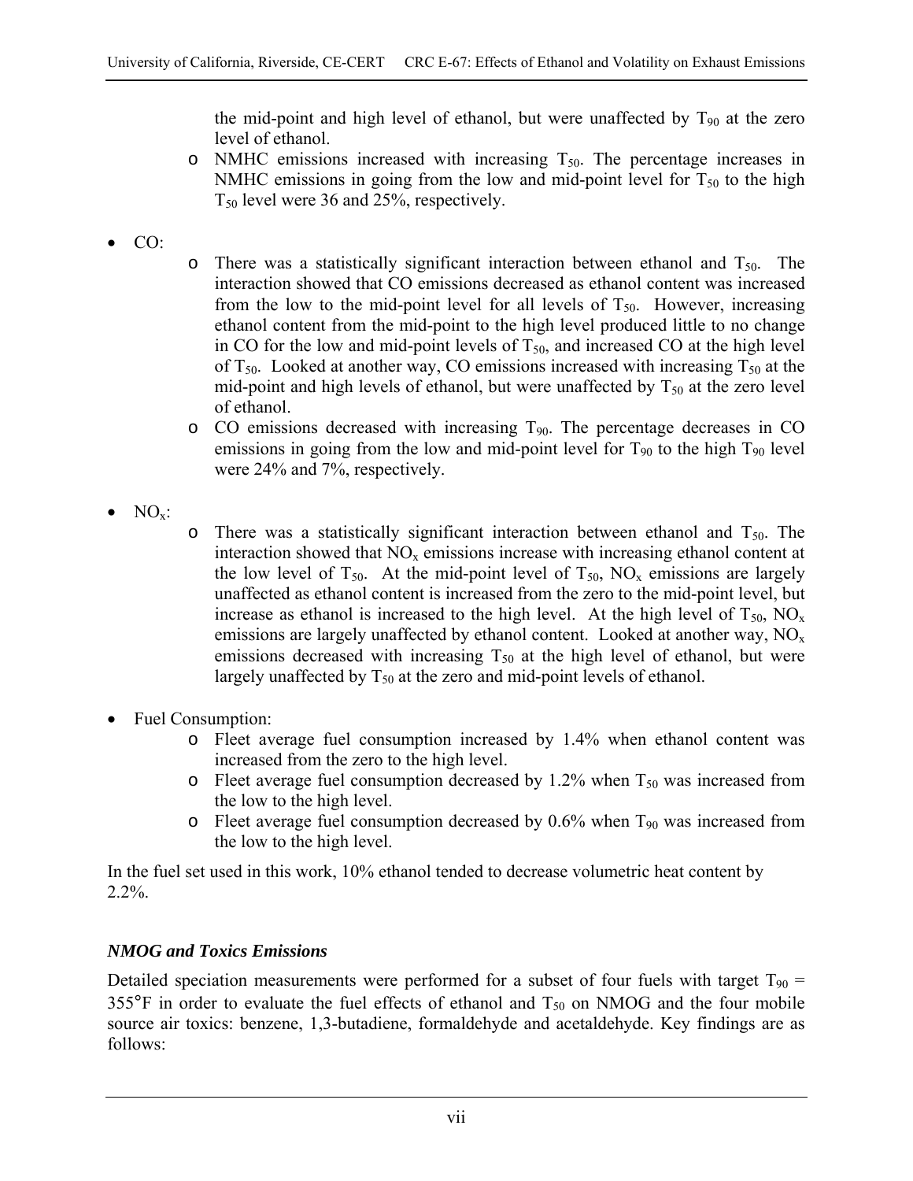- the mid-point and high level of ethanol, but were unaffected by $T_{90}$ at the zero level of ethanol.
  - NMHC emissions increased with increasing $T_{50}$. The percentage increases in NMHC emissions in going from the low and mid-point level for $T_{50}$ to the high $T_{50}$ level were 36 and 25%, respectively.

- CO:
  - There was a statistically significant interaction between ethanol and $T_{50}$. The interaction showed that CO emissions decreased as ethanol content was increased from the low to the mid-point level for all levels of $T_{50}$. However, increasing ethanol content from the mid-point to the high level produced little to no change in CO for the low and mid-point levels of $T_{50}$, and increased CO at the high level of $T_{50}$. Looked at another way, CO emissions increased with increasing $T_{50}$ at the mid-point and high levels of ethanol, but were unaffected by $T_{50}$ at the zero level of ethanol.
  - CO emissions decreased with increasing $T_{90}$. The percentage decreases in CO emissions in going from the low and mid-point level for $T_{90}$ to the high $T_{90}$ level were 24% and 7%, respectively.

- $NO_x$:
  - There was a statistically significant interaction between ethanol and $T_{50}$. The interaction showed that $NO_x$ emissions increase with increasing ethanol content at the low level of $T_{50}$. At the mid-point level of $T_{50}$, $NO_x$ emissions are largely unaffected as ethanol content is increased from the zero to the mid-point level, but increase as ethanol is increased to the high level. At the high level of $T_{50}$, $NO_x$ emissions are largely unaffected by ethanol content. Looked at another way, $NO_x$ emissions decreased with increasing $T_{50}$ at the high level of ethanol, but were largely unaffected by $T_{50}$ at the zero and mid-point levels of ethanol.

- Fuel Consumption:
  - Fleet average fuel consumption increased by 1.4% when ethanol content was increased from the zero to the high level.
  - Fleet average fuel consumption decreased by 1.2% when $T_{50}$ was increased from the low to the high level.
  - Fleet average fuel consumption decreased by 0.6% when $T_{90}$ was increased from the low to the high level.

In the fuel set used in this work, 10% ethanol tended to decrease volumetric heat content by 2.2%.

### *NMOG and Toxics Emissions*

Detailed speciation measurements were performed for a subset of four fuels with target $T_{90}$ = 355°F in order to evaluate the fuel effects of ethanol and $T_{50}$ on NMOG and the four mobile source air toxics: benzene, 1,3-butadiene, formaldehyde and acetaldehyde. Key findings are as follows: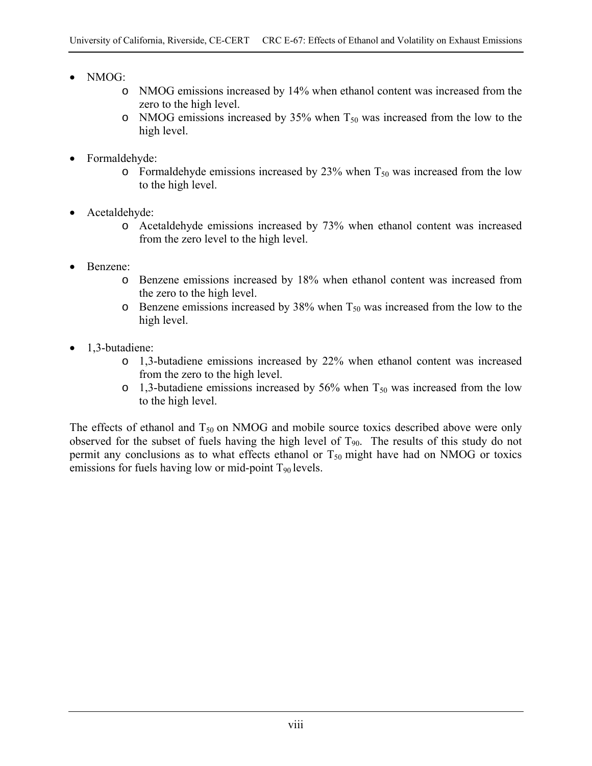- NMOG:
    - NMOG emissions increased by 14% when ethanol content was increased from the zero to the high level.
    - NMOG emissions increased by 35% when $T_{50}$ was increased from the low to the high level.
- Formaldehyde:
    - Formaldehyde emissions increased by 23% when $T_{50}$ was increased from the low to the high level.
- Acetaldehyde:
    - Acetaldehyde emissions increased by 73% when ethanol content was increased from the zero level to the high level.
- Benzene:
    - Benzene emissions increased by 18% when ethanol content was increased from the zero to the high level.
    - Benzene emissions increased by 38% when $T_{50}$ was increased from the low to the high level.
- 1,3-butadiene:
    - 1,3-butadiene emissions increased by 22% when ethanol content was increased from the zero to the high level.
    - 1,3-butadiene emissions increased by 56% when $T_{50}$ was increased from the low to the high level.

The effects of ethanol and $T_{50}$ on NMOG and mobile source toxics described above were only observed for the subset of fuels having the high level of $T_{90}$. The results of this study do not permit any conclusions as to what effects ethanol or $T_{50}$ might have had on NMOG or toxics emissions for fuels having low or mid-point $T_{90}$ levels.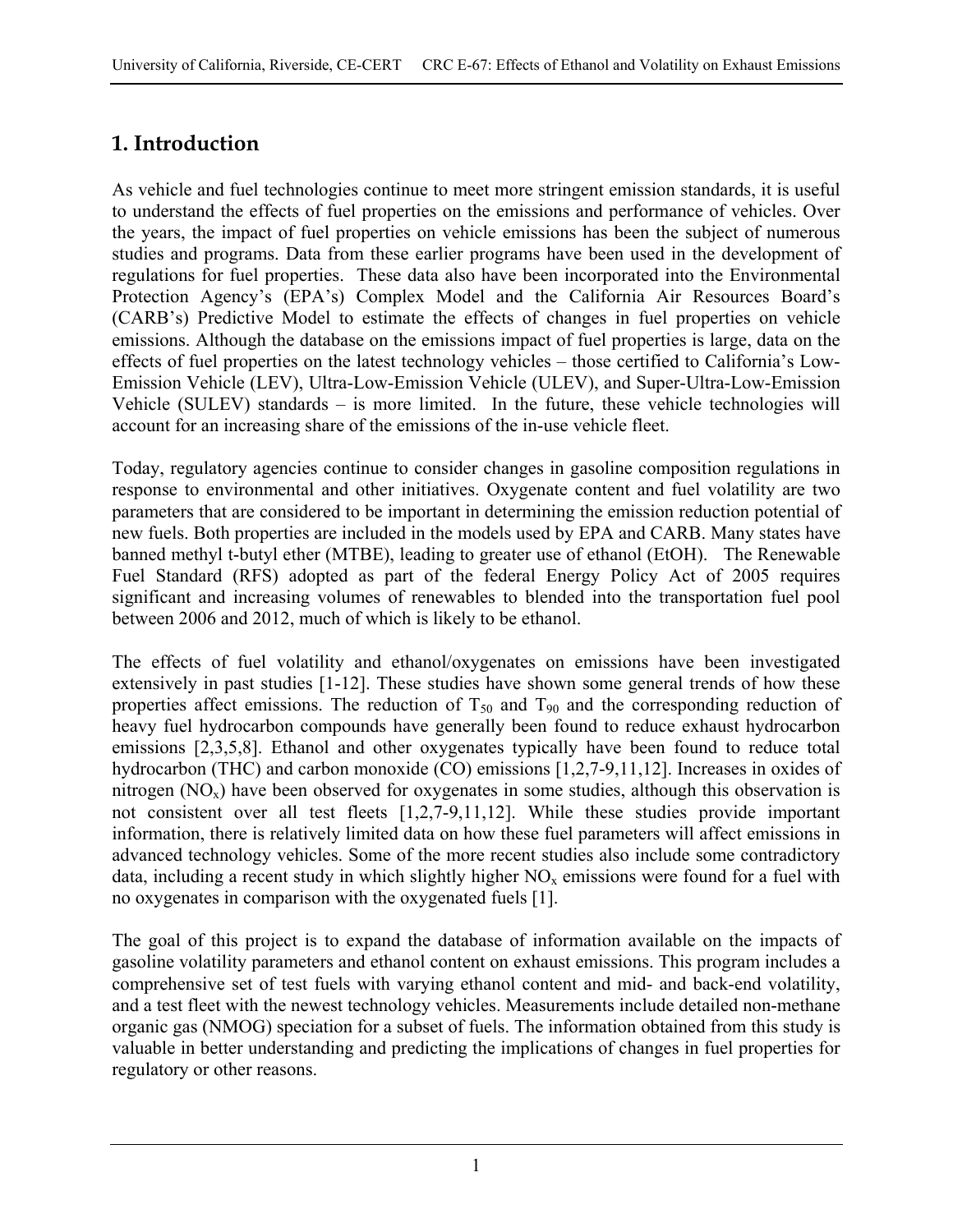# 1. Introduction

As vehicle and fuel technologies continue to meet more stringent emission standards, it is useful to understand the effects of fuel properties on the emissions and performance of vehicles. Over the years, the impact of fuel properties on vehicle emissions has been the subject of numerous studies and programs. Data from these earlier programs have been used in the development of regulations for fuel properties. These data also have been incorporated into the Environmental Protection Agency's (EPA's) Complex Model and the California Air Resources Board's (CARB's) Predictive Model to estimate the effects of changes in fuel properties on vehicle emissions. Although the database on the emissions impact of fuel properties is large, data on the effects of fuel properties on the latest technology vehicles – those certified to California's Low-Emission Vehicle (LEV), Ultra-Low-Emission Vehicle (ULEV), and Super-Ultra-Low-Emission Vehicle (SULEV) standards – is more limited. In the future, these vehicle technologies will account for an increasing share of the emissions of the in-use vehicle fleet.

Today, regulatory agencies continue to consider changes in gasoline composition regulations in response to environmental and other initiatives. Oxygenate content and fuel volatility are two parameters that are considered to be important in determining the emission reduction potential of new fuels. Both properties are included in the models used by EPA and CARB. Many states have banned methyl t-butyl ether (MTBE), leading to greater use of ethanol (EtOH). The Renewable Fuel Standard (RFS) adopted as part of the federal Energy Policy Act of 2005 requires significant and increasing volumes of renewables to blended into the transportation fuel pool between 2006 and 2012, much of which is likely to be ethanol.

The effects of fuel volatility and ethanol/oxygenates on emissions have been investigated extensively in past studies [1-12]. These studies have shown some general trends of how these properties affect emissions. The reduction of $T_{50}$ and $T_{90}$ and the corresponding reduction of heavy fuel hydrocarbon compounds have generally been found to reduce exhaust hydrocarbon emissions [2,3,5,8]. Ethanol and other oxygenates typically have been found to reduce total hydrocarbon (THC) and carbon monoxide (CO) emissions [1,2,7-9,11,12]. Increases in oxides of nitrogen ($NO_x$) have been observed for oxygenates in some studies, although this observation is not consistent over all test fleets [1,2,7-9,11,12]. While these studies provide important information, there is relatively limited data on how these fuel parameters will affect emissions in advanced technology vehicles. Some of the more recent studies also include some contradictory data, including a recent study in which slightly higher $NO_x$ emissions were found for a fuel with no oxygenates in comparison with the oxygenated fuels [1].

The goal of this project is to expand the database of information available on the impacts of gasoline volatility parameters and ethanol content on exhaust emissions. This program includes a comprehensive set of test fuels with varying ethanol content and mid- and back-end volatility, and a test fleet with the newest technology vehicles. Measurements include detailed non-methane organic gas (NMOG) speciation for a subset of fuels. The information obtained from this study is valuable in better understanding and predicting the implications of changes in fuel properties for regulatory or other reasons.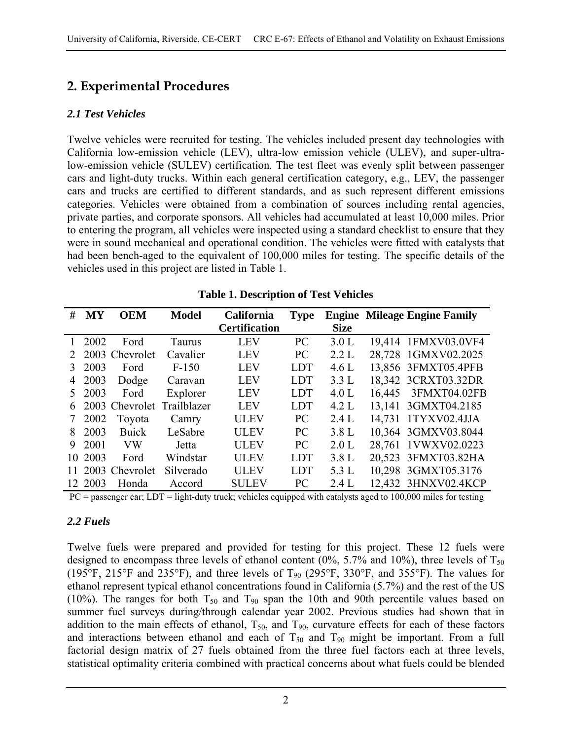# 2. Experimental Procedures

## *2.1 Test Vehicles*

Twelve vehicles were recruited for testing. The vehicles included present day technologies with California low-emission vehicle (LEV), ultra-low emission vehicle (ULEV), and super-ultra-low-emission vehicle (SULEV) certification. The test fleet was evenly split between passenger cars and light-duty trucks. Within each general certification category, e.g., LEV, the passenger cars and trucks are certified to different standards, and as such represent different emissions categories. Vehicles were obtained from a combination of sources including rental agencies, private parties, and corporate sponsors. All vehicles had accumulated at least 10,000 miles. Prior to entering the program, all vehicles were inspected using a standard checklist to ensure that they were in sound mechanical and operational condition. The vehicles were fitted with catalysts that had been bench-aged to the equivalent of 100,000 miles for testing. The specific details of the vehicles used in this project are listed in Table 1.

**Table 1. Description of Test Vehicles**

| # | MY | OEM | Model | California Certification | Type | Engine Size | Mileage | Engine Family |
|---|---|---|---|---|---|---|---|---|
| 1 | 2002 | Ford | Taurus | LEV | PC | 3.0 L | 19,414 | 1FMXV03.0VF4 |
| 2 | 2003 | Chevrolet | Cavalier | LEV | PC | 2.2 L | 28,728 | 1GMXV02.2025 |
| 3 | 2003 | Ford | F-150 | LEV | LDT | 4.6 L | 13,856 | 3FMXT05.4PFB |
| 4 | 2003 | Dodge | Caravan | LEV | LDT | 3.3 L | 18,342 | 3CRXT03.32DR |
| 5 | 2003 | Ford | Explorer | LEV | LDT | 4.0 L | 16,445 | 3FMXT04.02FB |
| 6 | 2003 | Chevrolet | Trailblazer | LEV | LDT | 4.2 L | 13,141 | 3GMXT04.2185 |
| 7 | 2002 | Toyota | Camry | ULEV | PC | 2.4 L | 14,731 | 1TYXV02.4JJA |
| 8 | 2003 | Buick | LeSabre | ULEV | PC | 3.8 L | 10,364 | 3GMXV03.8044 |
| 9 | 2001 | VW | Jetta | ULEV | PC | 2.0 L | 28,761 | 1VWXV02.0223 |
| 10 | 2003 | Ford | Windstar | ULEV | LDT | 3.8 L | 20,523 | 3FMXT03.82HA |
| 11 | 2003 | Chevrolet | Silverado | ULEV | LDT | 5.3 L | 10,298 | 3GMXT05.3176 |
| 12 | 2003 | Honda | Accord | SULEV | PC | 2.4 L | 12,432 | 3HNXV02.4KCP |

PC = passenger car; LDT = light-duty truck; vehicles equipped with catalysts aged to 100,000 miles for testing

## *2.2 Fuels*

Twelve fuels were prepared and provided for testing for this project. These 12 fuels were designed to encompass three levels of ethanol content (0%, 5.7% and 10%), three levels of $T_{50}$ (195°F, 215°F and 235°F), and three levels of $T_{90}$ (295°F, 330°F, and 355°F). The values for ethanol represent typical ethanol concentrations found in California (5.7%) and the rest of the US (10%). The ranges for both $T_{50}$ and $T_{90}$ span the 10th and 90th percentile values based on summer fuel surveys during/through calendar year 2002. Previous studies had shown that in addition to the main effects of ethanol, $T_{50}$, and $T_{90}$, curvature effects for each of these factors and interactions between ethanol and each of $T_{50}$ and $T_{90}$ might be important. From a full factorial design matrix of 27 fuels obtained from the three fuel factors each at three levels, statistical optimality criteria combined with practical concerns about what fuels could be blended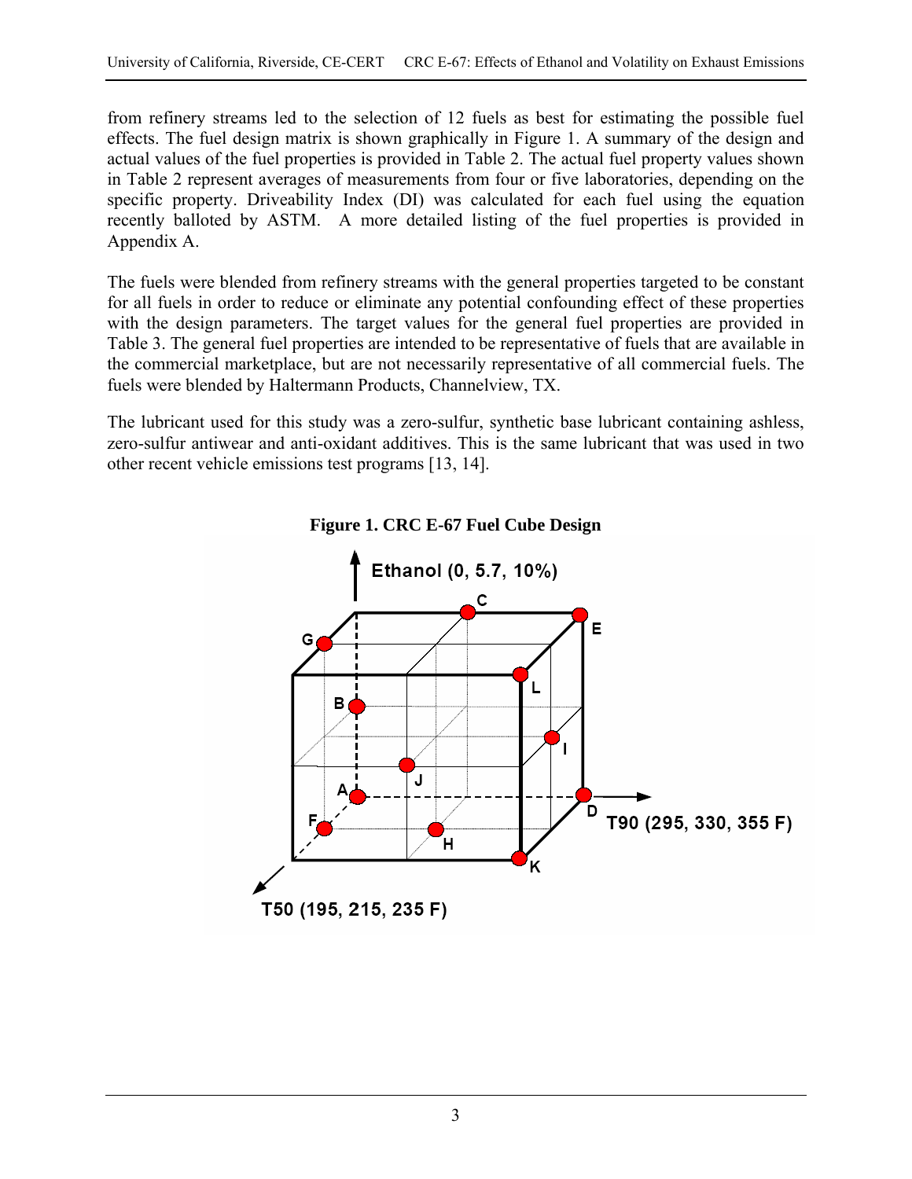from refinery streams led to the selection of 12 fuels as best for estimating the possible fuel effects. The fuel design matrix is shown graphically in Figure 1. A summary of the design and actual values of the fuel properties is provided in Table 2. The actual fuel property values shown in Table 2 represent averages of measurements from four or five laboratories, depending on the specific property. Driveability Index (DI) was calculated for each fuel using the equation recently balloted by ASTM. A more detailed listing of the fuel properties is provided in Appendix A.

The fuels were blended from refinery streams with the general properties targeted to be constant for all fuels in order to reduce or eliminate any potential confounding effect of these properties with the design parameters. The target values for the general fuel properties are provided in Table 3. The general fuel properties are intended to be representative of fuels that are available in the commercial marketplace, but are not necessarily representative of all commercial fuels. The fuels were blended by Haltermann Products, Channelview, TX.

The lubricant used for this study was a zero-sulfur, synthetic base lubricant containing ashless, zero-sulfur antiwear and anti-oxidant additives. This is the same lubricant that was used in two other recent vehicle emissions test programs [13, 14].

**Figure 1. CRC E-67 Fuel Cube Design**

Ethanol (0, 5.7, 10%)

T90 (295, 330, 355 F)

T50 (195, 215, 235 F)

A, B, C, D, E, F, G, H, I, J, K, L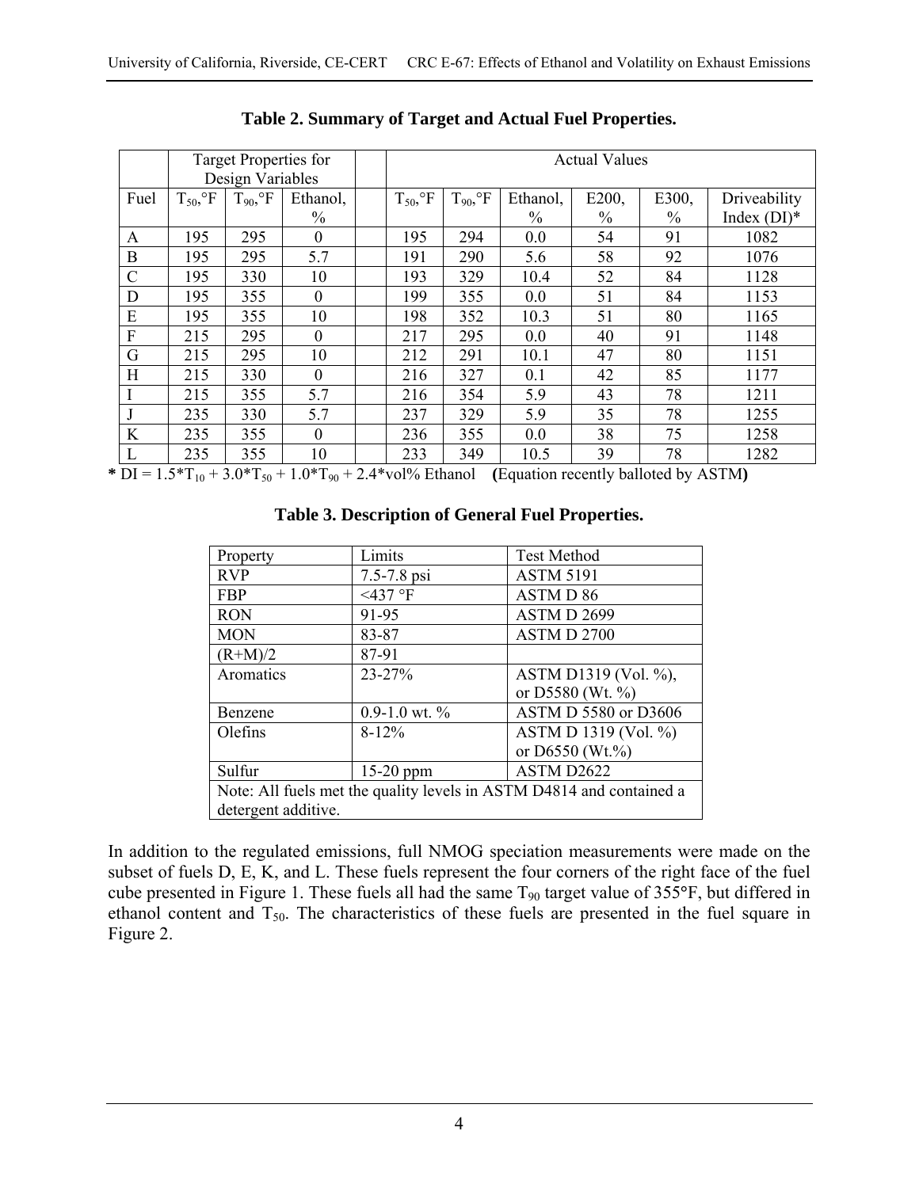**Table 2. Summary of Target and Actual Fuel Properties.**

| | Target Properties for Design Variables | | | | Actual Values | | | | | |
|---|---|---|---|---|---|---|---|---|---|---|
| Fuel | $T_{50}$,°F | $T_{90}$,°F | Ethanol, % | | $T_{50}$,°F | $T_{90}$,°F | Ethanol, % | E200, % | E300, % | Driveability Index (DI)* |
| A | 195 | 295 | 0 | | 195 | 294 | 0.0 | 54 | 91 | 1082 |
| B | 195 | 295 | 5.7 | | 191 | 290 | 5.6 | 58 | 92 | 1076 |
| C | 195 | 330 | 10 | | 193 | 329 | 10.4 | 52 | 84 | 1128 |
| D | 195 | 355 | 0 | | 199 | 355 | 0.0 | 51 | 84 | 1153 |
| E | 195 | 355 | 10 | | 198 | 352 | 10.3 | 51 | 80 | 1165 |
| F | 215 | 295 | 0 | | 217 | 295 | 0.0 | 40 | 91 | 1148 |
| G | 215 | 295 | 10 | | 212 | 291 | 10.1 | 47 | 80 | 1151 |
| H | 215 | 330 | 0 | | 216 | 327 | 0.1 | 42 | 85 | 1177 |
| I | 215 | 355 | 5.7 | | 216 | 354 | 5.9 | 43 | 78 | 1211 |
| J | 235 | 330 | 5.7 | | 237 | 329 | 5.9 | 35 | 78 | 1255 |
| K | 235 | 355 | 0 | | 236 | 355 | 0.0 | 38 | 75 | 1258 |
| L | 235 | 355 | 10 | | 233 | 349 | 10.5 | 39 | 78 | 1282 |

**\*** DI = $1.5*T_{10} + 3.0*T_{50} + 1.0*T_{90} + 2.4*$vol% Ethanol **(**Equation recently balloted by ASTM**)**

**Table 3. Description of General Fuel Properties.**

| Property | Limits | Test Method |
|---|---|---|
| RVP | 7.5-7.8 psi | ASTM 5191 |
| FBP | <437 °F | ASTM D 86 |
| RON | 91-95 | ASTM D 2699 |
| MON | 83-87 | ASTM D 2700 |
| (R+M)/2 | 87-91 | |
| Aromatics | 23-27% | ASTM D1319 (Vol. %), or D5580 (Wt. %) |
| Benzene | 0.9-1.0 wt. % | ASTM D 5580 or D3606 |
| Olefins | 8-12% | ASTM D 1319 (Vol. %) or D6550 (Wt.%) |
| Sulfur | 15-20 ppm | ASTM D2622 |
| Note: All fuels met the quality levels in ASTM D4814 and contained a detergent additive. | | |

In addition to the regulated emissions, full NMOG speciation measurements were made on the subset of fuels D, E, K, and L. These fuels represent the four corners of the right face of the fuel cube presented in Figure 1. These fuels all had the same $T_{90}$ target value of 355°F, but differed in ethanol content and $T_{50}$. The characteristics of these fuels are presented in the fuel square in Figure 2.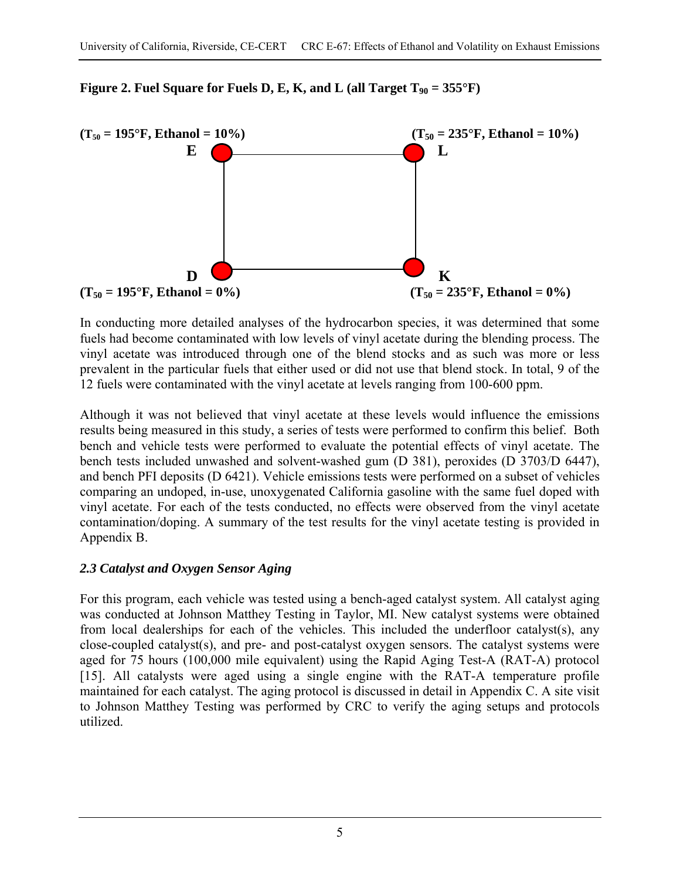**Figure 2. Fuel Square for Fuels D, E, K, and L (all Target $T_{90}$ = 355°F)**

($T_{50}$ = 195°F, Ethanol = 10%) **E** — **L** ($T_{50}$ = 235°F, Ethanol = 10%)

($T_{50}$ = 195°F, Ethanol = 0%) **D** — **K** ($T_{50}$ = 235°F, Ethanol = 0%)

In conducting more detailed analyses of the hydrocarbon species, it was determined that some fuels had become contaminated with low levels of vinyl acetate during the blending process. The vinyl acetate was introduced through one of the blend stocks and as such was more or less prevalent in the particular fuels that either used or did not use that blend stock. In total, 9 of the 12 fuels were contaminated with the vinyl acetate at levels ranging from 100-600 ppm.

Although it was not believed that vinyl acetate at these levels would influence the emissions results being measured in this study, a series of tests were performed to confirm this belief. Both bench and vehicle tests were performed to evaluate the potential effects of vinyl acetate. The bench tests included unwashed and solvent-washed gum (D 381), peroxides (D 3703/D 6447), and bench PFI deposits (D 6421). Vehicle emissions tests were performed on a subset of vehicles comparing an undoped, in-use, unoxygenated California gasoline with the same fuel doped with vinyl acetate. For each of the tests conducted, no effects were observed from the vinyl acetate contamination/doping. A summary of the test results for the vinyl acetate testing is provided in Appendix B.

### *2.3 Catalyst and Oxygen Sensor Aging*

For this program, each vehicle was tested using a bench-aged catalyst system. All catalyst aging was conducted at Johnson Matthey Testing in Taylor, MI. New catalyst systems were obtained from local dealerships for each of the vehicles. This included the underfloor catalyst(s), any close-coupled catalyst(s), and pre- and post-catalyst oxygen sensors. The catalyst systems were aged for 75 hours (100,000 mile equivalent) using the Rapid Aging Test-A (RAT-A) protocol [15]. All catalysts were aged using a single engine with the RAT-A temperature profile maintained for each catalyst. The aging protocol is discussed in detail in Appendix C. A site visit to Johnson Matthey Testing was performed by CRC to verify the aging setups and protocols utilized.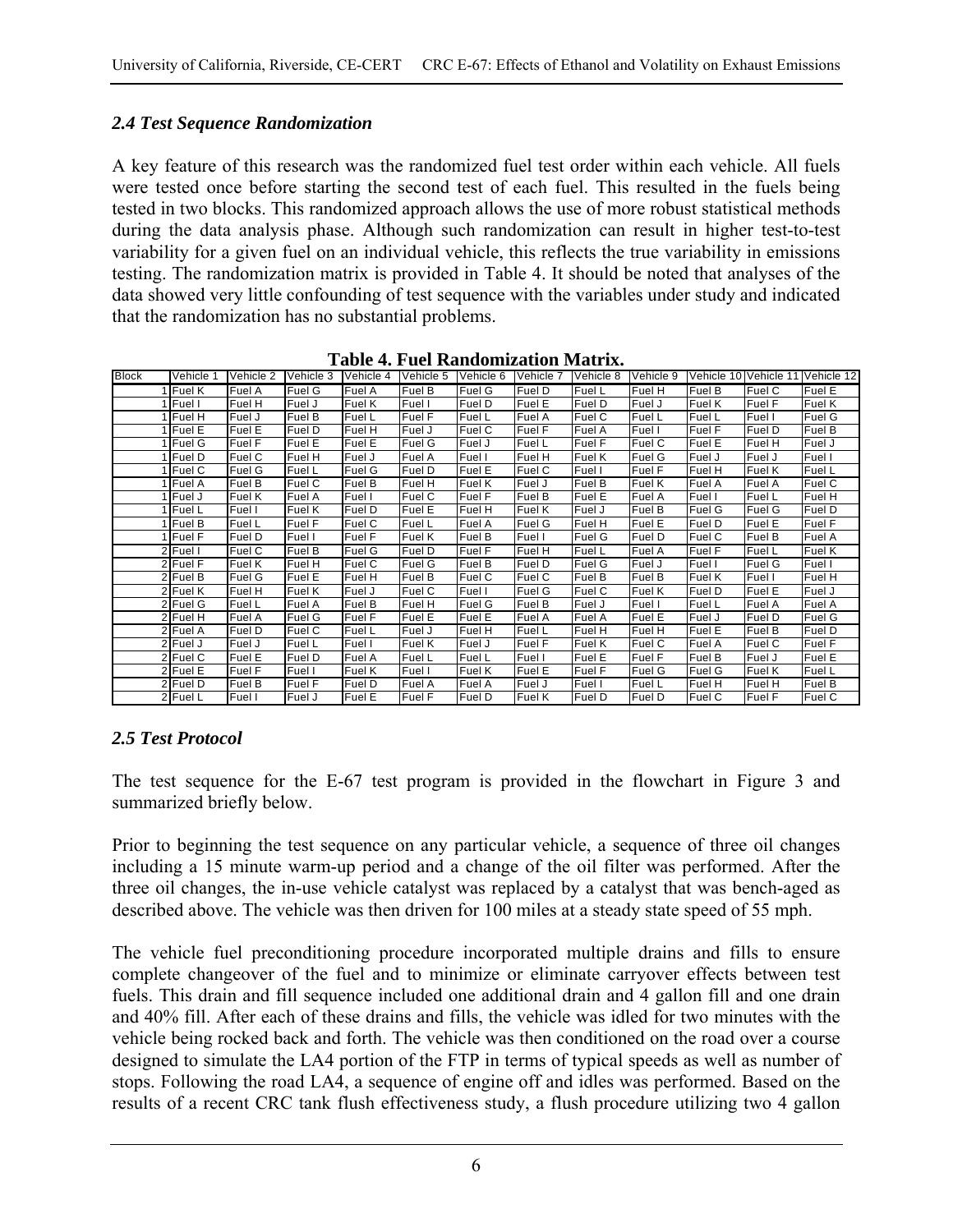### *2.4 Test Sequence Randomization*

A key feature of this research was the randomized fuel test order within each vehicle. All fuels were tested once before starting the second test of each fuel. This resulted in the fuels being tested in two blocks. This randomized approach allows the use of more robust statistical methods during the data analysis phase. Although such randomization can result in higher test-to-test variability for a given fuel on an individual vehicle, this reflects the true variability in emissions testing. The randomization matrix is provided in Table 4. It should be noted that analyses of the data showed very little confounding of test sequence with the variables under study and indicated that the randomization has no substantial problems.

**Table 4. Fuel Randomization Matrix.**

| Block | Vehicle 1 | Vehicle 2 | Vehicle 3 | Vehicle 4 | Vehicle 5 | Vehicle 6 | Vehicle 7 | Vehicle 8 | Vehicle 9 | Vehicle 10 | Vehicle 11 | Vehicle 12 |
|---|---|---|---|---|---|---|---|---|---|---|---|---|
| 1 | Fuel K | Fuel A | Fuel G | Fuel A | Fuel B | Fuel G | Fuel D | Fuel L | Fuel H | Fuel B | Fuel C | Fuel E |
| 1 | Fuel I | Fuel H | Fuel J | Fuel K | Fuel I | Fuel D | Fuel E | Fuel D | Fuel J | Fuel K | Fuel F | Fuel K |
| 1 | Fuel H | Fuel J | Fuel B | Fuel L | Fuel F | Fuel L | Fuel A | Fuel C | Fuel L | Fuel L | Fuel I | Fuel G |
| 1 | Fuel E | Fuel E | Fuel D | Fuel H | Fuel J | Fuel C | Fuel F | Fuel A | Fuel I | Fuel F | Fuel D | Fuel B |
| 1 | Fuel G | Fuel F | Fuel E | Fuel E | Fuel G | Fuel J | Fuel L | Fuel F | Fuel C | Fuel E | Fuel H | Fuel J |
| 1 | Fuel D | Fuel C | Fuel H | Fuel J | Fuel A | Fuel I | Fuel H | Fuel K | Fuel G | Fuel J | Fuel J | Fuel I |
| 1 | Fuel C | Fuel G | Fuel L | Fuel G | Fuel D | Fuel E | Fuel C | Fuel I | Fuel F | Fuel H | Fuel K | Fuel L |
| 1 | Fuel A | Fuel B | Fuel C | Fuel B | Fuel H | Fuel K | Fuel J | Fuel B | Fuel K | Fuel A | Fuel A | Fuel C |
| 1 | Fuel J | Fuel K | Fuel A | Fuel I | Fuel C | Fuel F | Fuel B | Fuel E | Fuel A | Fuel I | Fuel L | Fuel H |
| 1 | Fuel L | Fuel I | Fuel K | Fuel D | Fuel E | Fuel H | Fuel K | Fuel J | Fuel B | Fuel G | Fuel G | Fuel D |
| 1 | Fuel B | Fuel L | Fuel F | Fuel C | Fuel L | Fuel A | Fuel G | Fuel H | Fuel E | Fuel D | Fuel E | Fuel F |
| 1 | Fuel F | Fuel D | Fuel I | Fuel F | Fuel K | Fuel B | Fuel I | Fuel G | Fuel D | Fuel C | Fuel B | Fuel A |
| 2 | Fuel I | Fuel C | Fuel B | Fuel G | Fuel D | Fuel F | Fuel H | Fuel L | Fuel A | Fuel F | Fuel L | Fuel K |
| 2 | Fuel F | Fuel K | Fuel H | Fuel C | Fuel G | Fuel B | Fuel D | Fuel G | Fuel J | Fuel I | Fuel G | Fuel I |
| 2 | Fuel B | Fuel G | Fuel E | Fuel H | Fuel B | Fuel C | Fuel C | Fuel B | Fuel B | Fuel K | Fuel I | Fuel H |
| 2 | Fuel K | Fuel H | Fuel K | Fuel J | Fuel C | Fuel I | Fuel G | Fuel C | Fuel K | Fuel D | Fuel E | Fuel J |
| 2 | Fuel G | Fuel L | Fuel A | Fuel B | Fuel H | Fuel G | Fuel B | Fuel J | Fuel I | Fuel L | Fuel A | Fuel A |
| 2 | Fuel H | Fuel A | Fuel G | Fuel F | Fuel E | Fuel E | Fuel A | Fuel A | Fuel E | Fuel J | Fuel D | Fuel G |
| 2 | Fuel A | Fuel D | Fuel C | Fuel L | Fuel J | Fuel H | Fuel L | Fuel H | Fuel H | Fuel E | Fuel B | Fuel D |
| 2 | Fuel J | Fuel J | Fuel L | Fuel I | Fuel K | Fuel J | Fuel F | Fuel K | Fuel C | Fuel A | Fuel C | Fuel F |
| 2 | Fuel C | Fuel E | Fuel D | Fuel A | Fuel L | Fuel L | Fuel I | Fuel E | Fuel F | Fuel B | Fuel J | Fuel E |
| 2 | Fuel E | Fuel F | Fuel I | Fuel K | Fuel I | Fuel K | Fuel E | Fuel F | Fuel G | Fuel G | Fuel K | Fuel L |
| 2 | Fuel D | Fuel B | Fuel F | Fuel D | Fuel A | Fuel A | Fuel J | Fuel I | Fuel L | Fuel H | Fuel H | Fuel B |
| 2 | Fuel L | Fuel I | Fuel J | Fuel E | Fuel F | Fuel D | Fuel K | Fuel D | Fuel D | Fuel C | Fuel F | Fuel C |

### *2.5 Test Protocol*

The test sequence for the E-67 test program is provided in the flowchart in Figure 3 and summarized briefly below.

Prior to beginning the test sequence on any particular vehicle, a sequence of three oil changes including a 15 minute warm-up period and a change of the oil filter was performed. After the three oil changes, the in-use vehicle catalyst was replaced by a catalyst that was bench-aged as described above. The vehicle was then driven for 100 miles at a steady state speed of 55 mph.

The vehicle fuel preconditioning procedure incorporated multiple drains and fills to ensure complete changeover of the fuel and to minimize or eliminate carryover effects between test fuels. This drain and fill sequence included one additional drain and 4 gallon fill and one drain and 40% fill. After each of these drains and fills, the vehicle was idled for two minutes with the vehicle being rocked back and forth. The vehicle was then conditioned on the road over a course designed to simulate the LA4 portion of the FTP in terms of typical speeds as well as number of stops. Following the road LA4, a sequence of engine off and idles was performed. Based on the results of a recent CRC tank flush effectiveness study, a flush procedure utilizing two 4 gallon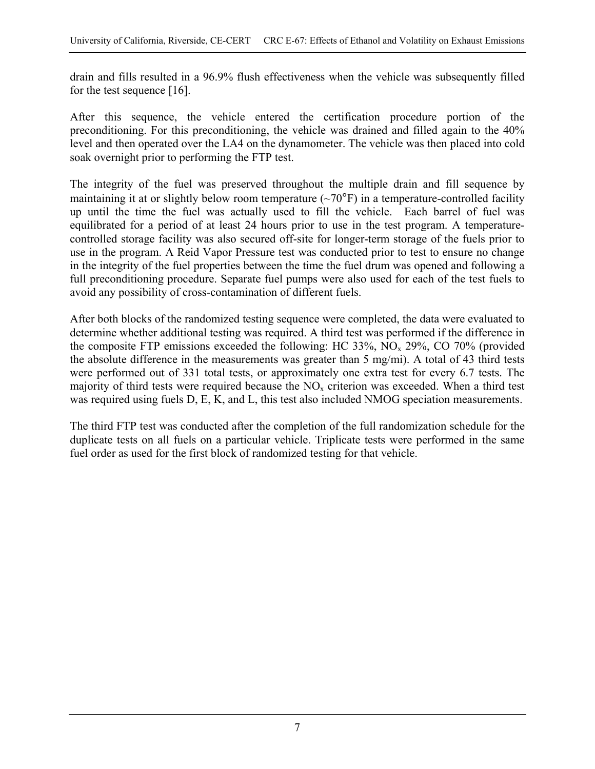drain and fills resulted in a 96.9% flush effectiveness when the vehicle was subsequently filled for the test sequence [16].

After this sequence, the vehicle entered the certification procedure portion of the preconditioning. For this preconditioning, the vehicle was drained and filled again to the 40% level and then operated over the LA4 on the dynamometer. The vehicle was then placed into cold soak overnight prior to performing the FTP test.

The integrity of the fuel was preserved throughout the multiple drain and fill sequence by maintaining it at or slightly below room temperature (~70°F) in a temperature-controlled facility up until the time the fuel was actually used to fill the vehicle. Each barrel of fuel was equilibrated for a period of at least 24 hours prior to use in the test program. A temperature-controlled storage facility was also secured off-site for longer-term storage of the fuels prior to use in the program. A Reid Vapor Pressure test was conducted prior to test to ensure no change in the integrity of the fuel properties between the time the fuel drum was opened and following a full preconditioning procedure. Separate fuel pumps were also used for each of the test fuels to avoid any possibility of cross-contamination of different fuels.

After both blocks of the randomized testing sequence were completed, the data were evaluated to determine whether additional testing was required. A third test was performed if the difference in the composite FTP emissions exceeded the following: HC 33%, $NO_x$ 29%, CO 70% (provided the absolute difference in the measurements was greater than 5 mg/mi). A total of 43 third tests were performed out of 331 total tests, or approximately one extra test for every 6.7 tests. The majority of third tests were required because the $NO_x$ criterion was exceeded. When a third test was required using fuels D, E, K, and L, this test also included NMOG speciation measurements.

The third FTP test was conducted after the completion of the full randomization schedule for the duplicate tests on all fuels on a particular vehicle. Triplicate tests were performed in the same fuel order as used for the first block of randomized testing for that vehicle.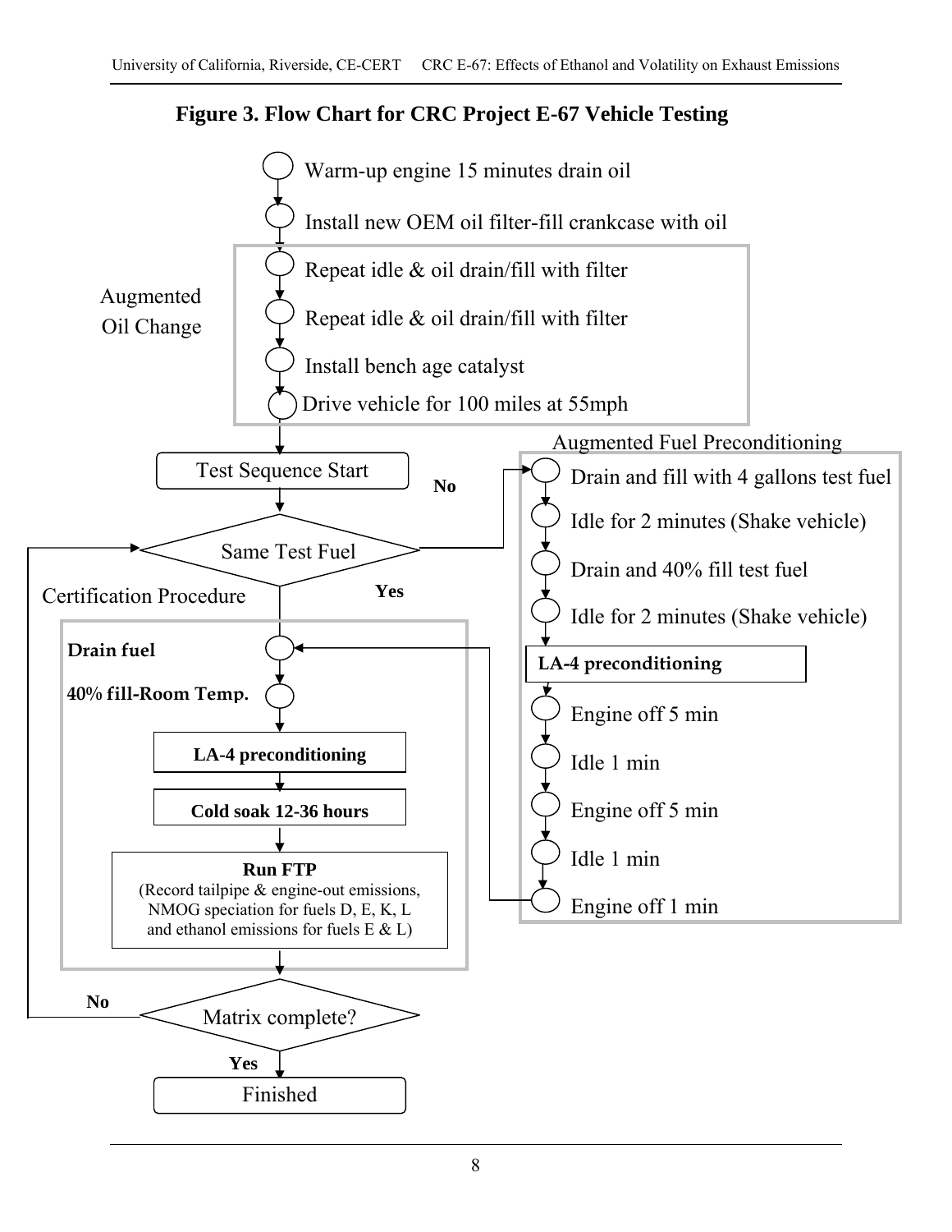**Figure 3. Flow Chart for CRC Project E-67 Vehicle Testing**

- Warm-up engine 15 minutes drain oil
- Install new OEM oil filter-fill crankcase with oil

**Augmented Oil Change**

- Repeat idle & oil drain/fill with filter
- Repeat idle & oil drain/fill with filter
- Install bench age catalyst
- Drive vehicle for 100 miles at 55mph

Test Sequence Start

Same Test Fuel → **No** → Augmented Fuel Preconditioning; **Yes** → Certification Procedure

**Augmented Fuel Preconditioning**

- Drain and fill with 4 gallons test fuel
- Idle for 2 minutes (Shake vehicle)
- Drain and 40% fill test fuel
- Idle for 2 minutes (Shake vehicle)
- **LA-4 preconditioning**
- Engine off 5 min
- Idle 1 min
- Engine off 5 min
- Idle 1 min
- Engine off 1 min

**Certification Procedure**

- **Drain fuel**
- **40% fill-Room Temp.**
- **LA-4 preconditioning**
- **Cold soak 12-36 hours**
- **Run FTP** (Record tailpipe & engine-out emissions, NMOG speciation for fuels D, E, K, L and ethanol emissions for fuels E & L)

Matrix complete? → **No** → Same Test Fuel; **Yes** → Finished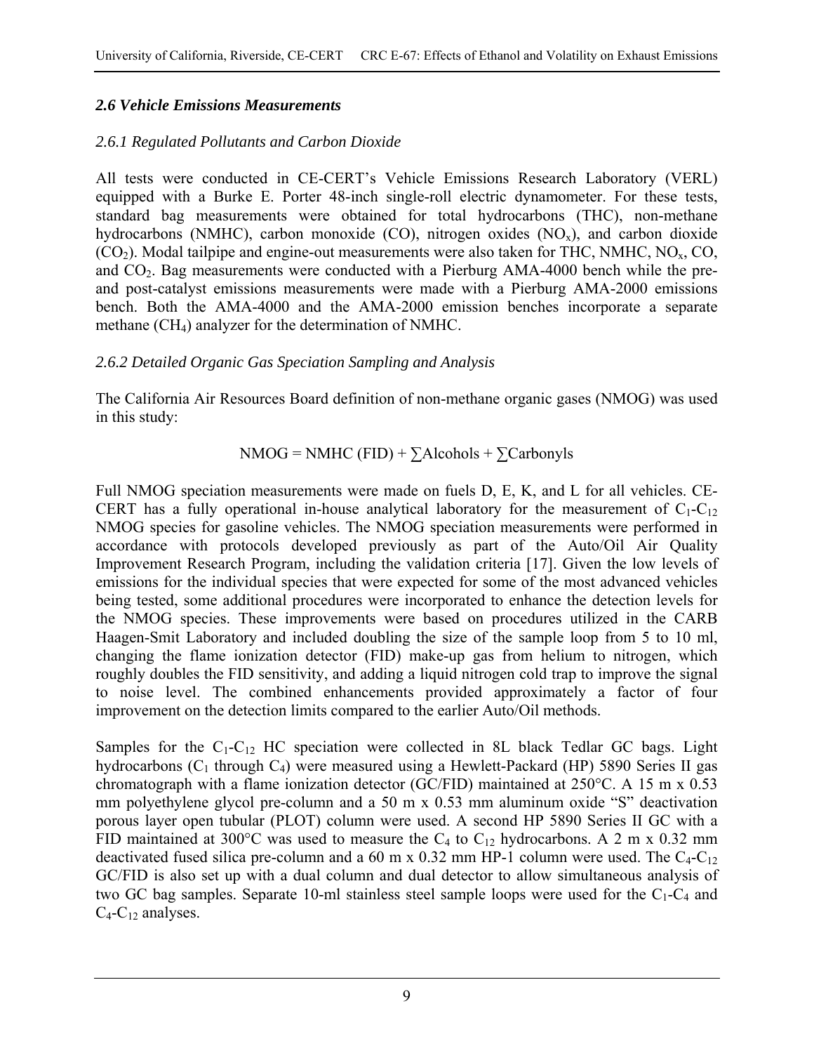### *2.6 Vehicle Emissions Measurements*

#### *2.6.1 Regulated Pollutants and Carbon Dioxide*

All tests were conducted in CE-CERT's Vehicle Emissions Research Laboratory (VERL) equipped with a Burke E. Porter 48-inch single-roll electric dynamometer. For these tests, standard bag measurements were obtained for total hydrocarbons (THC), non-methane hydrocarbons (NMHC), carbon monoxide (CO), nitrogen oxides ($NO_x$), and carbon dioxide ($CO_2$). Modal tailpipe and engine-out measurements were also taken for THC, NMHC, $NO_x$, CO, and $CO_2$. Bag measurements were conducted with a Pierburg AMA-4000 bench while the pre- and post-catalyst emissions measurements were made with a Pierburg AMA-2000 emissions bench. Both the AMA-4000 and the AMA-2000 emission benches incorporate a separate methane ($CH_4$) analyzer for the determination of NMHC.

#### *2.6.2 Detailed Organic Gas Speciation Sampling and Analysis*

The California Air Resources Board definition of non-methane organic gases (NMOG) was used in this study:

$$\text{NMOG} = \text{NMHC (FID)} + \sum\text{Alcohols} + \sum\text{Carbonyls}$$

Full NMOG speciation measurements were made on fuels D, E, K, and L for all vehicles. CE-CERT has a fully operational in-house analytical laboratory for the measurement of $C_1$-$C_{12}$ NMOG species for gasoline vehicles. The NMOG speciation measurements were performed in accordance with protocols developed previously as part of the Auto/Oil Air Quality Improvement Research Program, including the validation criteria [17]. Given the low levels of emissions for the individual species that were expected for some of the most advanced vehicles being tested, some additional procedures were incorporated to enhance the detection levels for the NMOG species. These improvements were based on procedures utilized in the CARB Haagen-Smit Laboratory and included doubling the size of the sample loop from 5 to 10 ml, changing the flame ionization detector (FID) make-up gas from helium to nitrogen, which roughly doubles the FID sensitivity, and adding a liquid nitrogen cold trap to improve the signal to noise level. The combined enhancements provided approximately a factor of four improvement on the detection limits compared to the earlier Auto/Oil methods.

Samples for the $C_1$-$C_{12}$ HC speciation were collected in 8L black Tedlar GC bags. Light hydrocarbons ($C_1$ through $C_4$) were measured using a Hewlett-Packard (HP) 5890 Series II gas chromatograph with a flame ionization detector (GC/FID) maintained at 250°C. A 15 m x 0.53 mm polyethylene glycol pre-column and a 50 m x 0.53 mm aluminum oxide "S" deactivation porous layer open tubular (PLOT) column were used. A second HP 5890 Series II GC with a FID maintained at 300°C was used to measure the $C_4$ to $C_{12}$ hydrocarbons. A 2 m x 0.32 mm deactivated fused silica pre-column and a 60 m x 0.32 mm HP-1 column were used. The $C_4$-$C_{12}$ GC/FID is also set up with a dual column and dual detector to allow simultaneous analysis of two GC bag samples. Separate 10-ml stainless steel sample loops were used for the $C_1$-$C_4$ and $C_4$-$C_{12}$ analyses.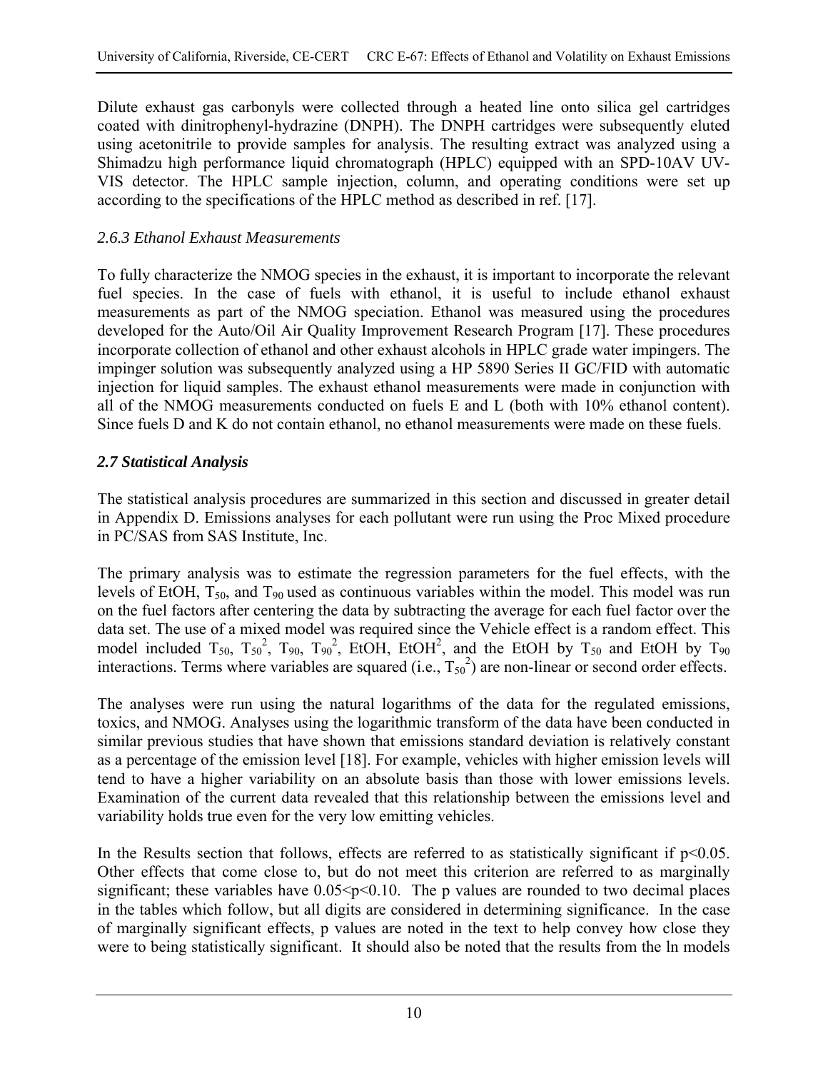Dilute exhaust gas carbonyls were collected through a heated line onto silica gel cartridges coated with dinitrophenyl-hydrazine (DNPH). The DNPH cartridges were subsequently eluted using acetonitrile to provide samples for analysis. The resulting extract was analyzed using a Shimadzu high performance liquid chromatograph (HPLC) equipped with an SPD-10AV UV-VIS detector. The HPLC sample injection, column, and operating conditions were set up according to the specifications of the HPLC method as described in ref. [17].

### *2.6.3 Ethanol Exhaust Measurements*

To fully characterize the NMOG species in the exhaust, it is important to incorporate the relevant fuel species. In the case of fuels with ethanol, it is useful to include ethanol exhaust measurements as part of the NMOG speciation. Ethanol was measured using the procedures developed for the Auto/Oil Air Quality Improvement Research Program [17]. These procedures incorporate collection of ethanol and other exhaust alcohols in HPLC grade water impingers. The impinger solution was subsequently analyzed using a HP 5890 Series II GC/FID with automatic injection for liquid samples. The exhaust ethanol measurements were made in conjunction with all of the NMOG measurements conducted on fuels E and L (both with 10% ethanol content). Since fuels D and K do not contain ethanol, no ethanol measurements were made on these fuels.

## *2.7 Statistical Analysis*

The statistical analysis procedures are summarized in this section and discussed in greater detail in Appendix D. Emissions analyses for each pollutant were run using the Proc Mixed procedure in PC/SAS from SAS Institute, Inc.

The primary analysis was to estimate the regression parameters for the fuel effects, with the levels of EtOH, $T_{50}$, and $T_{90}$ used as continuous variables within the model. This model was run on the fuel factors after centering the data by subtracting the average for each fuel factor over the data set. The use of a mixed model was required since the Vehicle effect is a random effect. This model included $T_{50}$, $T_{50}^2$, $T_{90}$, $T_{90}^2$, EtOH, $\text{EtOH}^2$, and the EtOH by $T_{50}$ and EtOH by $T_{90}$ interactions. Terms where variables are squared (i.e., $T_{50}^2$) are non-linear or second order effects.

The analyses were run using the natural logarithms of the data for the regulated emissions, toxics, and NMOG. Analyses using the logarithmic transform of the data have been conducted in similar previous studies that have shown that emissions standard deviation is relatively constant as a percentage of the emission level [18]. For example, vehicles with higher emission levels will tend to have a higher variability on an absolute basis than those with lower emissions levels. Examination of the current data revealed that this relationship between the emissions level and variability holds true even for the very low emitting vehicles.

In the Results section that follows, effects are referred to as statistically significant if $p<0.05$. Other effects that come close to, but do not meet this criterion are referred to as marginally significant; these variables have $0.05<p<0.10$. The p values are rounded to two decimal places in the tables which follow, but all digits are considered in determining significance. In the case of marginally significant effects, p values are noted in the text to help convey how close they were to being statistically significant. It should also be noted that the results from the ln models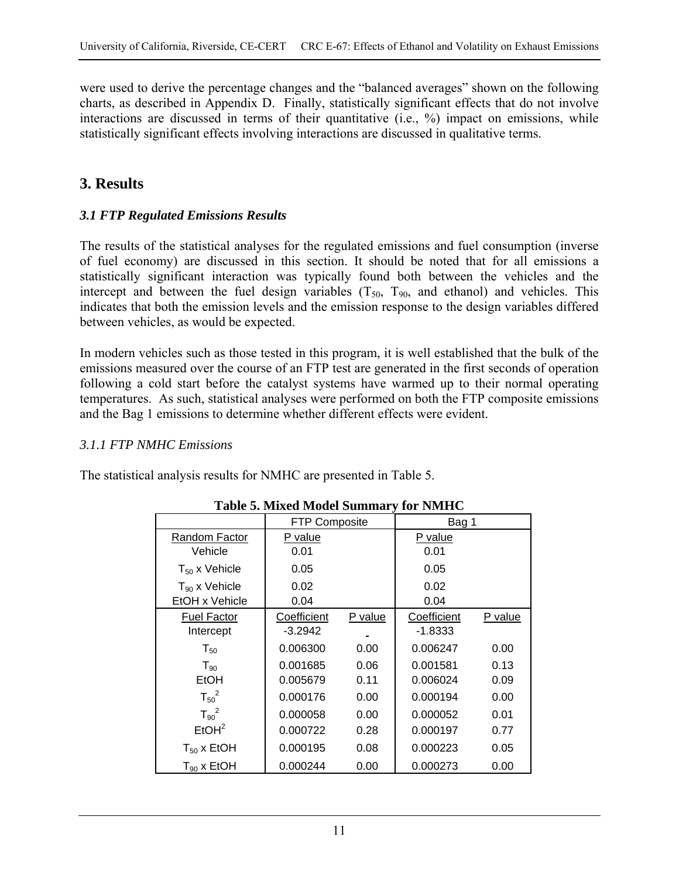were used to derive the percentage changes and the "balanced averages" shown on the following charts, as described in Appendix D. Finally, statistically significant effects that do not involve interactions are discussed in terms of their quantitative (i.e., %) impact on emissions, while statistically significant effects involving interactions are discussed in qualitative terms.

# 3. Results

## *3.1 FTP Regulated Emissions Results*

The results of the statistical analyses for the regulated emissions and fuel consumption (inverse of fuel economy) are discussed in this section. It should be noted that for all emissions a statistically significant interaction was typically found both between the vehicles and the intercept and between the fuel design variables ($T_{50}$, $T_{90}$, and ethanol) and vehicles. This indicates that both the emission levels and the emission response to the design variables differed between vehicles, as would be expected.

In modern vehicles such as those tested in this program, it is well established that the bulk of the emissions measured over the course of an FTP test are generated in the first seconds of operation following a cold start before the catalyst systems have warmed up to their normal operating temperatures. As such, statistical analyses were performed on both the FTP composite emissions and the Bag 1 emissions to determine whether different effects were evident.

### *3.1.1 FTP NMHC Emissions*

The statistical analysis results for NMHC are presented in Table 5.

**Table 5. Mixed Model Summary for NMHC**

| | FTP Composite | | Bag 1 | |
|---|---|---|---|---|
| Random Factor | P value | | P value | |
| Vehicle | 0.01 | | 0.01 | |
| $T_{50}$ x Vehicle | 0.05 | | 0.05 | |
| $T_{90}$ x Vehicle | 0.02 | | 0.02 | |
| EtOH x Vehicle | 0.04 | | 0.04 | |
| Fuel Factor | Coefficient | P value | Coefficient | P value |
| Intercept | -3.2942 | - | -1.8333 | |
| $T_{50}$ | 0.006300 | 0.00 | 0.006247 | 0.00 |
| $T_{90}$ | 0.001685 | 0.06 | 0.001581 | 0.13 |
| EtOH | 0.005679 | 0.11 | 0.006024 | 0.09 |
| $T_{50}^2$ | 0.000176 | 0.00 | 0.000194 | 0.00 |
| $T_{90}^2$ | 0.000058 | 0.00 | 0.000052 | 0.01 |
| $EtOH^2$ | 0.000722 | 0.28 | 0.000197 | 0.77 |
| $T_{50}$ x EtOH | 0.000195 | 0.08 | 0.000223 | 0.05 |
| $T_{90}$ x EtOH | 0.000244 | 0.00 | 0.000273 | 0.00 |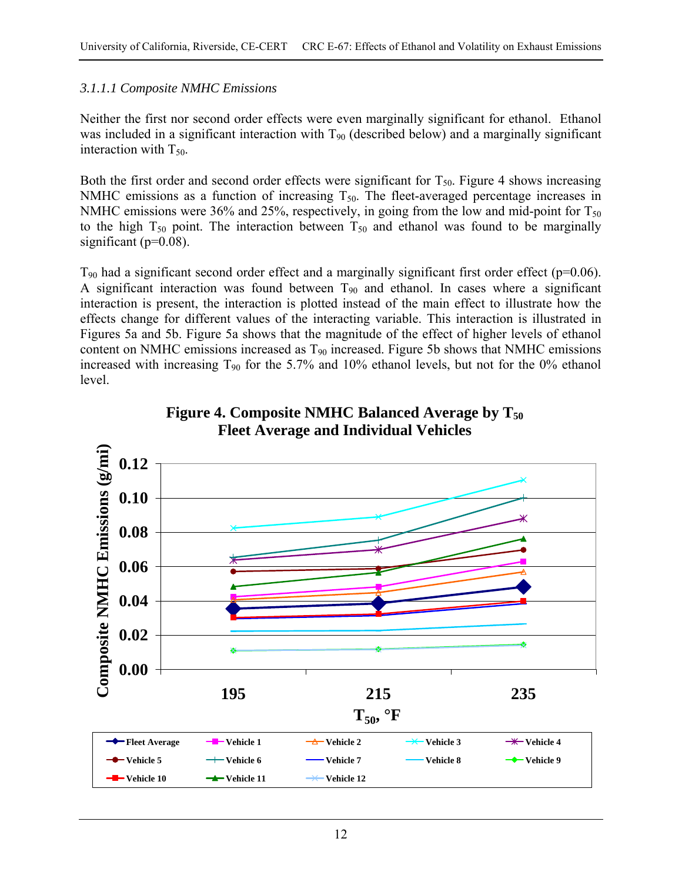### 3.1.1.1 Composite NMHC Emissions

Neither the first nor second order effects were even marginally significant for ethanol. Ethanol was included in a significant interaction with $T_{90}$ (described below) and a marginally significant interaction with $T_{50}$.

Both the first order and second order effects were significant for $T_{50}$. Figure 4 shows increasing NMHC emissions as a function of increasing $T_{50}$. The fleet-averaged percentage increases in NMHC emissions were 36% and 25%, respectively, in going from the low and mid-point for $T_{50}$ to the high $T_{50}$ point. The interaction between $T_{50}$ and ethanol was found to be marginally significant ($p=0.08$).

$T_{90}$ had a significant second order effect and a marginally significant first order effect ($p=0.06$). A significant interaction was found between $T_{90}$ and ethanol. In cases where a significant interaction is present, the interaction is plotted instead of the main effect to illustrate how the effects change for different values of the interacting variable. This interaction is illustrated in Figures 5a and 5b. Figure 5a shows that the magnitude of the effect of higher levels of ethanol content on NMHC emissions increased as $T_{90}$ increased. Figure 5b shows that NMHC emissions increased with increasing $T_{90}$ for the 5.7% and 10% ethanol levels, but not for the 0% ethanol level.

**Figure 4. Composite NMHC Balanced Average by $T_{50}$ Fleet Average and Individual Vehicles**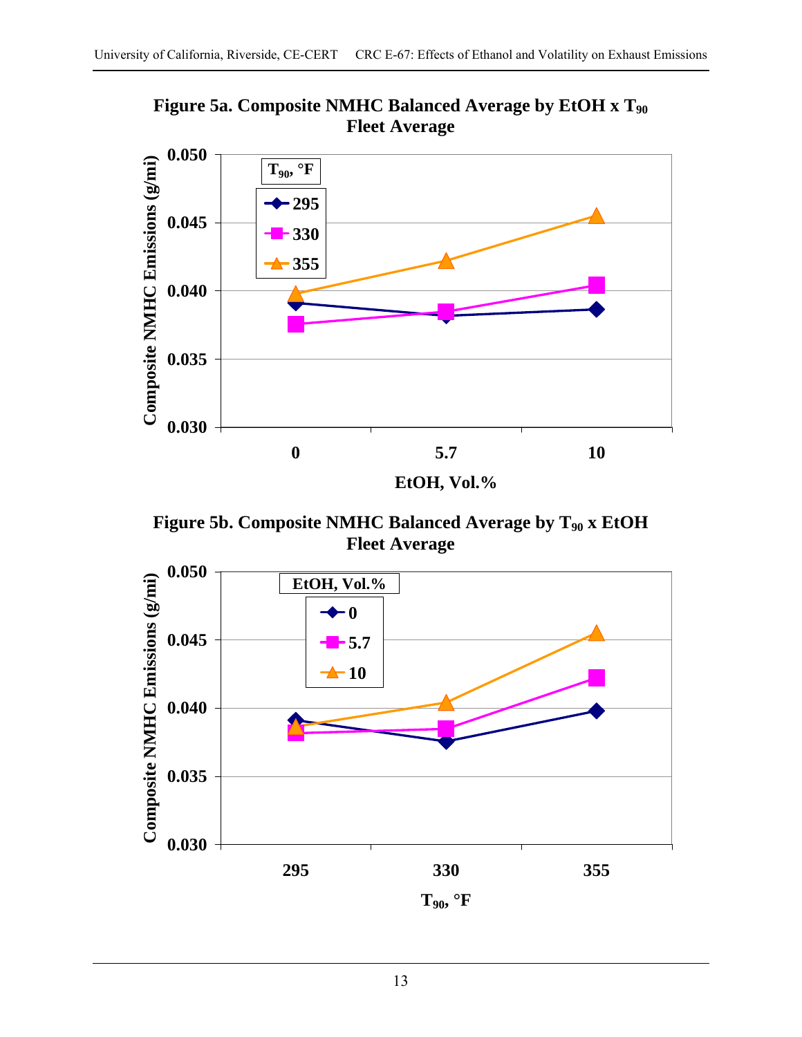**Figure 5a. Composite NMHC Balanced Average by EtOH x $T_{90}$ Fleet Average**

**Figure 5b. Composite NMHC Balanced Average by $T_{90}$ x EtOH Fleet Average**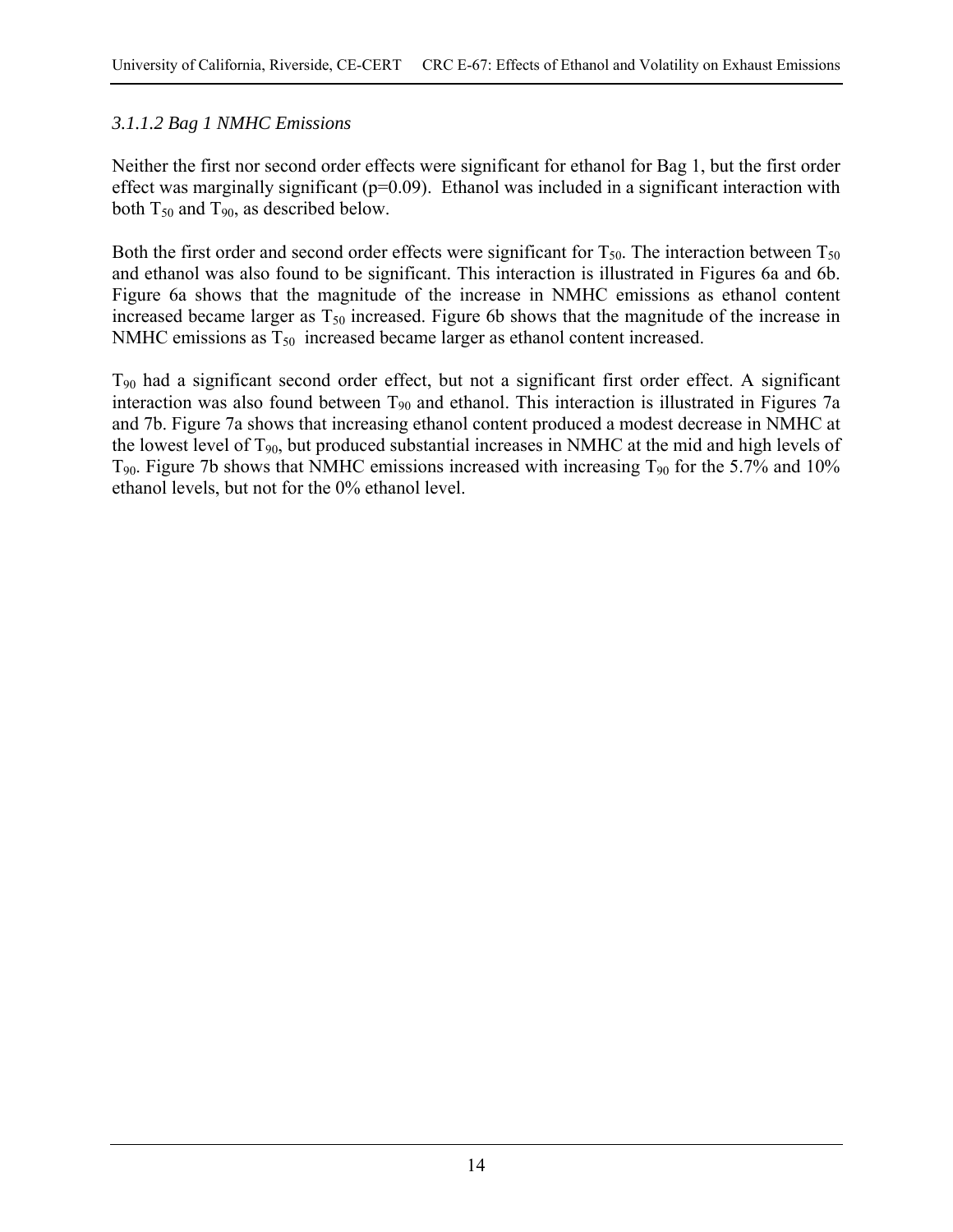*3.1.1.2 Bag 1 NMHC Emissions*

Neither the first nor second order effects were significant for ethanol for Bag 1, but the first order effect was marginally significant ($p=0.09$). Ethanol was included in a significant interaction with both $T_{50}$ and $T_{90}$, as described below.

Both the first order and second order effects were significant for $T_{50}$. The interaction between $T_{50}$ and ethanol was also found to be significant. This interaction is illustrated in Figures 6a and 6b. Figure 6a shows that the magnitude of the increase in NMHC emissions as ethanol content increased became larger as $T_{50}$ increased. Figure 6b shows that the magnitude of the increase in NMHC emissions as $T_{50}$ increased became larger as ethanol content increased.

$T_{90}$ had a significant second order effect, but not a significant first order effect. A significant interaction was also found between $T_{90}$ and ethanol. This interaction is illustrated in Figures 7a and 7b. Figure 7a shows that increasing ethanol content produced a modest decrease in NMHC at the lowest level of $T_{90}$, but produced substantial increases in NMHC at the mid and high levels of $T_{90}$. Figure 7b shows that NMHC emissions increased with increasing $T_{90}$ for the 5.7% and 10% ethanol levels, but not for the 0% ethanol level.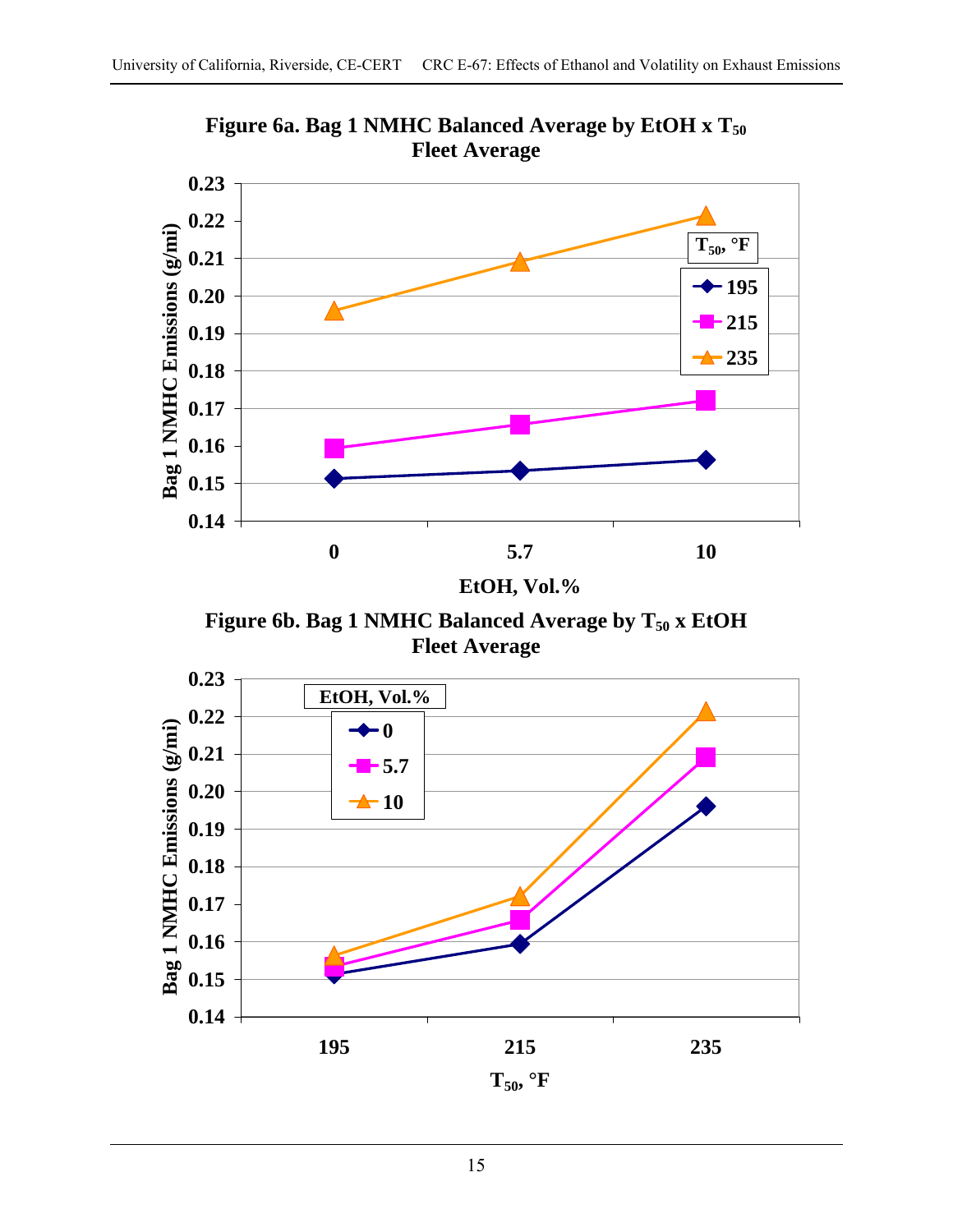**Figure 6a. Bag 1 NMHC Balanced Average by EtOH x $T_{50}$ Fleet Average**

**Figure 6b. Bag 1 NMHC Balanced Average by $T_{50}$ x EtOH Fleet Average**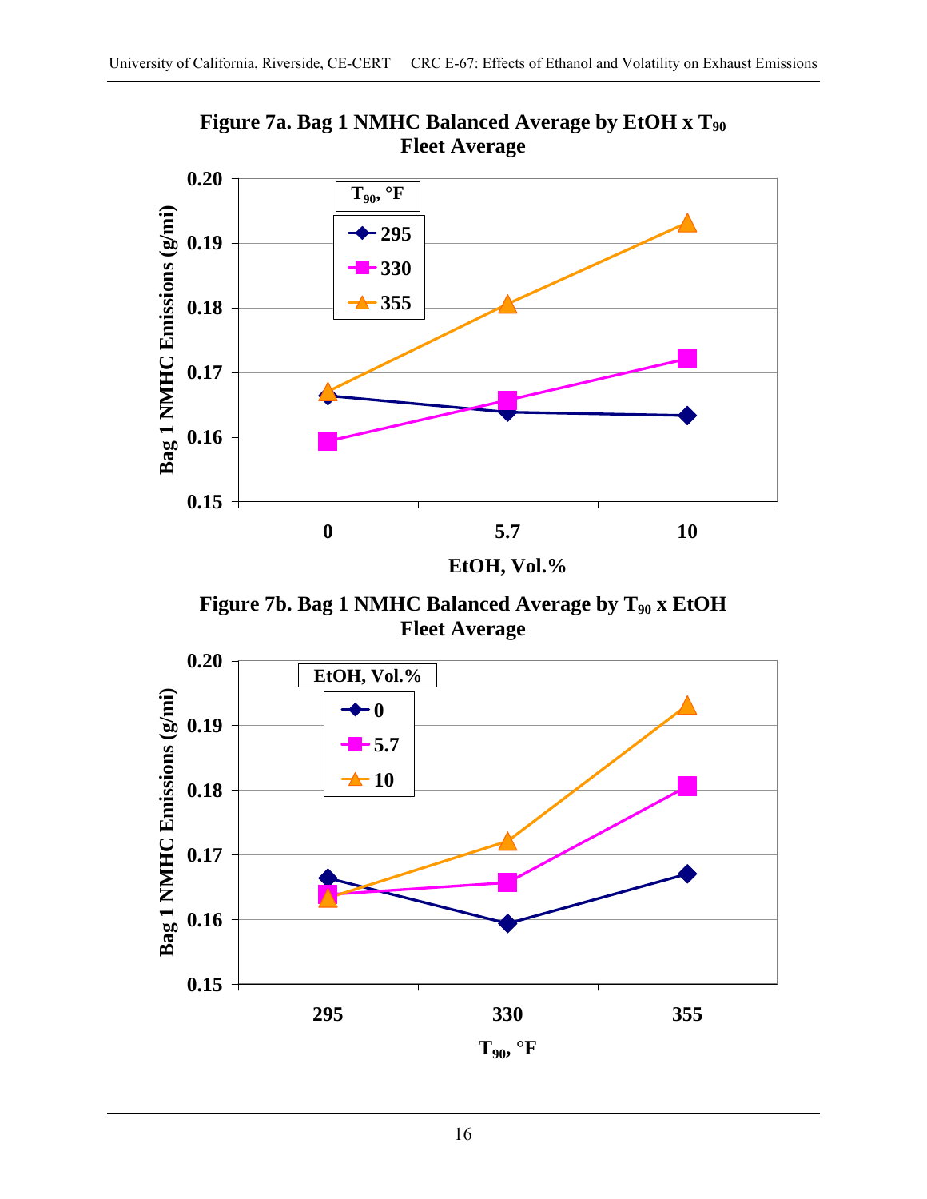**Figure 7a. Bag 1 NMHC Balanced Average by EtOH x $T_{90}$ Fleet Average**

**Figure 7b. Bag 1 NMHC Balanced Average by $T_{90}$ x EtOH Fleet Average**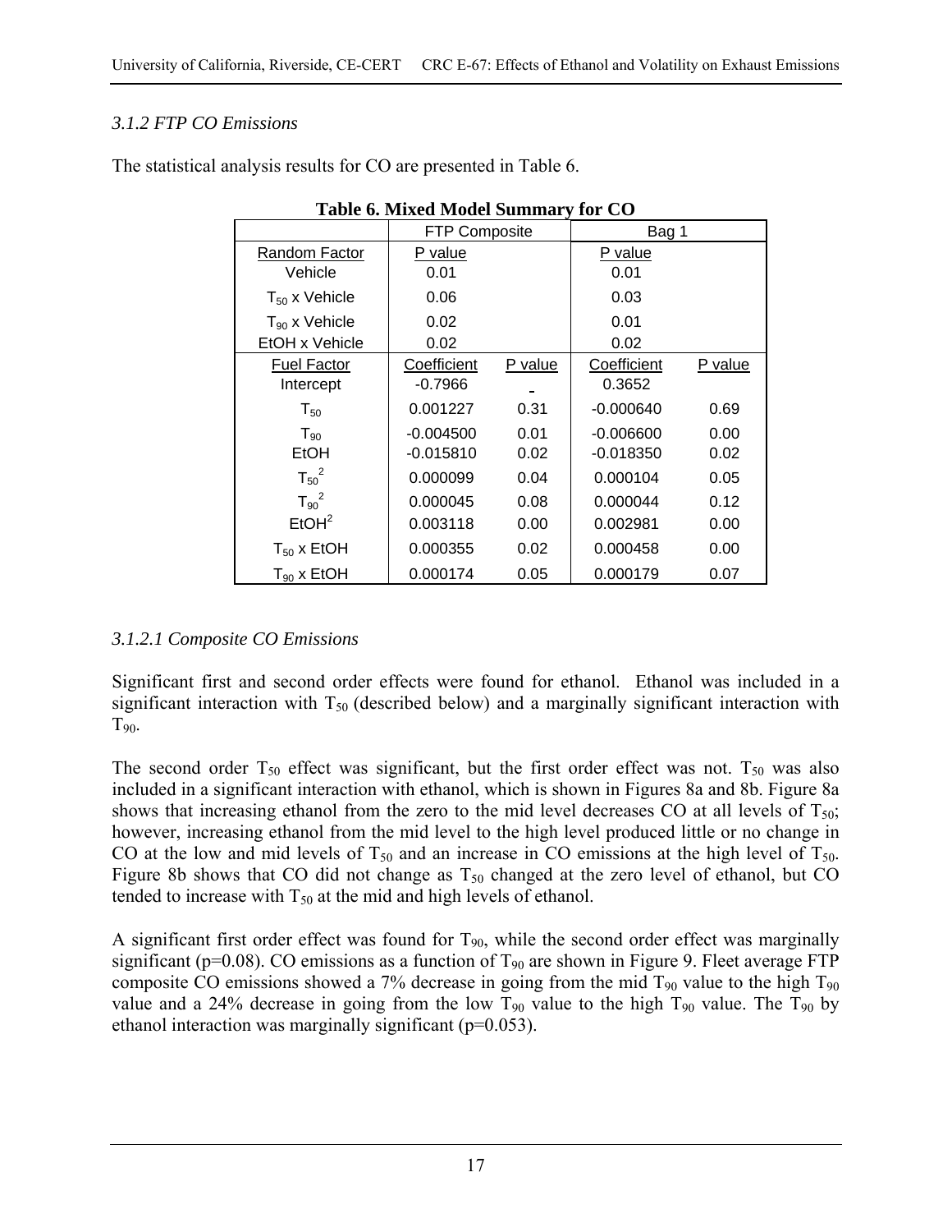### 3.1.2 FTP CO Emissions

The statistical analysis results for CO are presented in Table 6.

**Table 6. Mixed Model Summary for CO**

| | FTP Composite | | Bag 1 | |
|---|---|---|---|---|
| Random Factor | P value | | P value | |
| Vehicle | 0.01 | | 0.01 | |
| $T_{50}$ x Vehicle | 0.06 | | 0.03 | |
| $T_{90}$ x Vehicle | 0.02 | | 0.01 | |
| EtOH x Vehicle | 0.02 | | 0.02 | |
| Fuel Factor | Coefficient | P value | Coefficient | P value |
| Intercept | -0.7966 | - | 0.3652 | |
| $T_{50}$ | 0.001227 | 0.31 | -0.000640 | 0.69 |
| $T_{90}$ | -0.004500 | 0.01 | -0.006600 | 0.00 |
| EtOH | -0.015810 | 0.02 | -0.018350 | 0.02 |
| $T_{50}^2$ | 0.000099 | 0.04 | 0.000104 | 0.05 |
| $T_{90}^2$ | 0.000045 | 0.08 | 0.000044 | 0.12 |
| $EtOH^2$ | 0.003118 | 0.00 | 0.002981 | 0.00 |
| $T_{50}$ x EtOH | 0.000355 | 0.02 | 0.000458 | 0.00 |
| $T_{90}$ x EtOH | 0.000174 | 0.05 | 0.000179 | 0.07 |

#### 3.1.2.1 Composite CO Emissions

Significant first and second order effects were found for ethanol. Ethanol was included in a significant interaction with $T_{50}$ (described below) and a marginally significant interaction with $T_{90}$.

The second order $T_{50}$ effect was significant, but the first order effect was not. $T_{50}$ was also included in a significant interaction with ethanol, which is shown in Figures 8a and 8b. Figure 8a shows that increasing ethanol from the zero to the mid level decreases CO at all levels of $T_{50}$; however, increasing ethanol from the mid level to the high level produced little or no change in CO at the low and mid levels of $T_{50}$ and an increase in CO emissions at the high level of $T_{50}$. Figure 8b shows that CO did not change as $T_{50}$ changed at the zero level of ethanol, but CO tended to increase with $T_{50}$ at the mid and high levels of ethanol.

A significant first order effect was found for $T_{90}$, while the second order effect was marginally significant (p=0.08). CO emissions as a function of $T_{90}$ are shown in Figure 9. Fleet average FTP composite CO emissions showed a 7% decrease in going from the mid $T_{90}$ value to the high $T_{90}$ value and a 24% decrease in going from the low $T_{90}$ value to the high $T_{90}$ value. The $T_{90}$ by ethanol interaction was marginally significant (p=0.053).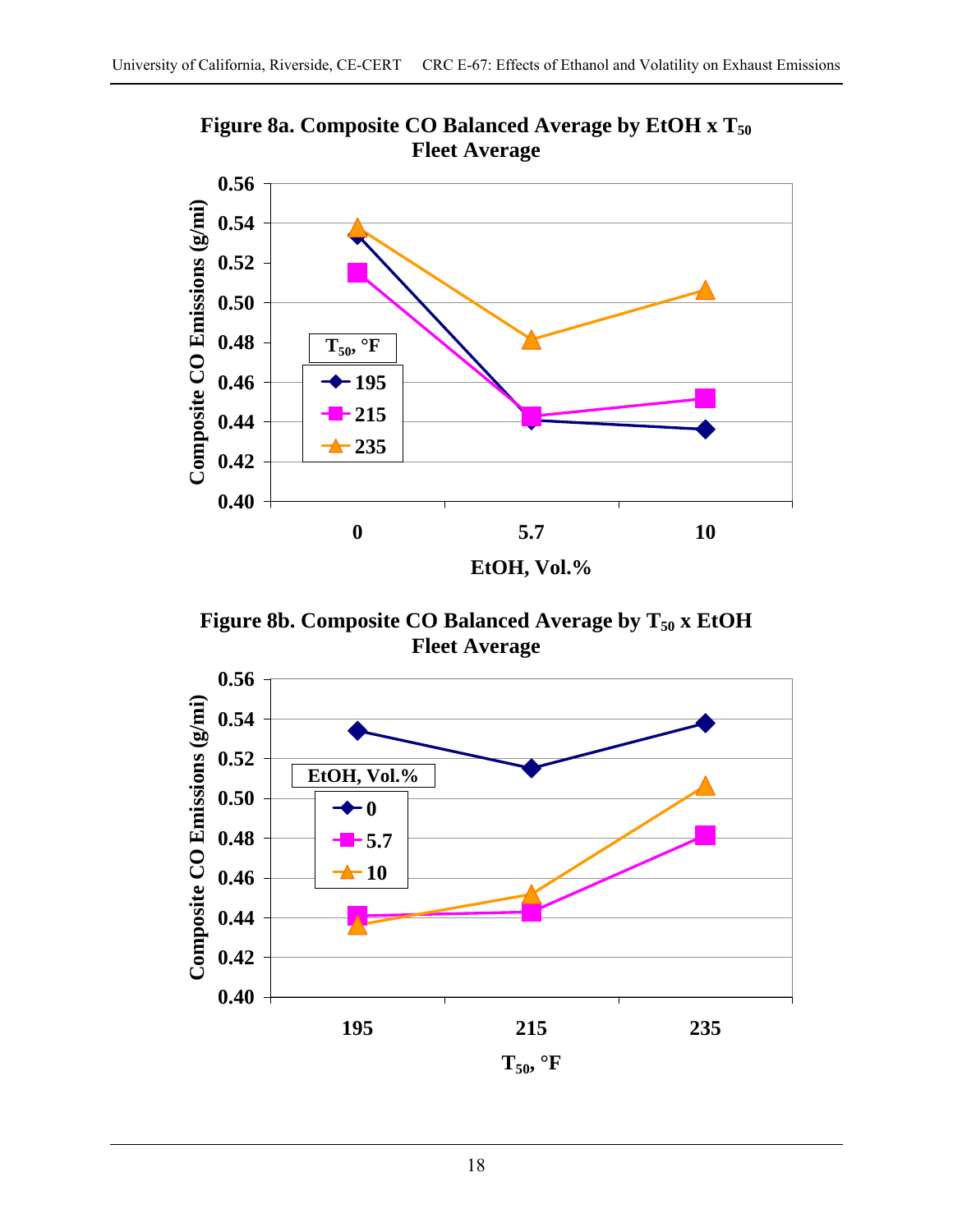**Figure 8a. Composite CO Balanced Average by EtOH x $T_{50}$ Fleet Average**

**Figure 8b. Composite CO Balanced Average by $T_{50}$ x EtOH Fleet Average**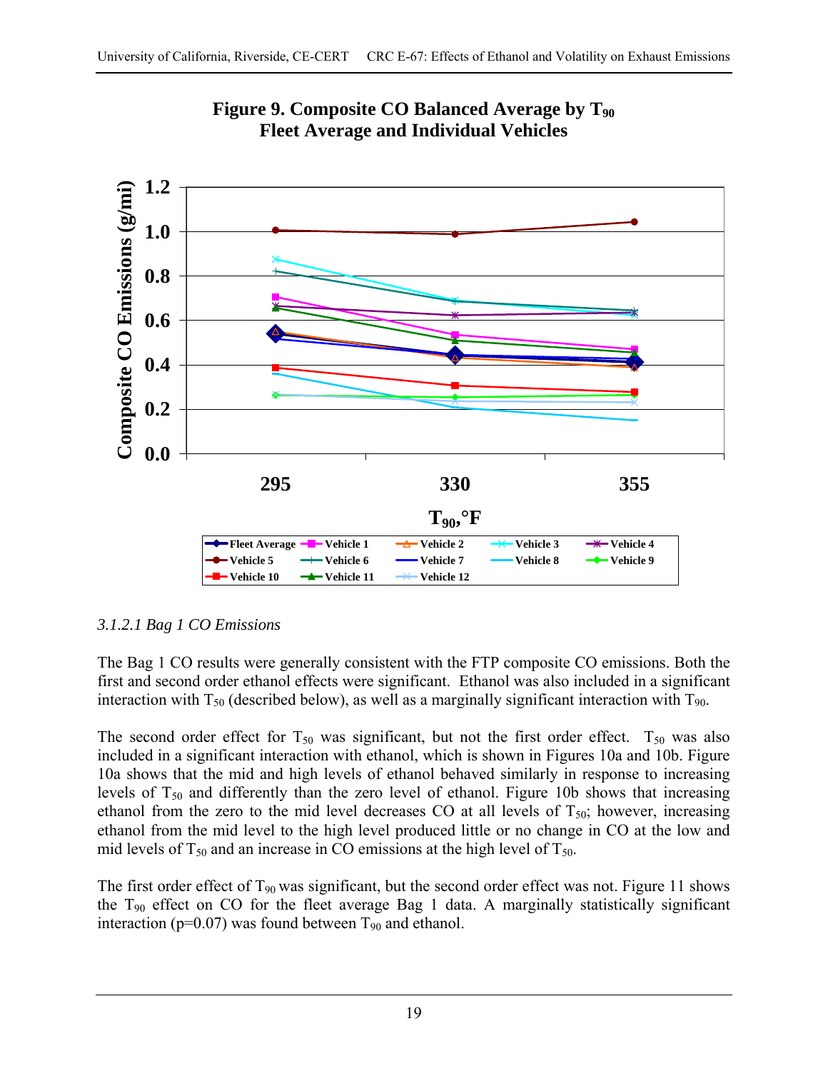**Figure 9. Composite CO Balanced Average by $T_{90}$**
**Fleet Average and Individual Vehicles**

### 3.1.2.1 Bag 1 CO Emissions

The Bag 1 CO results were generally consistent with the FTP composite CO emissions. Both the first and second order ethanol effects were significant. Ethanol was also included in a significant interaction with $T_{50}$ (described below), as well as a marginally significant interaction with $T_{90}$.

The second order effect for $T_{50}$ was significant, but not the first order effect. $T_{50}$ was also included in a significant interaction with ethanol, which is shown in Figures 10a and 10b. Figure 10a shows that the mid and high levels of ethanol behaved similarly in response to increasing levels of $T_{50}$ and differently than the zero level of ethanol. Figure 10b shows that increasing ethanol from the zero to the mid level decreases CO at all levels of $T_{50}$; however, increasing ethanol from the mid level to the high level produced little or no change in CO at the low and mid levels of $T_{50}$ and an increase in CO emissions at the high level of $T_{50}$.

The first order effect of $T_{90}$ was significant, but the second order effect was not. Figure 11 shows the $T_{90}$ effect on CO for the fleet average Bag 1 data. A marginally statistically significant interaction ($p=0.07$) was found between $T_{90}$ and ethanol.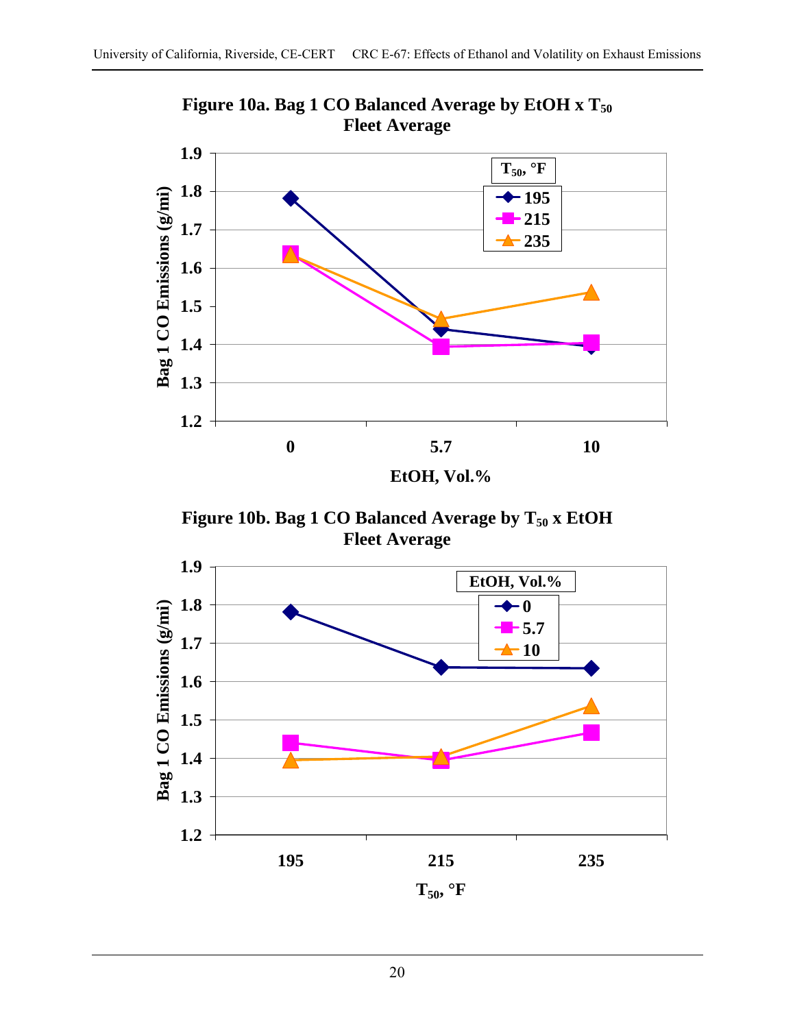**Figure 10a. Bag 1 CO Balanced Average by EtOH x $T_{50}$**
**Fleet Average**

**Figure 10b. Bag 1 CO Balanced Average by $T_{50}$ x EtOH**
**Fleet Average**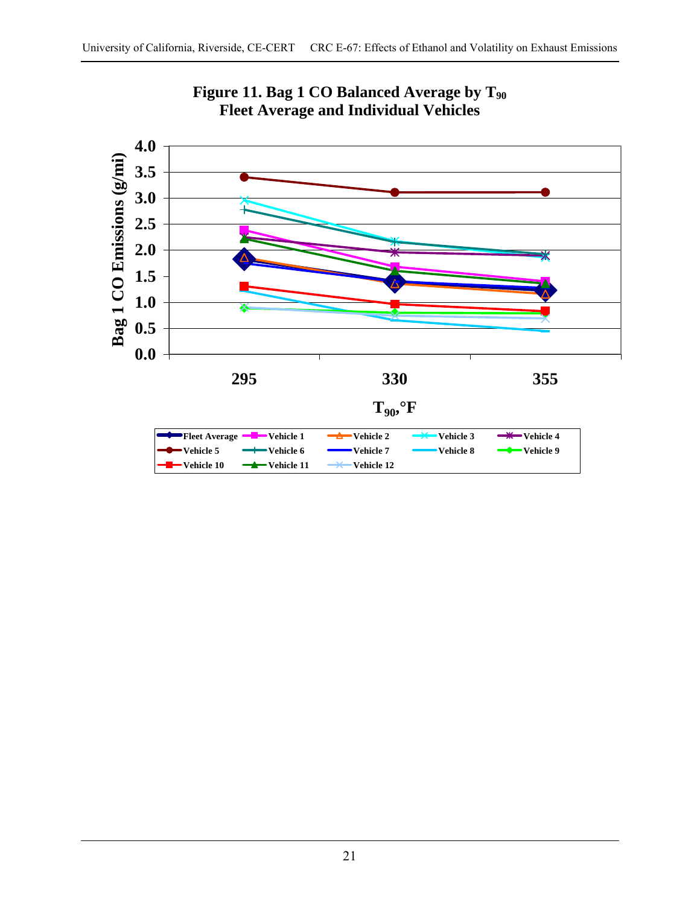**Figure 11. Bag 1 CO Balanced Average by $T_{90}$ Fleet Average and Individual Vehicles**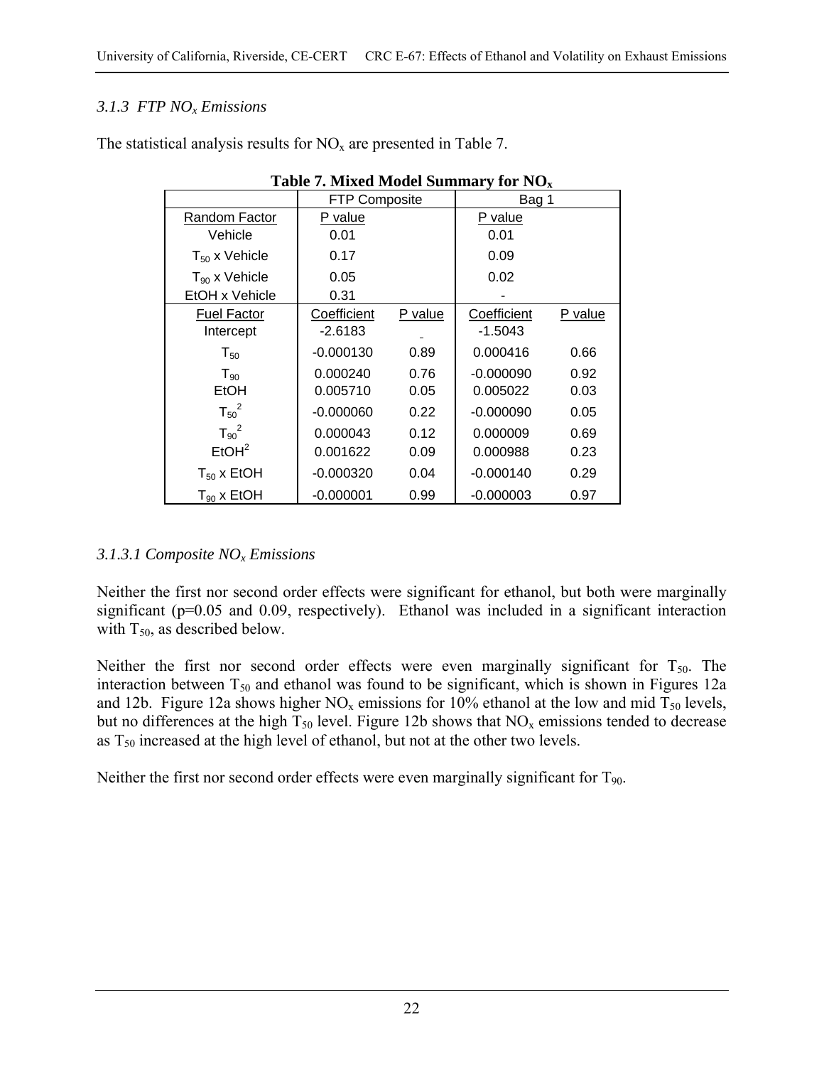### 3.1.3 FTP $NO_x$ Emissions

The statistical analysis results for $NO_x$ are presented in Table 7.

**Table 7. Mixed Model Summary for $NO_x$**

| | FTP Composite | | Bag 1 | |
|---|---|---|---|---|
| Random Factor | P value | | P value | |
| Vehicle | 0.01 | | 0.01 | |
| $T_{50}$ x Vehicle | 0.17 | | 0.09 | |
| $T_{90}$ x Vehicle | 0.05 | | 0.02 | |
| EtOH x Vehicle | 0.31 | | - | |
| Fuel Factor | Coefficient | P value | Coefficient | P value |
| Intercept | -2.6183 | - | -1.5043 | |
| $T_{50}$ | -0.000130 | 0.89 | 0.000416 | 0.66 |
| $T_{90}$ | 0.000240 | 0.76 | -0.000090 | 0.92 |
| EtOH | 0.005710 | 0.05 | 0.005022 | 0.03 |
| $T_{50}^2$ | -0.000060 | 0.22 | -0.000090 | 0.05 |
| $T_{90}^2$ | 0.000043 | 0.12 | 0.000009 | 0.69 |
| $EtOH^2$ | 0.001622 | 0.09 | 0.000988 | 0.23 |
| $T_{50}$ x EtOH | -0.000320 | 0.04 | -0.000140 | 0.29 |
| $T_{90}$ x EtOH | -0.000001 | 0.99 | -0.000003 | 0.97 |

#### 3.1.3.1 Composite $NO_x$ Emissions

Neither the first nor second order effects were significant for ethanol, but both were marginally significant ($p=0.05$ and 0.09, respectively). Ethanol was included in a significant interaction with $T_{50}$, as described below.

Neither the first nor second order effects were even marginally significant for $T_{50}$. The interaction between $T_{50}$ and ethanol was found to be significant, which is shown in Figures 12a and 12b. Figure 12a shows higher $NO_x$ emissions for 10% ethanol at the low and mid $T_{50}$ levels, but no differences at the high $T_{50}$ level. Figure 12b shows that $NO_x$ emissions tended to decrease as $T_{50}$ increased at the high level of ethanol, but not at the other two levels.

Neither the first nor second order effects were even marginally significant for $T_{90}$.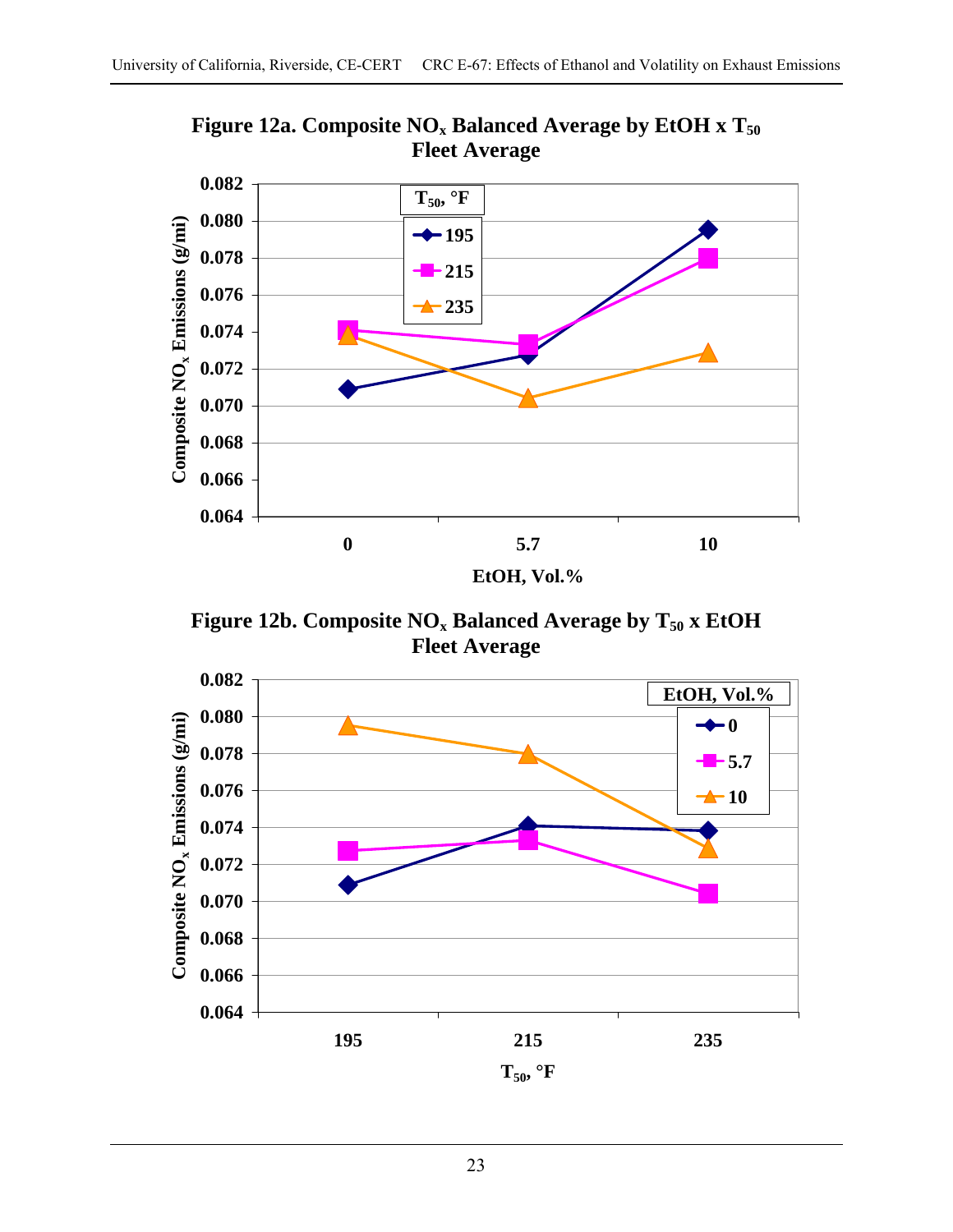**Figure 12a. Composite $NO_x$ Balanced Average by EtOH x $T_{50}$**
**Fleet Average**

**Figure 12b. Composite $NO_x$ Balanced Average by $T_{50}$ x EtOH**
**Fleet Average**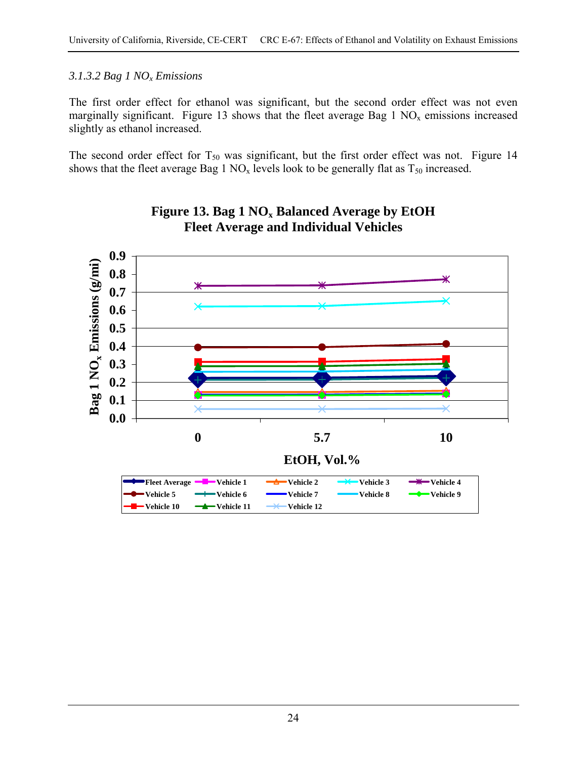### 3.1.3.2 Bag 1 $NO_x$ Emissions

The first order effect for ethanol was significant, but the second order effect was not even marginally significant. Figure 13 shows that the fleet average Bag 1 $NO_x$ emissions increased slightly as ethanol increased.

The second order effect for $T_{50}$ was significant, but the first order effect was not. Figure 14 shows that the fleet average Bag 1 $NO_x$ levels look to be generally flat as $T_{50}$ increased.

**Figure 13. Bag 1 $NO_x$ Balanced Average by EtOH Fleet Average and Individual Vehicles**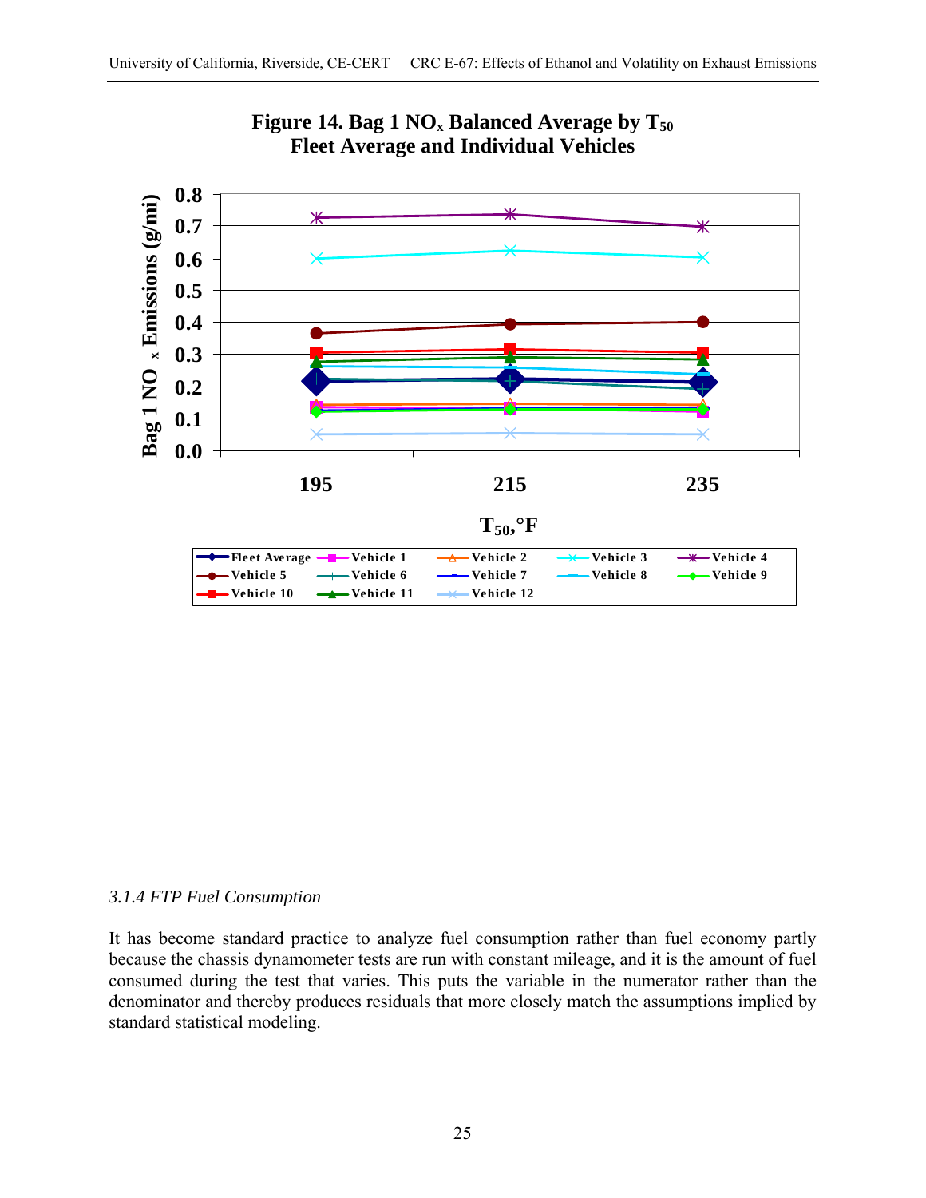**Figure 14. Bag 1 $NO_x$ Balanced Average by $T_{50}$**
**Fleet Average and Individual Vehicles**

### 3.1.4 FTP Fuel Consumption

It has become standard practice to analyze fuel consumption rather than fuel economy partly because the chassis dynamometer tests are run with constant mileage, and it is the amount of fuel consumed during the test that varies. This puts the variable in the numerator rather than the denominator and thereby produces residuals that more closely match the assumptions implied by standard statistical modeling.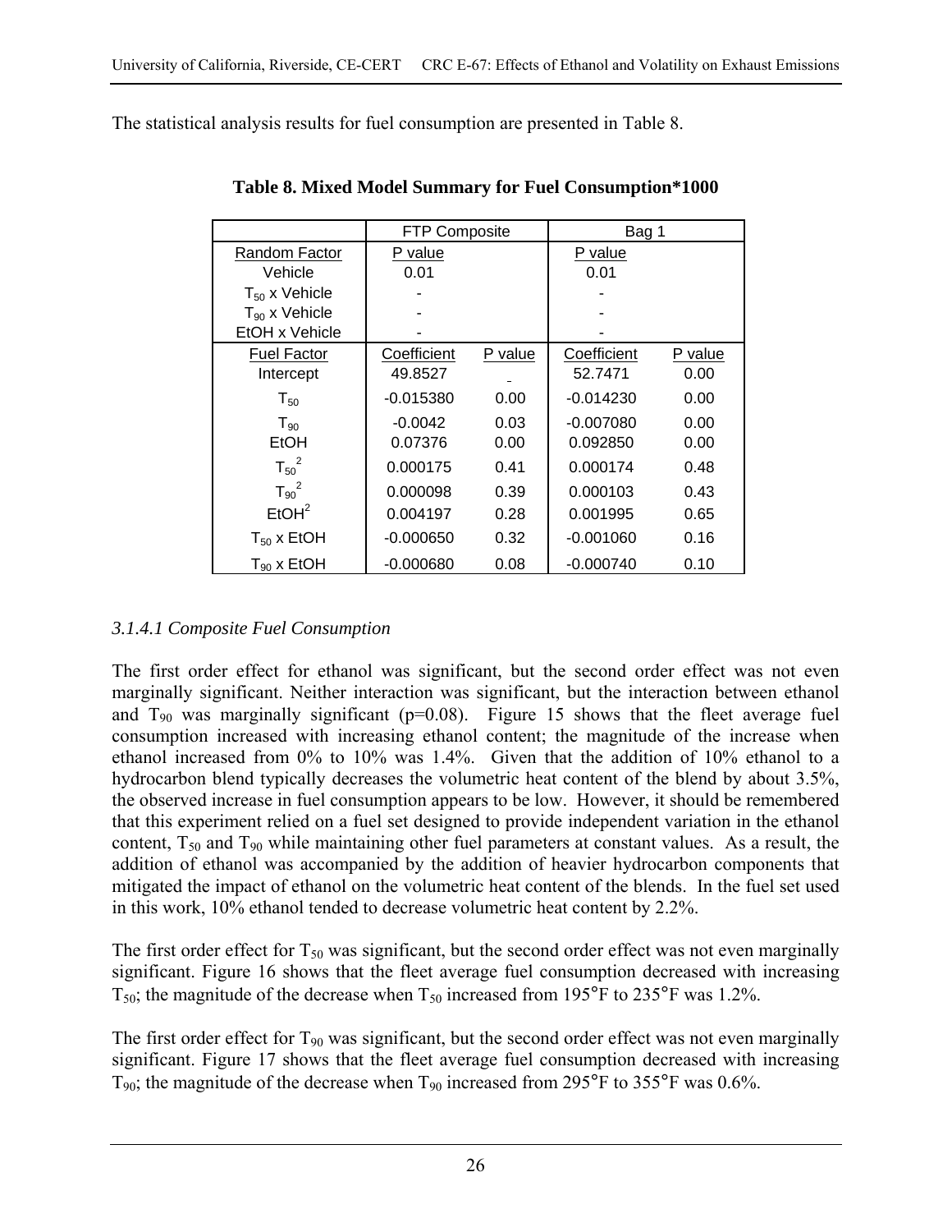The statistical analysis results for fuel consumption are presented in Table 8.

**Table 8. Mixed Model Summary for Fuel Consumption*1000**

| | FTP Composite | | Bag 1 | |
|---|---|---|---|---|
| Random Factor | P value | | P value | |
| Vehicle | 0.01 | | 0.01 | |
| $T_{50}$ x Vehicle | - | | - | |
| $T_{90}$ x Vehicle | - | | - | |
| EtOH x Vehicle | - | | - | |
| Fuel Factor | Coefficient | P value | Coefficient | P value |
| Intercept | 49.8527 | - | 52.7471 | 0.00 |
| $T_{50}$ | -0.015380 | 0.00 | -0.014230 | 0.00 |
| $T_{90}$ | -0.0042 | 0.03 | -0.007080 | 0.00 |
| EtOH | 0.07376 | 0.00 | 0.092850 | 0.00 |
| $T_{50}^2$ | 0.000175 | 0.41 | 0.000174 | 0.48 |
| $T_{90}^2$ | 0.000098 | 0.39 | 0.000103 | 0.43 |
| $EtOH^2$ | 0.004197 | 0.28 | 0.001995 | 0.65 |
| $T_{50}$ x EtOH | -0.000650 | 0.32 | -0.001060 | 0.16 |
| $T_{90}$ x EtOH | -0.000680 | 0.08 | -0.000740 | 0.10 |

### *3.1.4.1 Composite Fuel Consumption*

The first order effect for ethanol was significant, but the second order effect was not even marginally significant. Neither interaction was significant, but the interaction between ethanol and $T_{90}$ was marginally significant (p=0.08). Figure 15 shows that the fleet average fuel consumption increased with increasing ethanol content; the magnitude of the increase when ethanol increased from 0% to 10% was 1.4%. Given that the addition of 10% ethanol to a hydrocarbon blend typically decreases the volumetric heat content of the blend by about 3.5%, the observed increase in fuel consumption appears to be low. However, it should be remembered that this experiment relied on a fuel set designed to provide independent variation in the ethanol content, $T_{50}$ and $T_{90}$ while maintaining other fuel parameters at constant values. As a result, the addition of ethanol was accompanied by the addition of heavier hydrocarbon components that mitigated the impact of ethanol on the volumetric heat content of the blends. In the fuel set used in this work, 10% ethanol tended to decrease volumetric heat content by 2.2%.

The first order effect for $T_{50}$ was significant, but the second order effect was not even marginally significant. Figure 16 shows that the fleet average fuel consumption decreased with increasing $T_{50}$; the magnitude of the decrease when $T_{50}$ increased from 195°F to 235°F was 1.2%.

The first order effect for $T_{90}$ was significant, but the second order effect was not even marginally significant. Figure 17 shows that the fleet average fuel consumption decreased with increasing $T_{90}$; the magnitude of the decrease when $T_{90}$ increased from 295°F to 355°F was 0.6%.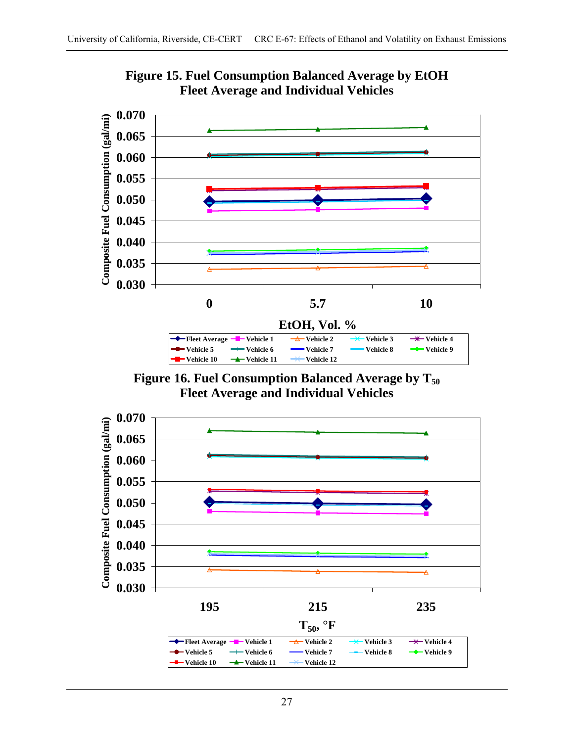**Figure 15. Fuel Consumption Balanced Average by EtOH Fleet Average and Individual Vehicles**

**Figure 16. Fuel Consumption Balanced Average by $T_{50}$ Fleet Average and Individual Vehicles**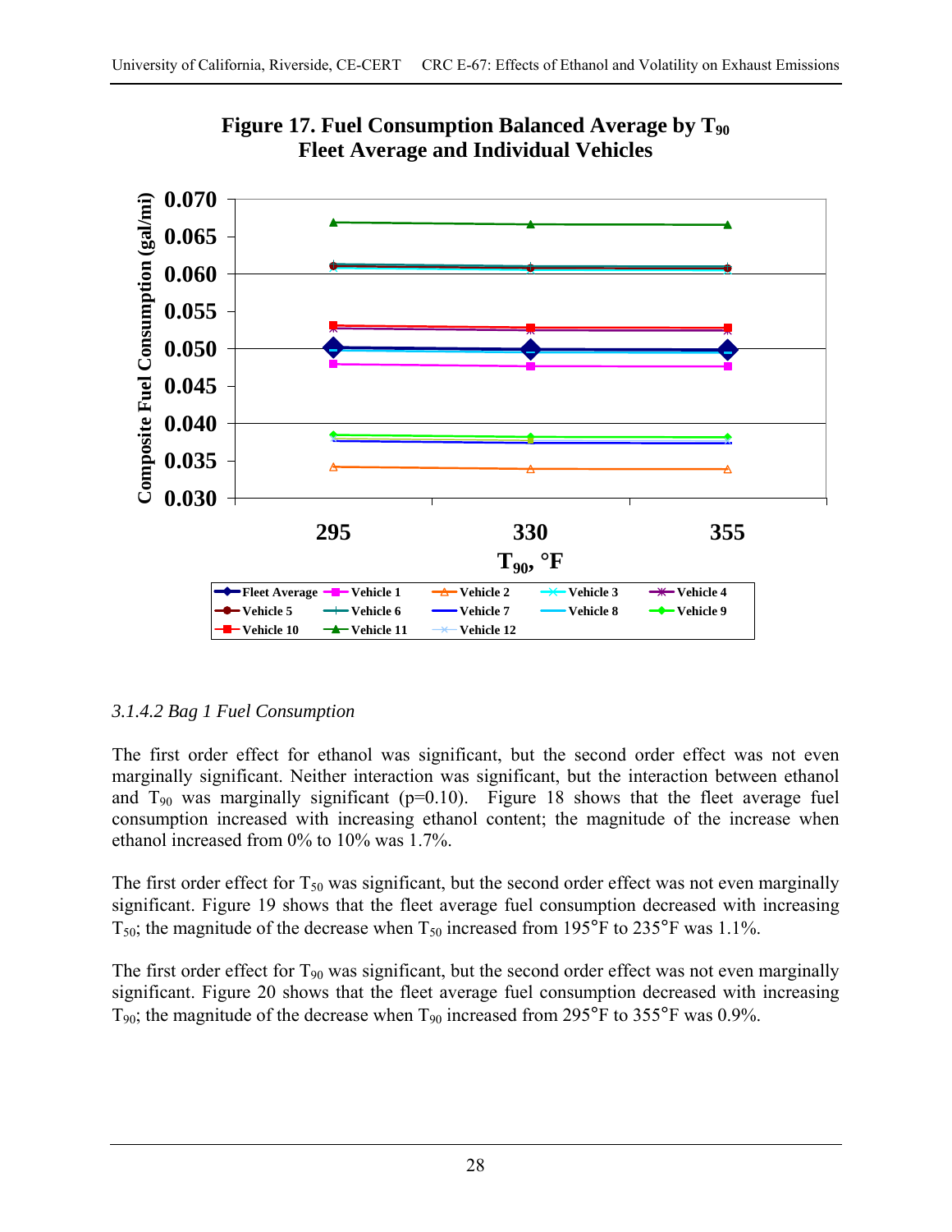**Figure 17. Fuel Consumption Balanced Average by $T_{90}$**
**Fleet Average and Individual Vehicles**

### *3.1.4.2 Bag 1 Fuel Consumption*

The first order effect for ethanol was significant, but the second order effect was not even marginally significant. Neither interaction was significant, but the interaction between ethanol and $T_{90}$ was marginally significant ($p=0.10$). Figure 18 shows that the fleet average fuel consumption increased with increasing ethanol content; the magnitude of the increase when ethanol increased from 0% to 10% was 1.7%.

The first order effect for $T_{50}$ was significant, but the second order effect was not even marginally significant. Figure 19 shows that the fleet average fuel consumption decreased with increasing $T_{50}$; the magnitude of the decrease when $T_{50}$ increased from 195°F to 235°F was 1.1%.

The first order effect for $T_{90}$ was significant, but the second order effect was not even marginally significant. Figure 20 shows that the fleet average fuel consumption decreased with increasing $T_{90}$; the magnitude of the decrease when $T_{90}$ increased from 295°F to 355°F was 0.9%.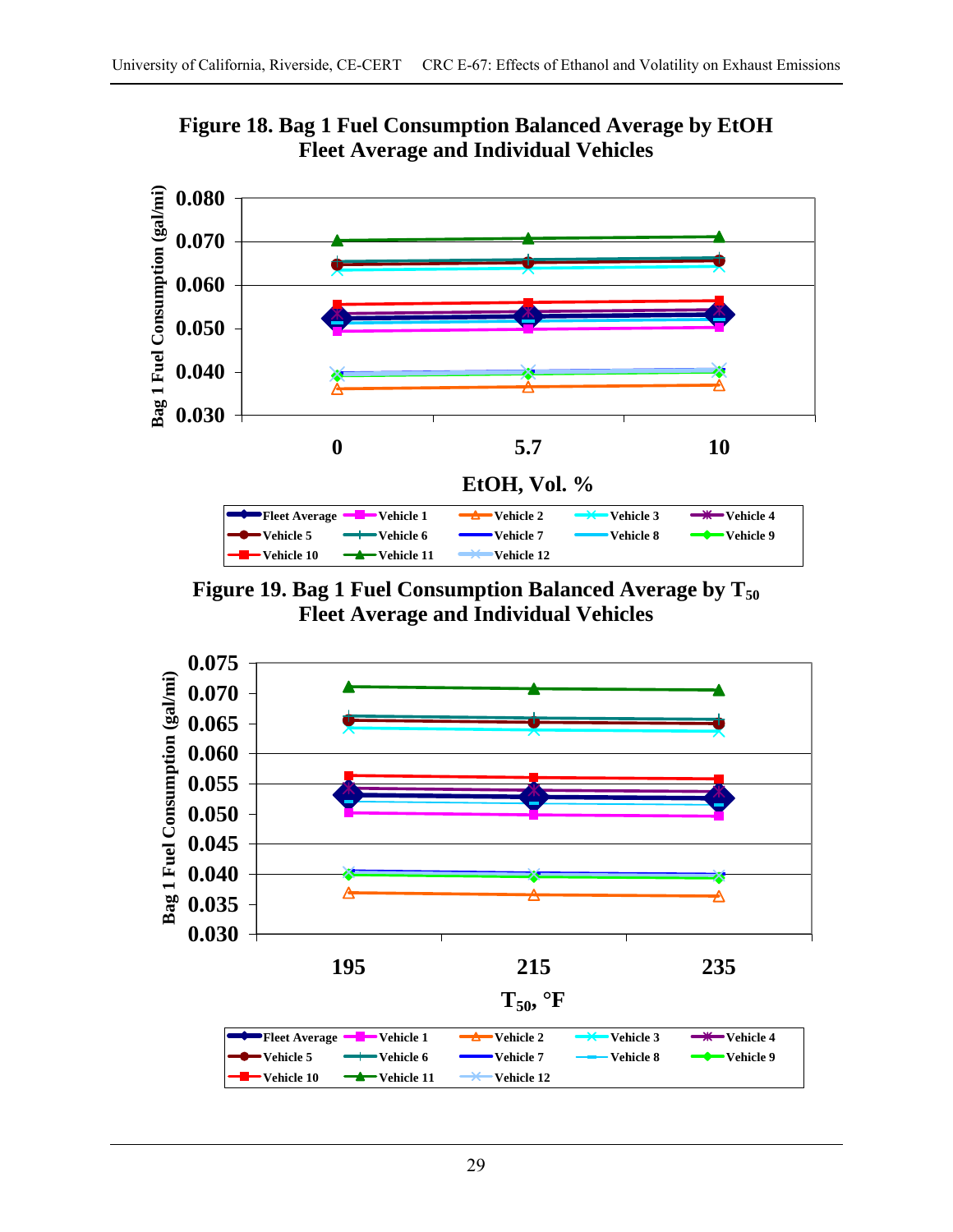**Figure 18. Bag 1 Fuel Consumption Balanced Average by EtOH Fleet Average and Individual Vehicles**

**Figure 19. Bag 1 Fuel Consumption Balanced Average by $T_{50}$ Fleet Average and Individual Vehicles**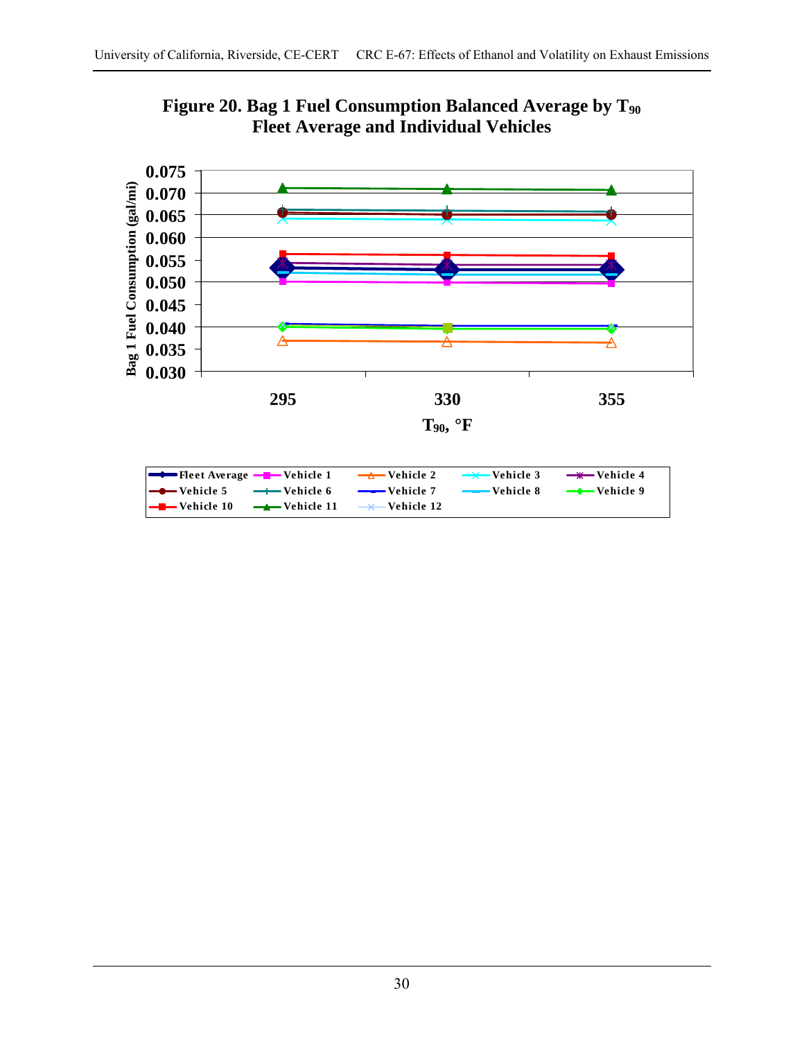# Figure 20. Bag 1 Fuel Consumption Balanced Average by $T_{90}$ Fleet Average and Individual Vehicles

Bag 1 Fuel Consumption (gal/mi)

0.075
0.070
0.065
0.060
0.055
0.050
0.045
0.040
0.035
0.030

295 330 355

$T_{90}$, °F

Fleet Average, Vehicle 1, Vehicle 2, Vehicle 3, Vehicle 4, Vehicle 5, Vehicle 6, Vehicle 7, Vehicle 8, Vehicle 9, Vehicle 10, Vehicle 11, Vehicle 12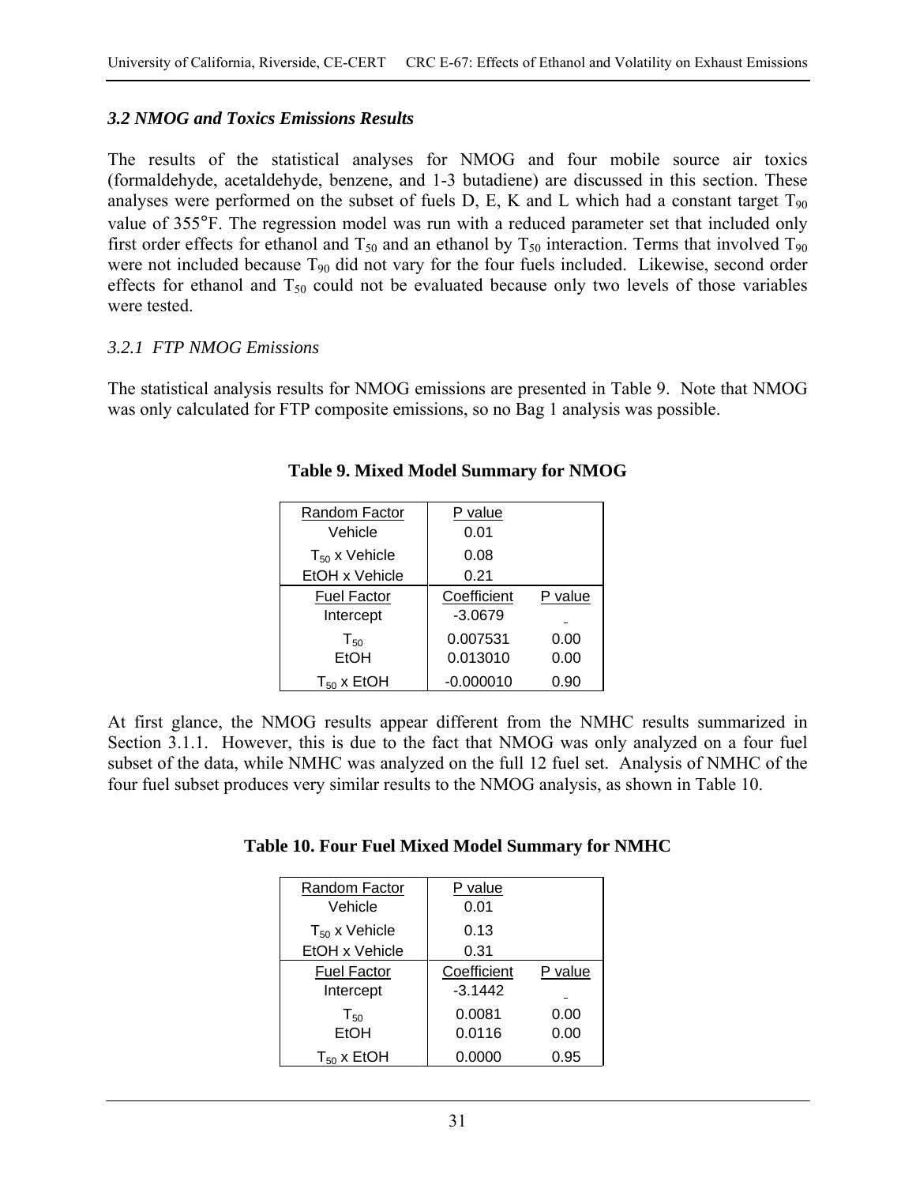### *3.2 NMOG and Toxics Emissions Results*

The results of the statistical analyses for NMOG and four mobile source air toxics (formaldehyde, acetaldehyde, benzene, and 1-3 butadiene) are discussed in this section. These analyses were performed on the subset of fuels D, E, K and L which had a constant target $T_{90}$ value of 355°F. The regression model was run with a reduced parameter set that included only first order effects for ethanol and $T_{50}$ and an ethanol by $T_{50}$ interaction. Terms that involved $T_{90}$ were not included because $T_{90}$ did not vary for the four fuels included. Likewise, second order effects for ethanol and $T_{50}$ could not be evaluated because only two levels of those variables were tested.

#### *3.2.1 FTP NMOG Emissions*

The statistical analysis results for NMOG emissions are presented in Table 9. Note that NMOG was only calculated for FTP composite emissions, so no Bag 1 analysis was possible.

**Table 9. Mixed Model Summary for NMOG**

| Random Factor | P value | |
|---|---|---|
| Vehicle | 0.01 | |
| $T_{50}$ x Vehicle | 0.08 | |
| EtOH x Vehicle | 0.21 | |
| **Fuel Factor** | **Coefficient** | **P value** |
| Intercept | -3.0679 | - |
| $T_{50}$ | 0.007531 | 0.00 |
| EtOH | 0.013010 | 0.00 |
| $T_{50}$ x EtOH | -0.000010 | 0.90 |

At first glance, the NMOG results appear different from the NMHC results summarized in Section 3.1.1. However, this is due to the fact that NMOG was only analyzed on a four fuel subset of the data, while NMHC was analyzed on the full 12 fuel set. Analysis of NMHC of the four fuel subset produces very similar results to the NMOG analysis, as shown in Table 10.

**Table 10. Four Fuel Mixed Model Summary for NMHC**

| Random Factor | P value | |
|---|---|---|
| Vehicle | 0.01 | |
| $T_{50}$ x Vehicle | 0.13 | |
| EtOH x Vehicle | 0.31 | |
| **Fuel Factor** | **Coefficient** | **P value** |
| Intercept | -3.1442 | - |
| $T_{50}$ | 0.0081 | 0.00 |
| EtOH | 0.0116 | 0.00 |
| $T_{50}$ x EtOH | 0.0000 | 0.95 |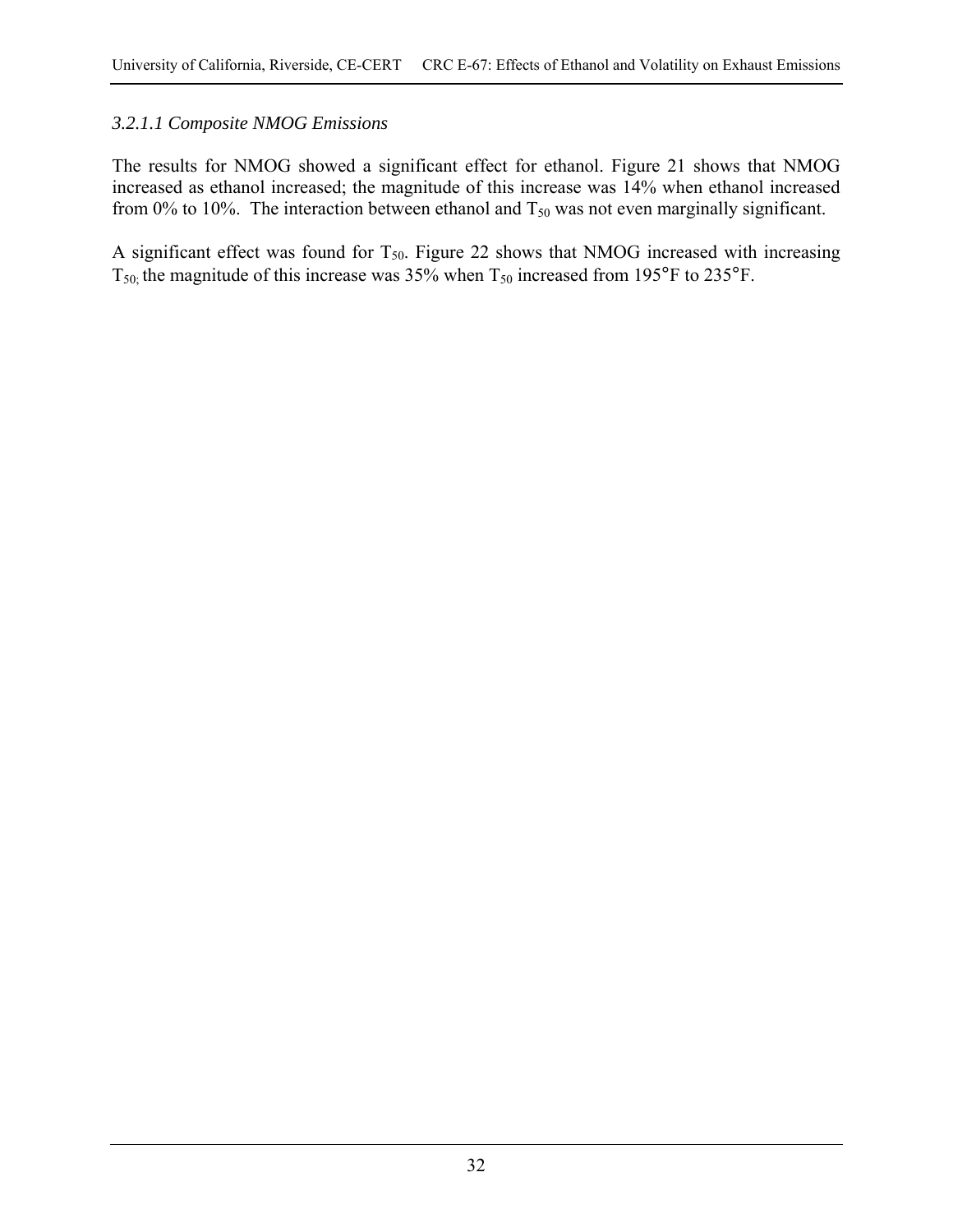*3.2.1.1 Composite NMOG Emissions*

The results for NMOG showed a significant effect for ethanol. Figure 21 shows that NMOG increased as ethanol increased; the magnitude of this increase was 14% when ethanol increased from 0% to 10%. The interaction between ethanol and $T_{50}$ was not even marginally significant.

A significant effect was found for $T_{50}$. Figure 22 shows that NMOG increased with increasing $T_{50;}$ the magnitude of this increase was 35% when $T_{50}$ increased from 195°F to 235°F.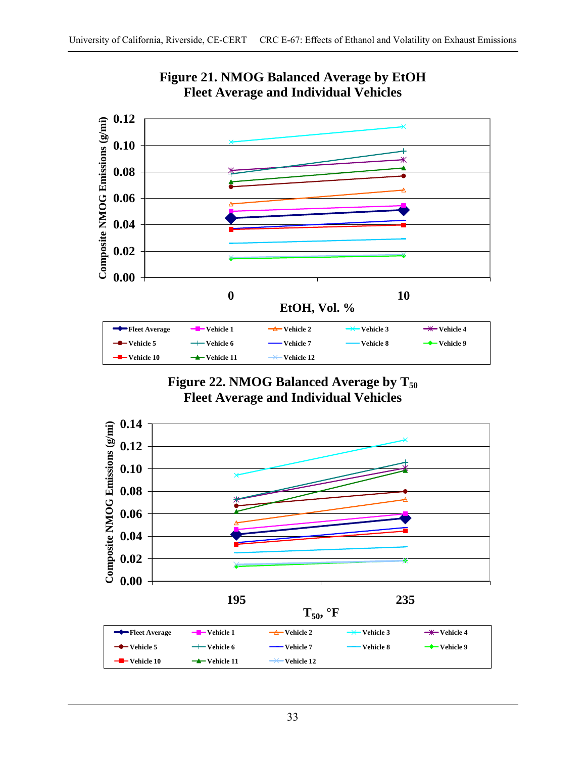**Figure 21. NMOG Balanced Average by EtOH**
**Fleet Average and Individual Vehicles**

**Figure 22. NMOG Balanced Average by $T_{50}$**
**Fleet Average and Individual Vehicles**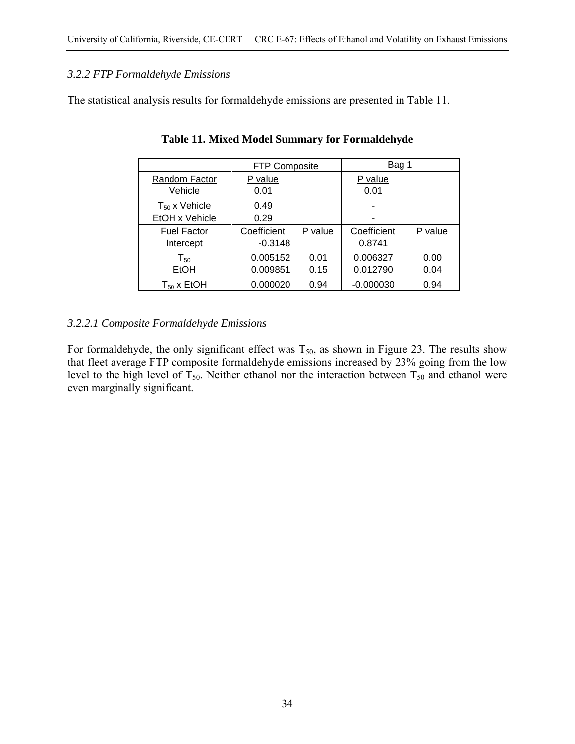### *3.2.2 FTP Formaldehyde Emissions*

The statistical analysis results for formaldehyde emissions are presented in Table 11.

**Table 11. Mixed Model Summary for Formaldehyde**

| | FTP Composite | | Bag 1 | |
|---|---|---|---|---|
| Random Factor | P value | | P value | |
| Vehicle | 0.01 | | 0.01 | |
| $T_{50}$ x Vehicle | 0.49 | | - | |
| EtOH x Vehicle | 0.29 | | - | |
| Fuel Factor | Coefficient | P value | Coefficient | P value |
| Intercept | -0.3148 | - | 0.8741 | - |
| $T_{50}$ | 0.005152 | 0.01 | 0.006327 | 0.00 |
| EtOH | 0.009851 | 0.15 | 0.012790 | 0.04 |
| $T_{50}$ x EtOH | 0.000020 | 0.94 | -0.000030 | 0.94 |

#### *3.2.2.1 Composite Formaldehyde Emissions*

For formaldehyde, the only significant effect was $T_{50}$, as shown in Figure 23. The results show that fleet average FTP composite formaldehyde emissions increased by 23% going from the low level to the high level of $T_{50}$. Neither ethanol nor the interaction between $T_{50}$ and ethanol were even marginally significant.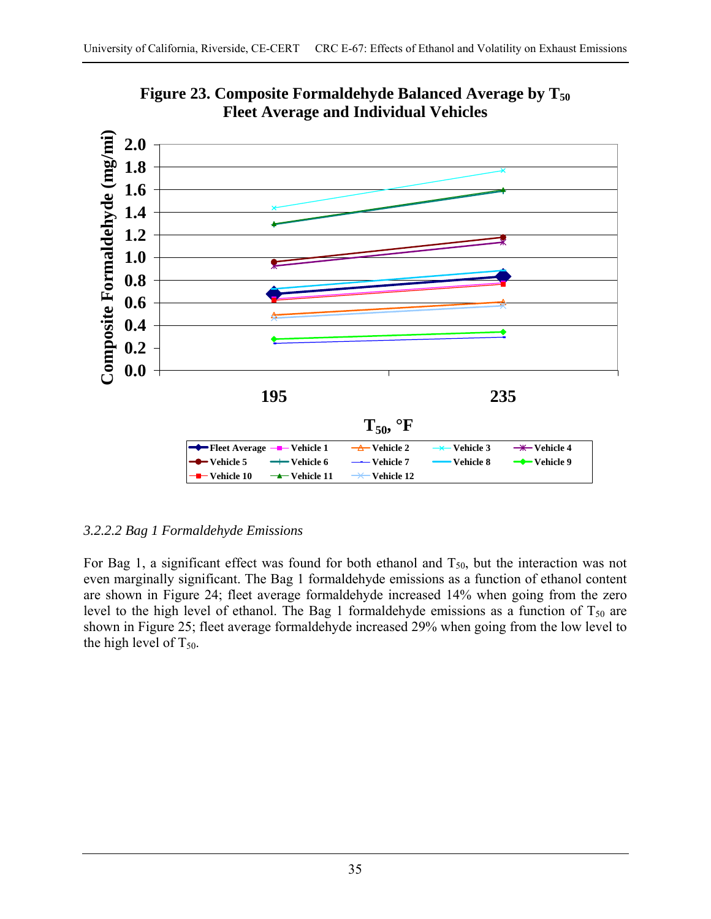**Figure 23. Composite Formaldehyde Balanced Average by $T_{50}$ Fleet Average and Individual Vehicles**

*3.2.2.2 Bag 1 Formaldehyde Emissions*

For Bag 1, a significant effect was found for both ethanol and $T_{50}$, but the interaction was not even marginally significant. The Bag 1 formaldehyde emissions as a function of ethanol content are shown in Figure 24; fleet average formaldehyde increased 14% when going from the zero level to the high level of ethanol. The Bag 1 formaldehyde emissions as a function of $T_{50}$ are shown in Figure 25; fleet average formaldehyde increased 29% when going from the low level to the high level of $T_{50}$.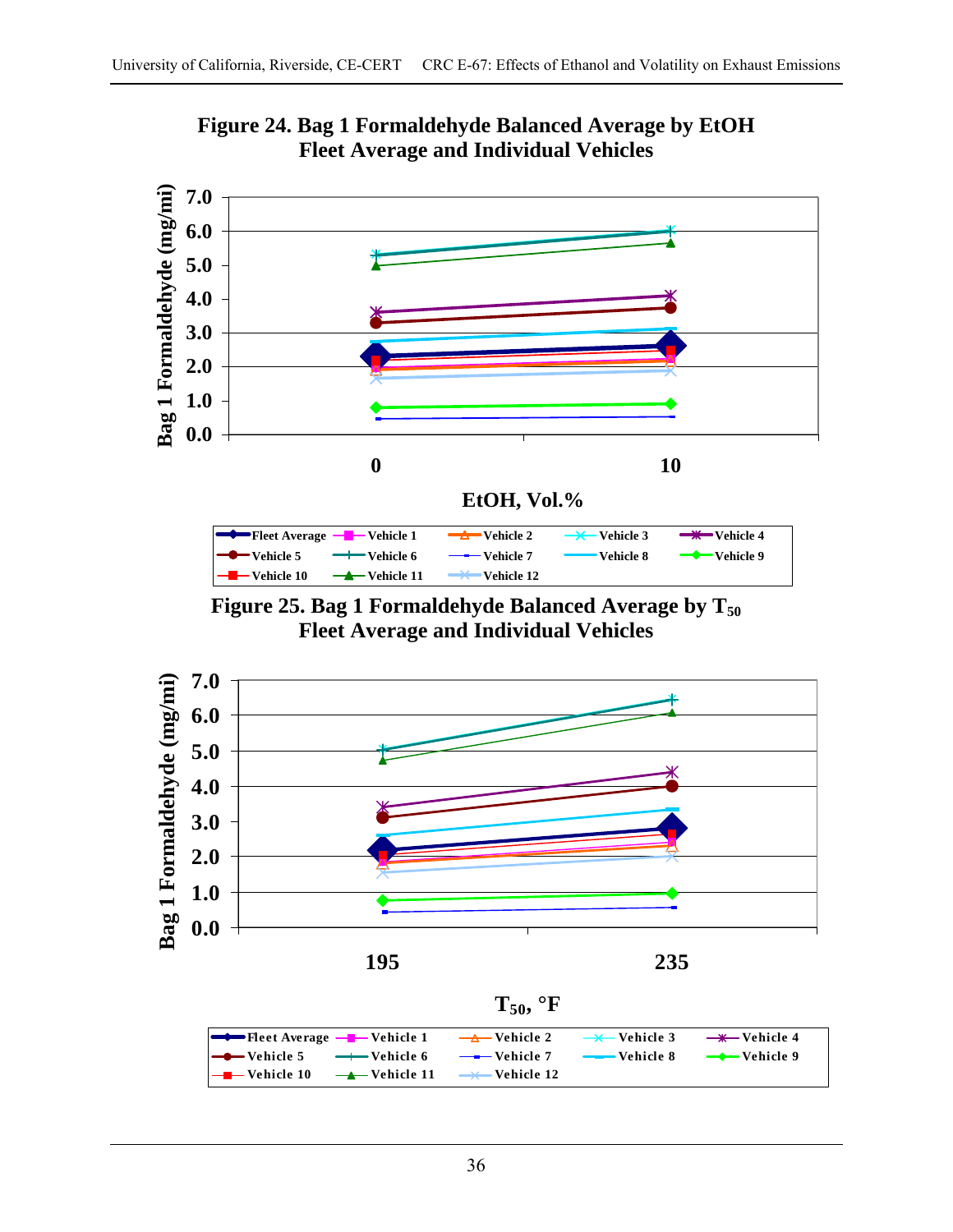**Figure 24. Bag 1 Formaldehyde Balanced Average by EtOH Fleet Average and Individual Vehicles**

**Figure 25. Bag 1 Formaldehyde Balanced Average by $T_{50}$ Fleet Average and Individual Vehicles**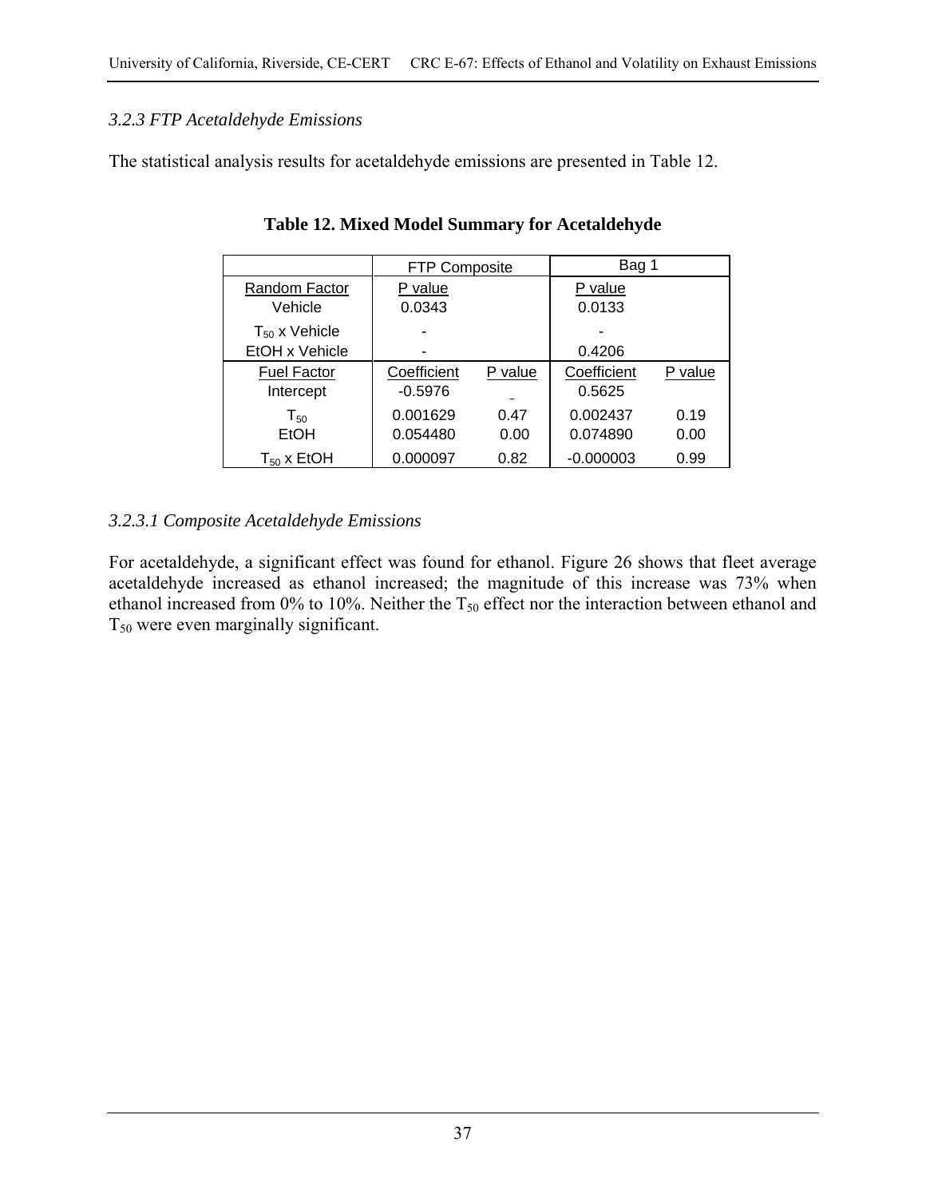### *3.2.3 FTP Acetaldehyde Emissions*

The statistical analysis results for acetaldehyde emissions are presented in Table 12.

**Table 12. Mixed Model Summary for Acetaldehyde**

| | FTP Composite | | Bag 1 | |
|---|---|---|---|---|
| Random Factor | P value | | P value | |
| Vehicle | 0.0343 | | 0.0133 | |
| $T_{50}$ x Vehicle | - | | - | |
| EtOH x Vehicle | - | | 0.4206 | |
| Fuel Factor | Coefficient | P value | Coefficient | P value |
| Intercept | -0.5976 | - | 0.5625 | |
| $T_{50}$ | 0.001629 | 0.47 | 0.002437 | 0.19 |
| EtOH | 0.054480 | 0.00 | 0.074890 | 0.00 |
| $T_{50}$ x EtOH | 0.000097 | 0.82 | -0.000003 | 0.99 |

#### *3.2.3.1 Composite Acetaldehyde Emissions*

For acetaldehyde, a significant effect was found for ethanol. Figure 26 shows that fleet average acetaldehyde increased as ethanol increased; the magnitude of this increase was 73% when ethanol increased from 0% to 10%. Neither the $T_{50}$ effect nor the interaction between ethanol and $T_{50}$ were even marginally significant.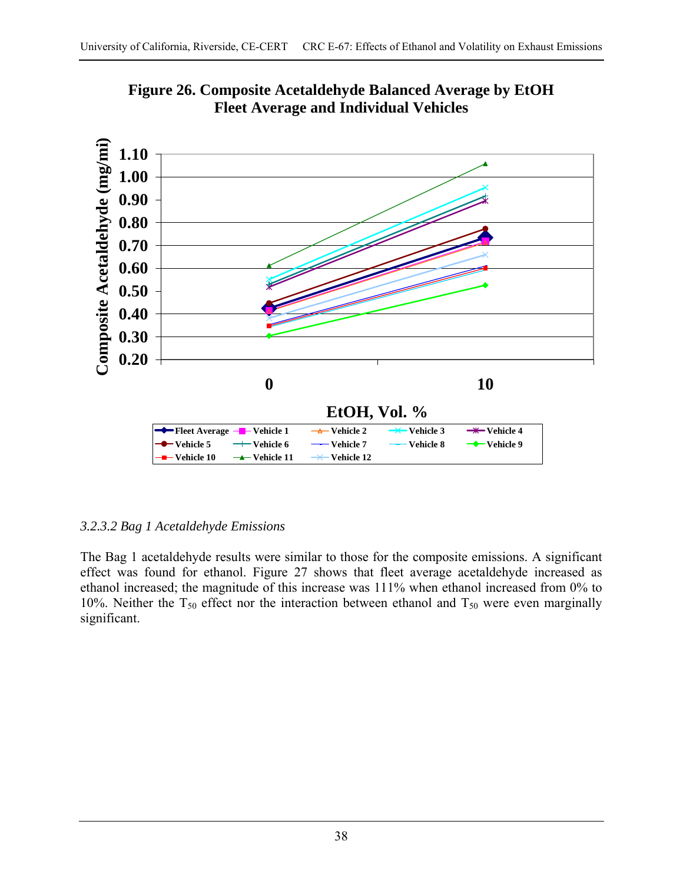**Figure 26. Composite Acetaldehyde Balanced Average by EtOH Fleet Average and Individual Vehicles**

### 3.2.3.2 Bag 1 Acetaldehyde Emissions

The Bag 1 acetaldehyde results were similar to those for the composite emissions. A significant effect was found for ethanol. Figure 27 shows that fleet average acetaldehyde increased as ethanol increased; the magnitude of this increase was 111% when ethanol increased from 0% to 10%. Neither the $T_{50}$ effect nor the interaction between ethanol and $T_{50}$ were even marginally significant.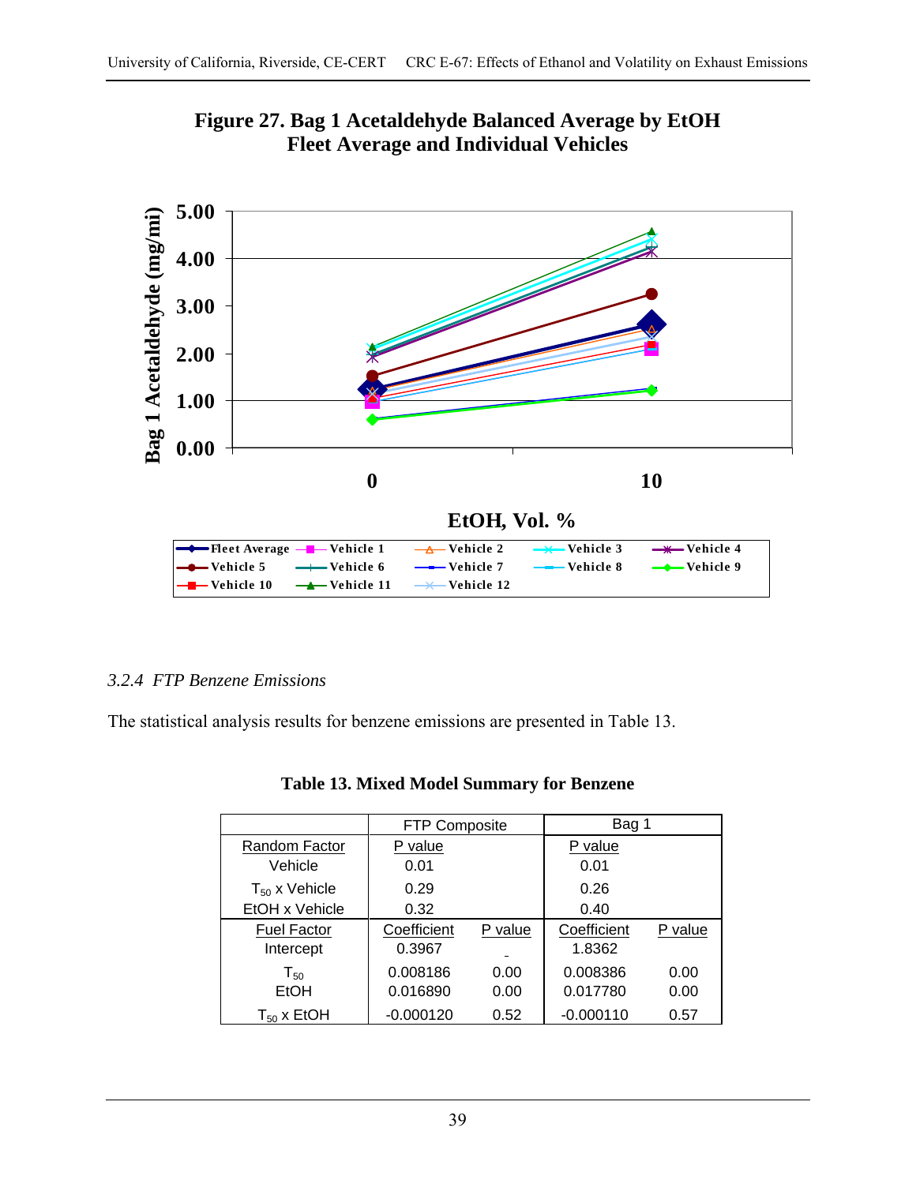**Figure 27. Bag 1 Acetaldehyde Balanced Average by EtOH**
**Fleet Average and Individual Vehicles**

### *3.2.4 FTP Benzene Emissions*

The statistical analysis results for benzene emissions are presented in Table 13.

**Table 13. Mixed Model Summary for Benzene**

| | FTP Composite | | Bag 1 | |
|---|---|---|---|---|
| Random Factor | P value | | P value | |
| Vehicle | 0.01 | | 0.01 | |
| $T_{50}$ x Vehicle | 0.29 | | 0.26 | |
| EtOH x Vehicle | 0.32 | | 0.40 | |
| Fuel Factor | Coefficient | P value | Coefficient | P value |
| Intercept | 0.3967 | - | 1.8362 | |
| $T_{50}$ | 0.008186 | 0.00 | 0.008386 | 0.00 |
| EtOH | 0.016890 | 0.00 | 0.017780 | 0.00 |
| $T_{50}$ x EtOH | -0.000120 | 0.52 | -0.000110 | 0.57 |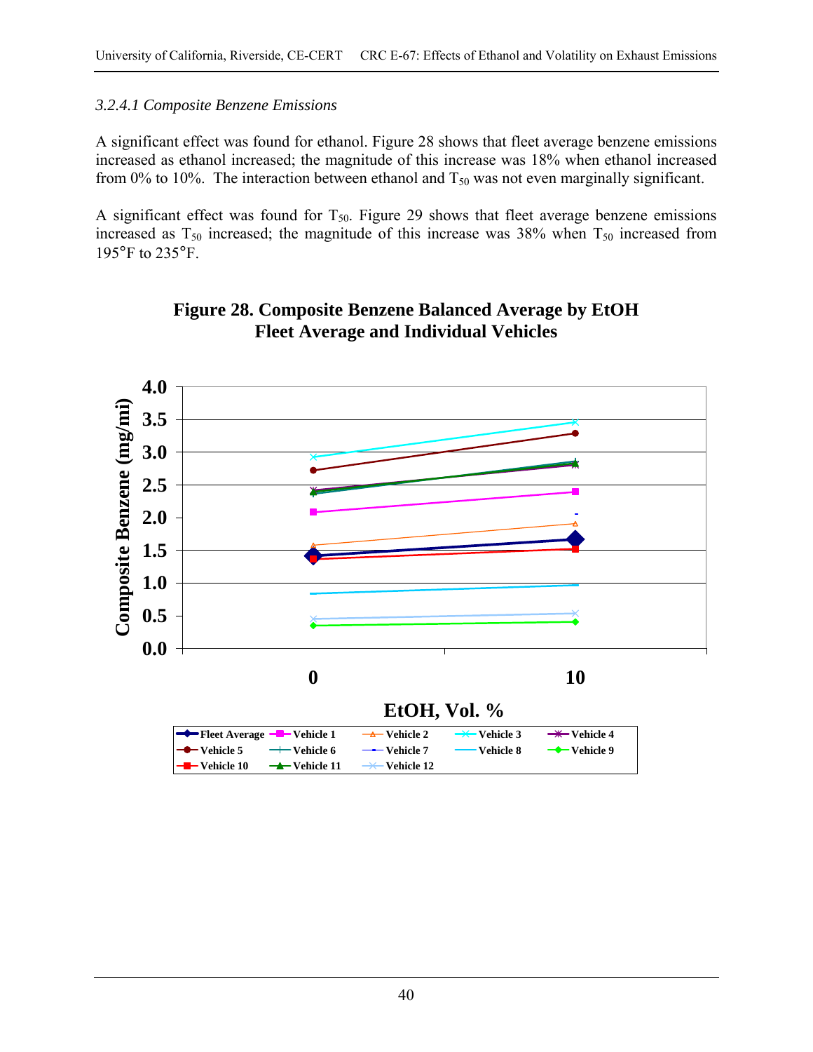*3.2.4.1 Composite Benzene Emissions*

A significant effect was found for ethanol. Figure 28 shows that fleet average benzene emissions increased as ethanol increased; the magnitude of this increase was 18% when ethanol increased from 0% to 10%. The interaction between ethanol and $T_{50}$ was not even marginally significant.

A significant effect was found for $T_{50}$. Figure 29 shows that fleet average benzene emissions increased as $T_{50}$ increased; the magnitude of this increase was 38% when $T_{50}$ increased from 195°F to 235°F.

**Figure 28. Composite Benzene Balanced Average by EtOH Fleet Average and Individual Vehicles**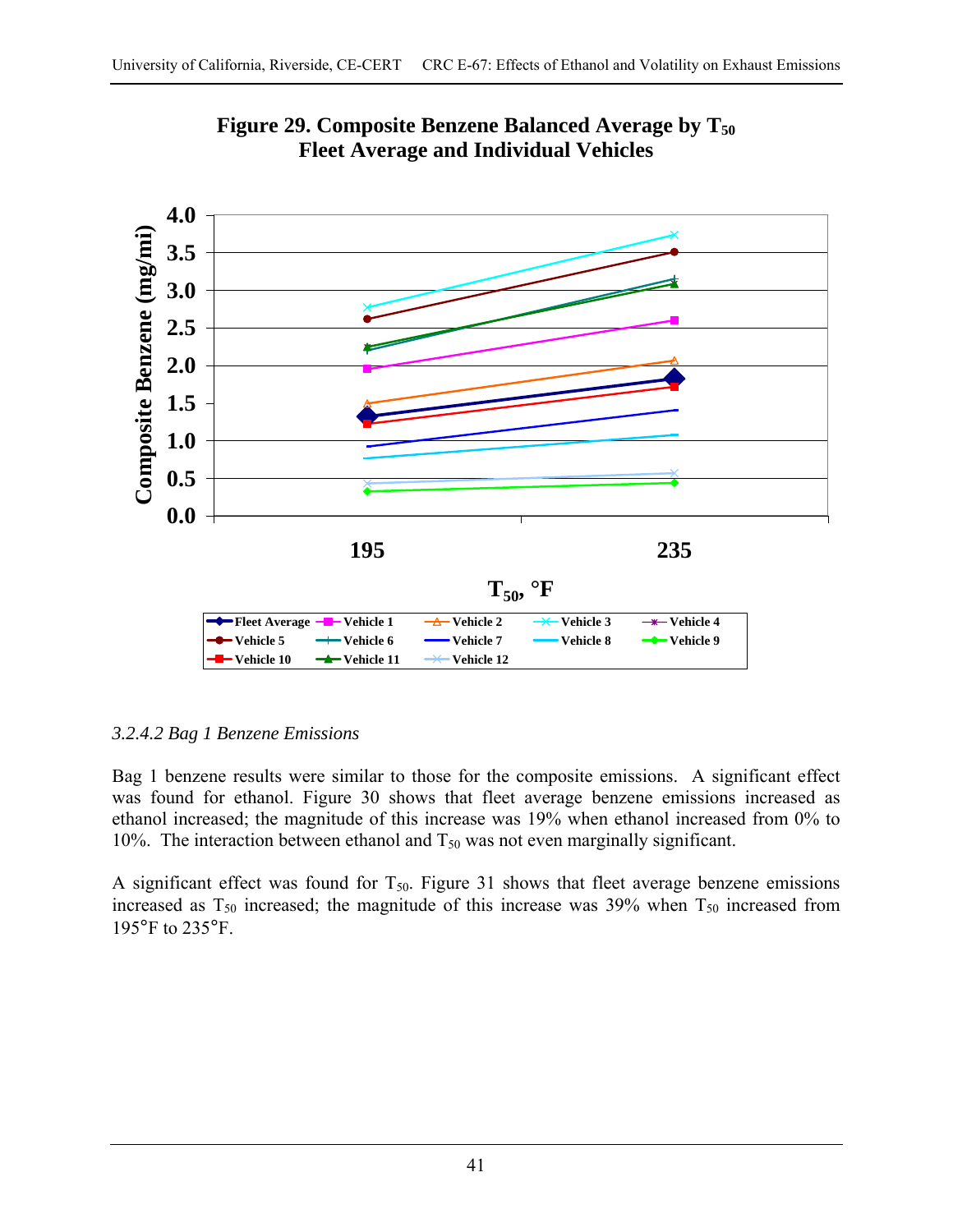**Figure 29. Composite Benzene Balanced Average by $T_{50}$ Fleet Average and Individual Vehicles**

### 3.2.4.2 Bag 1 Benzene Emissions

Bag 1 benzene results were similar to those for the composite emissions. A significant effect was found for ethanol. Figure 30 shows that fleet average benzene emissions increased as ethanol increased; the magnitude of this increase was 19% when ethanol increased from 0% to 10%. The interaction between ethanol and $T_{50}$ was not even marginally significant.

A significant effect was found for $T_{50}$. Figure 31 shows that fleet average benzene emissions increased as $T_{50}$ increased; the magnitude of this increase was 39% when $T_{50}$ increased from 195°F to 235°F.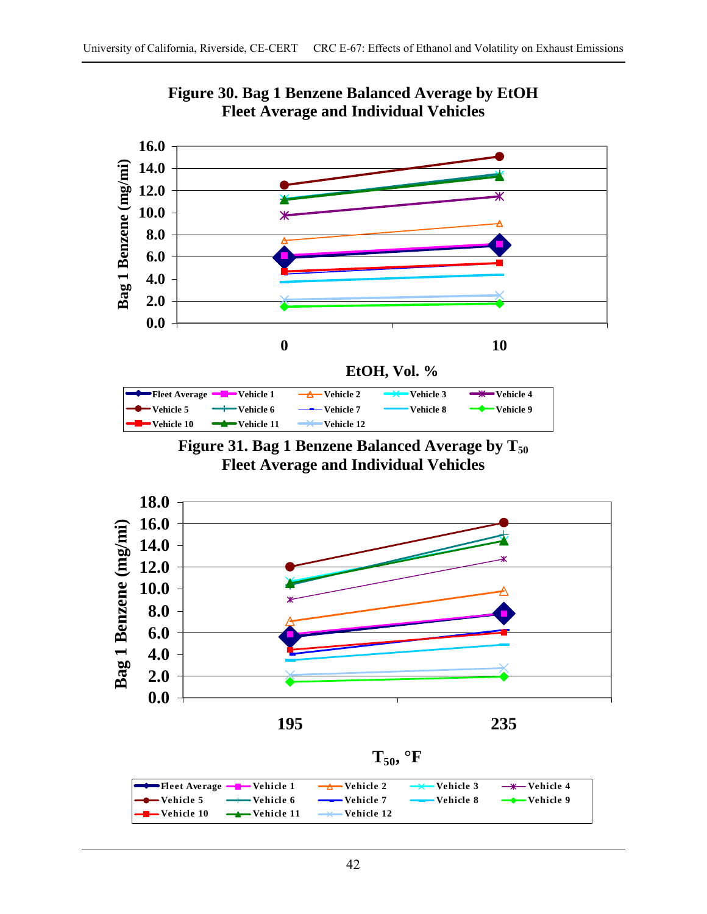**Figure 30. Bag 1 Benzene Balanced Average by EtOH**
**Fleet Average and Individual Vehicles**

**Figure 31. Bag 1 Benzene Balanced Average by $T_{50}$**
**Fleet Average and Individual Vehicles**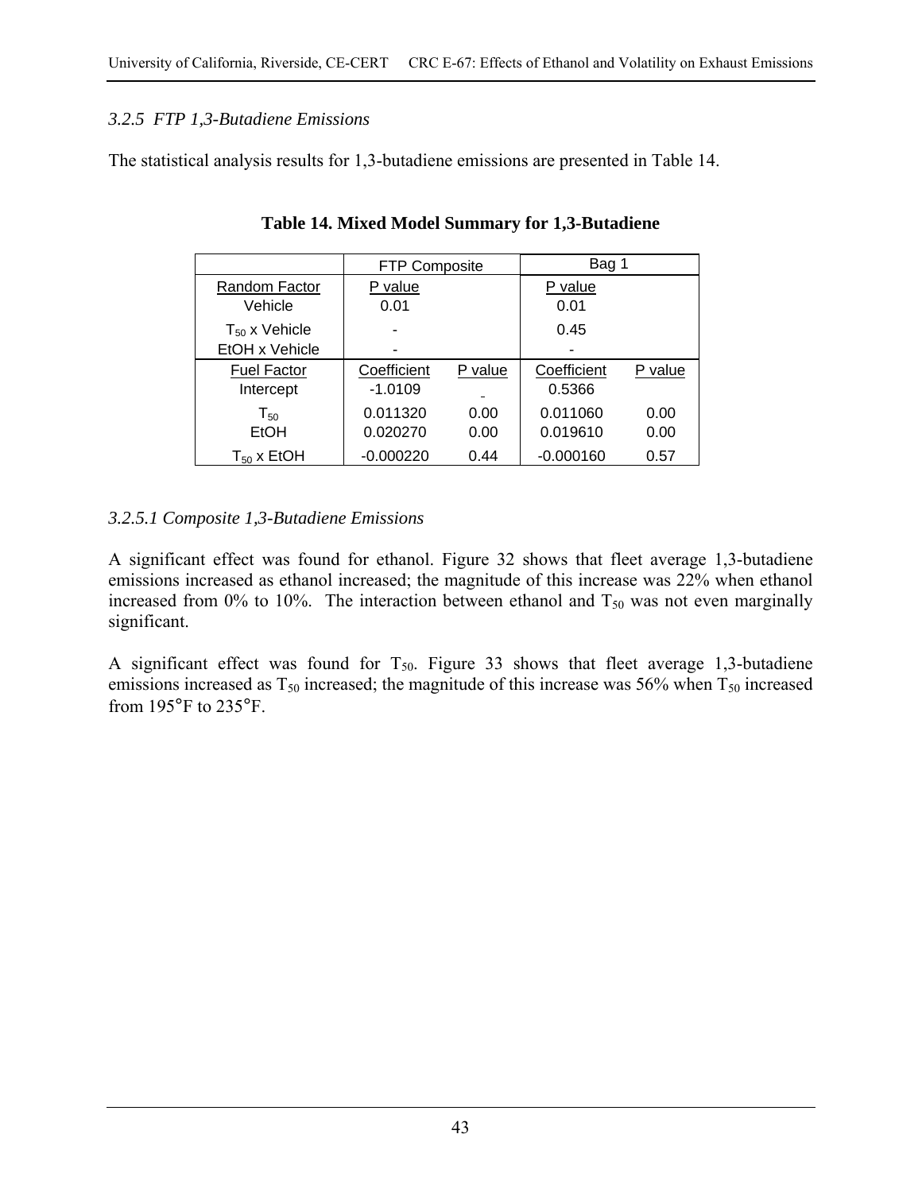### *3.2.5 FTP 1,3-Butadiene Emissions*

The statistical analysis results for 1,3-butadiene emissions are presented in Table 14.

**Table 14. Mixed Model Summary for 1,3-Butadiene**

| | FTP Composite | | Bag 1 | |
|---|---|---|---|---|
| Random Factor | P value | | P value | |
| Vehicle | 0.01 | | 0.01 | |
| $T_{50}$ x Vehicle | - | | 0.45 | |
| EtOH x Vehicle | - | | - | |
| Fuel Factor | Coefficient | P value | Coefficient | P value |
| Intercept | -1.0109 | - | 0.5366 | |
| $T_{50}$ | 0.011320 | 0.00 | 0.011060 | 0.00 |
| EtOH | 0.020270 | 0.00 | 0.019610 | 0.00 |
| $T_{50}$ x EtOH | -0.000220 | 0.44 | -0.000160 | 0.57 |

#### *3.2.5.1 Composite 1,3-Butadiene Emissions*

A significant effect was found for ethanol. Figure 32 shows that fleet average 1,3-butadiene emissions increased as ethanol increased; the magnitude of this increase was 22% when ethanol increased from 0% to 10%. The interaction between ethanol and $T_{50}$ was not even marginally significant.

A significant effect was found for $T_{50}$. Figure 33 shows that fleet average 1,3-butadiene emissions increased as $T_{50}$ increased; the magnitude of this increase was 56% when $T_{50}$ increased from 195°F to 235°F.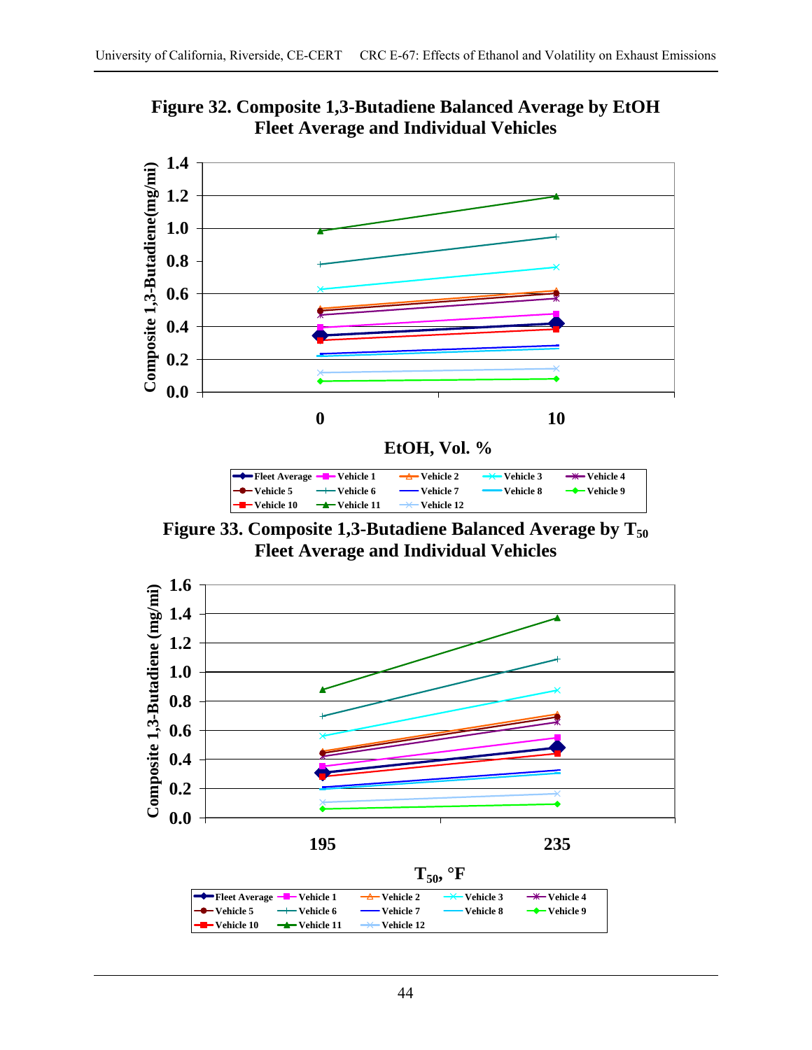**Figure 32. Composite 1,3-Butadiene Balanced Average by EtOH Fleet Average and Individual Vehicles**

**Figure 33. Composite 1,3-Butadiene Balanced Average by $T_{50}$ Fleet Average and Individual Vehicles**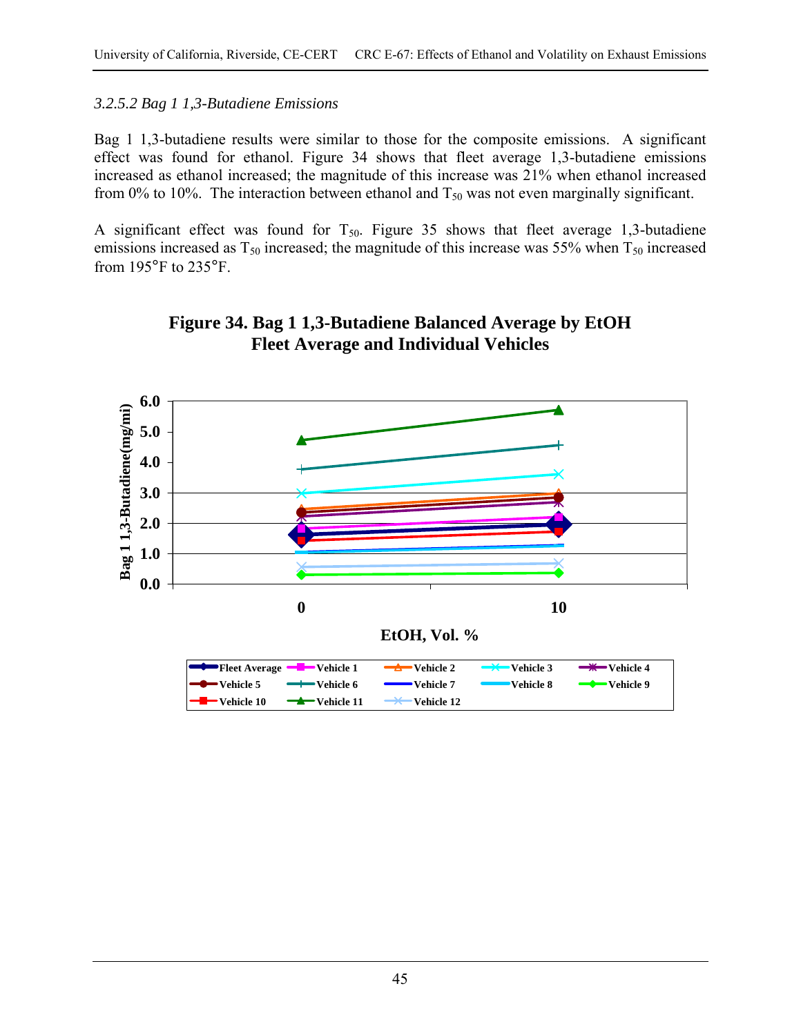*3.2.5.2 Bag 1 1,3-Butadiene Emissions*

Bag 1 1,3-butadiene results were similar to those for the composite emissions. A significant effect was found for ethanol. Figure 34 shows that fleet average 1,3-butadiene emissions increased as ethanol increased; the magnitude of this increase was 21% when ethanol increased from 0% to 10%. The interaction between ethanol and $T_{50}$ was not even marginally significant.

A significant effect was found for $T_{50}$. Figure 35 shows that fleet average 1,3-butadiene emissions increased as $T_{50}$ increased; the magnitude of this increase was 55% when $T_{50}$ increased from 195°F to 235°F.

**Figure 34. Bag 1 1,3-Butadiene Balanced Average by EtOH Fleet Average and Individual Vehicles**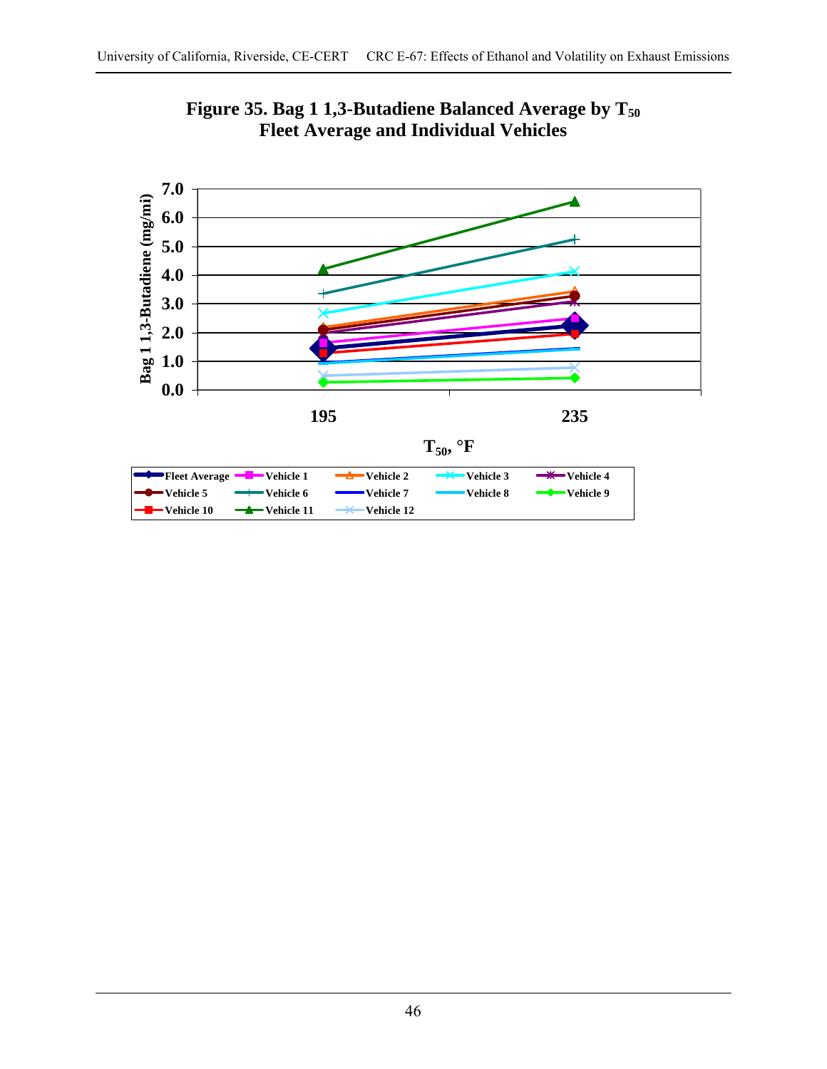**Figure 35. Bag 1 1,3-Butadiene Balanced Average by $T_{50}$**
**Fleet Average and Individual Vehicles**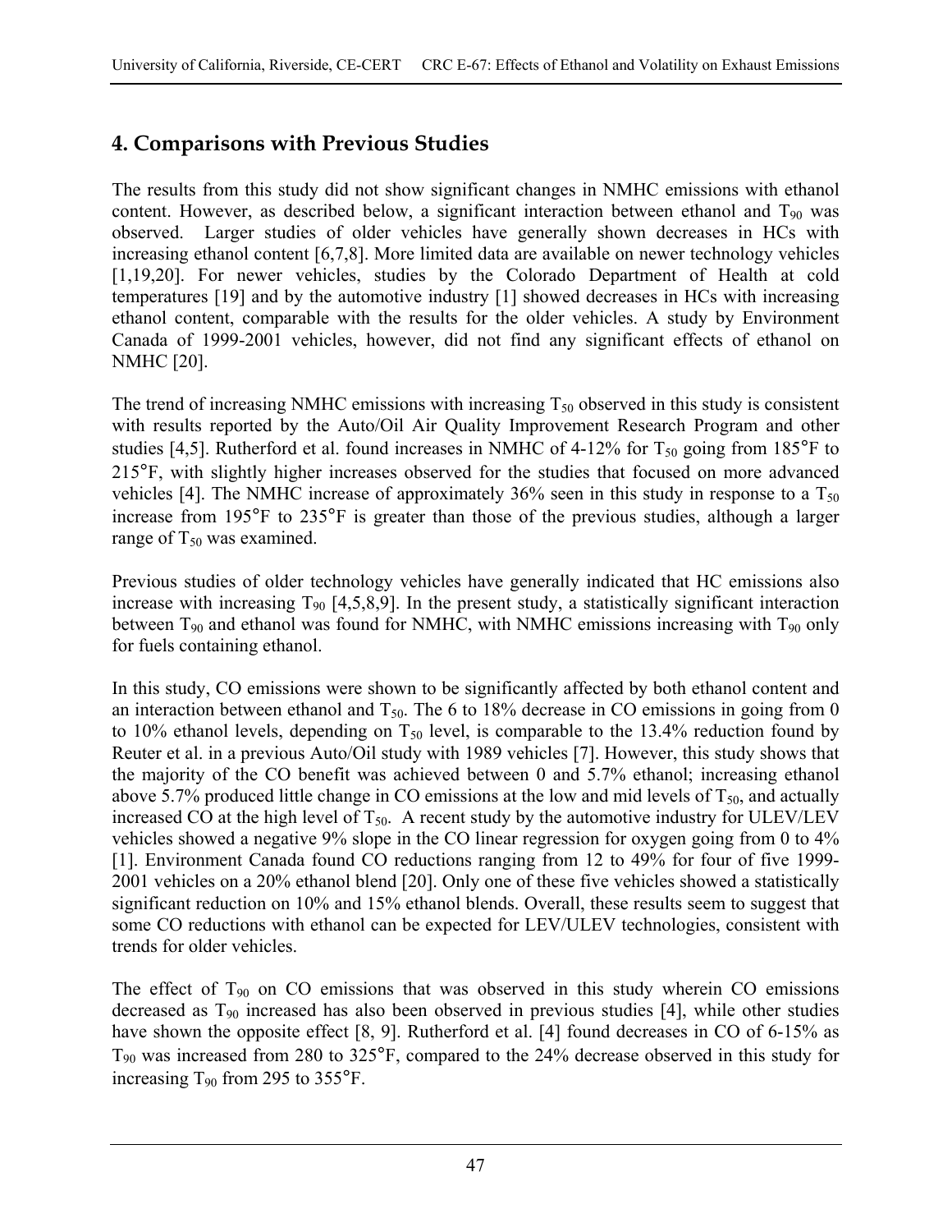## 4. Comparisons with Previous Studies

The results from this study did not show significant changes in NMHC emissions with ethanol content. However, as described below, a significant interaction between ethanol and $T_{90}$ was observed. Larger studies of older vehicles have generally shown decreases in HCs with increasing ethanol content [6,7,8]. More limited data are available on newer technology vehicles [1,19,20]. For newer vehicles, studies by the Colorado Department of Health at cold temperatures [19] and by the automotive industry [1] showed decreases in HCs with increasing ethanol content, comparable with the results for the older vehicles. A study by Environment Canada of 1999-2001 vehicles, however, did not find any significant effects of ethanol on NMHC [20].

The trend of increasing NMHC emissions with increasing $T_{50}$ observed in this study is consistent with results reported by the Auto/Oil Air Quality Improvement Research Program and other studies [4,5]. Rutherford et al. found increases in NMHC of 4-12% for $T_{50}$ going from 185°F to 215°F, with slightly higher increases observed for the studies that focused on more advanced vehicles [4]. The NMHC increase of approximately 36% seen in this study in response to a $T_{50}$ increase from 195°F to 235°F is greater than those of the previous studies, although a larger range of $T_{50}$ was examined.

Previous studies of older technology vehicles have generally indicated that HC emissions also increase with increasing $T_{90}$ [4,5,8,9]. In the present study, a statistically significant interaction between $T_{90}$ and ethanol was found for NMHC, with NMHC emissions increasing with $T_{90}$ only for fuels containing ethanol.

In this study, CO emissions were shown to be significantly affected by both ethanol content and an interaction between ethanol and $T_{50}$. The 6 to 18% decrease in CO emissions in going from 0 to 10% ethanol levels, depending on $T_{50}$ level, is comparable to the 13.4% reduction found by Reuter et al. in a previous Auto/Oil study with 1989 vehicles [7]. However, this study shows that the majority of the CO benefit was achieved between 0 and 5.7% ethanol; increasing ethanol above 5.7% produced little change in CO emissions at the low and mid levels of $T_{50}$, and actually increased CO at the high level of $T_{50}$. A recent study by the automotive industry for ULEV/LEV vehicles showed a negative 9% slope in the CO linear regression for oxygen going from 0 to 4% [1]. Environment Canada found CO reductions ranging from 12 to 49% for four of five 1999-2001 vehicles on a 20% ethanol blend [20]. Only one of these five vehicles showed a statistically significant reduction on 10% and 15% ethanol blends. Overall, these results seem to suggest that some CO reductions with ethanol can be expected for LEV/ULEV technologies, consistent with trends for older vehicles.

The effect of $T_{90}$ on CO emissions that was observed in this study wherein CO emissions decreased as $T_{90}$ increased has also been observed in previous studies [4], while other studies have shown the opposite effect [8, 9]. Rutherford et al. [4] found decreases in CO of 6-15% as $T_{90}$ was increased from 280 to 325°F, compared to the 24% decrease observed in this study for increasing $T_{90}$ from 295 to 355°F.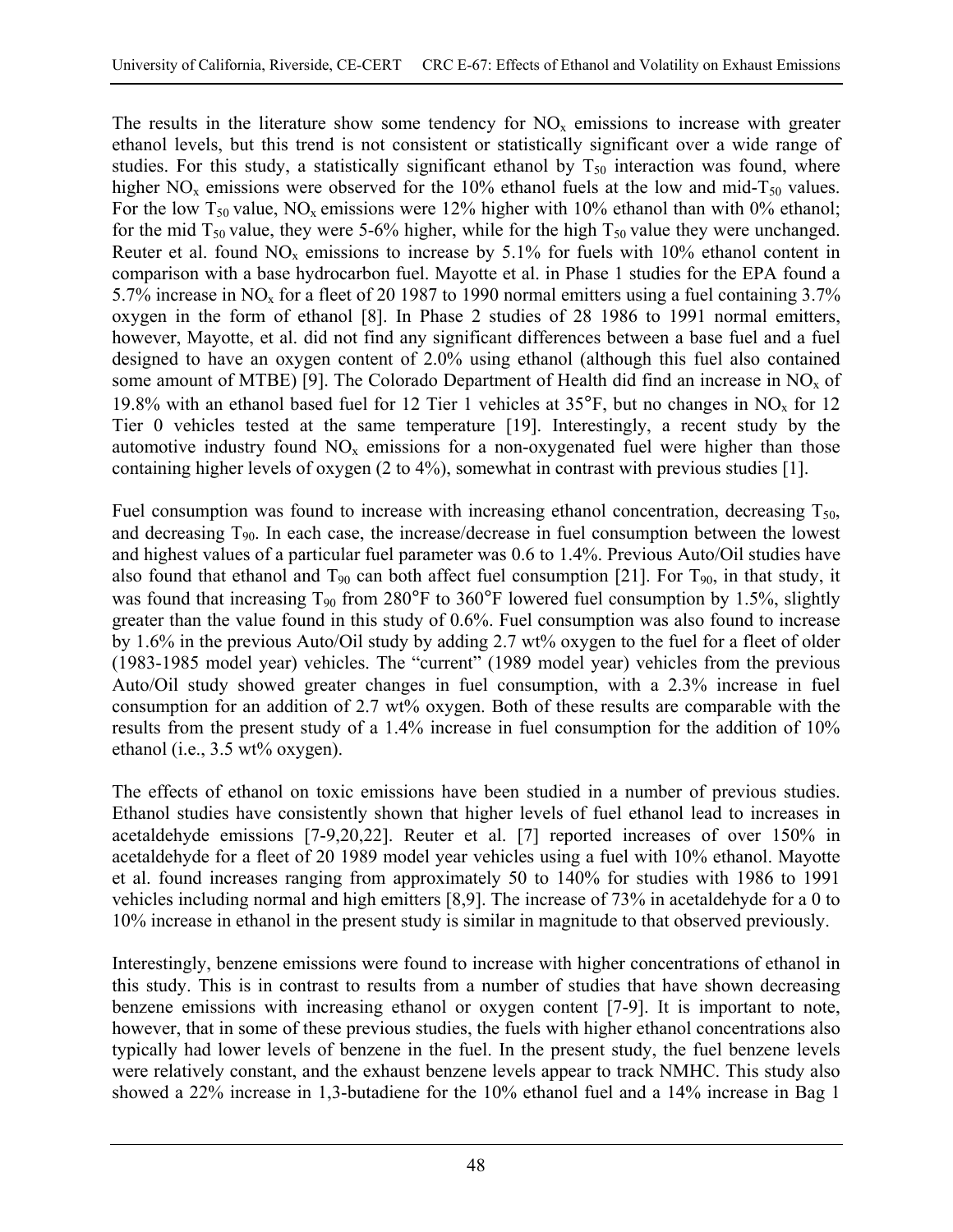The results in the literature show some tendency for $NO_x$ emissions to increase with greater ethanol levels, but this trend is not consistent or statistically significant over a wide range of studies. For this study, a statistically significant ethanol by $T_{50}$ interaction was found, where higher $NO_x$ emissions were observed for the 10% ethanol fuels at the low and mid-$T_{50}$ values. For the low $T_{50}$ value, $NO_x$ emissions were 12% higher with 10% ethanol than with 0% ethanol; for the mid $T_{50}$ value, they were 5-6% higher, while for the high $T_{50}$ value they were unchanged. Reuter et al. found $NO_x$ emissions to increase by 5.1% for fuels with 10% ethanol content in comparison with a base hydrocarbon fuel. Mayotte et al. in Phase 1 studies for the EPA found a 5.7% increase in $NO_x$ for a fleet of 20 1987 to 1990 normal emitters using a fuel containing 3.7% oxygen in the form of ethanol [8]. In Phase 2 studies of 28 1986 to 1991 normal emitters, however, Mayotte, et al. did not find any significant differences between a base fuel and a fuel designed to have an oxygen content of 2.0% using ethanol (although this fuel also contained some amount of MTBE) [9]. The Colorado Department of Health did find an increase in $NO_x$ of 19.8% with an ethanol based fuel for 12 Tier 1 vehicles at 35°F, but no changes in $NO_x$ for 12 Tier 0 vehicles tested at the same temperature [19]. Interestingly, a recent study by the automotive industry found $NO_x$ emissions for a non-oxygenated fuel were higher than those containing higher levels of oxygen (2 to 4%), somewhat in contrast with previous studies [1].

Fuel consumption was found to increase with increasing ethanol concentration, decreasing $T_{50}$, and decreasing $T_{90}$. In each case, the increase/decrease in fuel consumption between the lowest and highest values of a particular fuel parameter was 0.6 to 1.4%. Previous Auto/Oil studies have also found that ethanol and $T_{90}$ can both affect fuel consumption [21]. For $T_{90}$, in that study, it was found that increasing $T_{90}$ from 280°F to 360°F lowered fuel consumption by 1.5%, slightly greater than the value found in this study of 0.6%. Fuel consumption was also found to increase by 1.6% in the previous Auto/Oil study by adding 2.7 wt% oxygen to the fuel for a fleet of older (1983-1985 model year) vehicles. The "current" (1989 model year) vehicles from the previous Auto/Oil study showed greater changes in fuel consumption, with a 2.3% increase in fuel consumption for an addition of 2.7 wt% oxygen. Both of these results are comparable with the results from the present study of a 1.4% increase in fuel consumption for the addition of 10% ethanol (i.e., 3.5 wt% oxygen).

The effects of ethanol on toxic emissions have been studied in a number of previous studies. Ethanol studies have consistently shown that higher levels of fuel ethanol lead to increases in acetaldehyde emissions [7-9,20,22]. Reuter et al. [7] reported increases of over 150% in acetaldehyde for a fleet of 20 1989 model year vehicles using a fuel with 10% ethanol. Mayotte et al. found increases ranging from approximately 50 to 140% for studies with 1986 to 1991 vehicles including normal and high emitters [8,9]. The increase of 73% in acetaldehyde for a 0 to 10% increase in ethanol in the present study is similar in magnitude to that observed previously.

Interestingly, benzene emissions were found to increase with higher concentrations of ethanol in this study. This is in contrast to results from a number of studies that have shown decreasing benzene emissions with increasing ethanol or oxygen content [7-9]. It is important to note, however, that in some of these previous studies, the fuels with higher ethanol concentrations also typically had lower levels of benzene in the fuel. In the present study, the fuel benzene levels were relatively constant, and the exhaust benzene levels appear to track NMHC. This study also showed a 22% increase in 1,3-butadiene for the 10% ethanol fuel and a 14% increase in Bag 1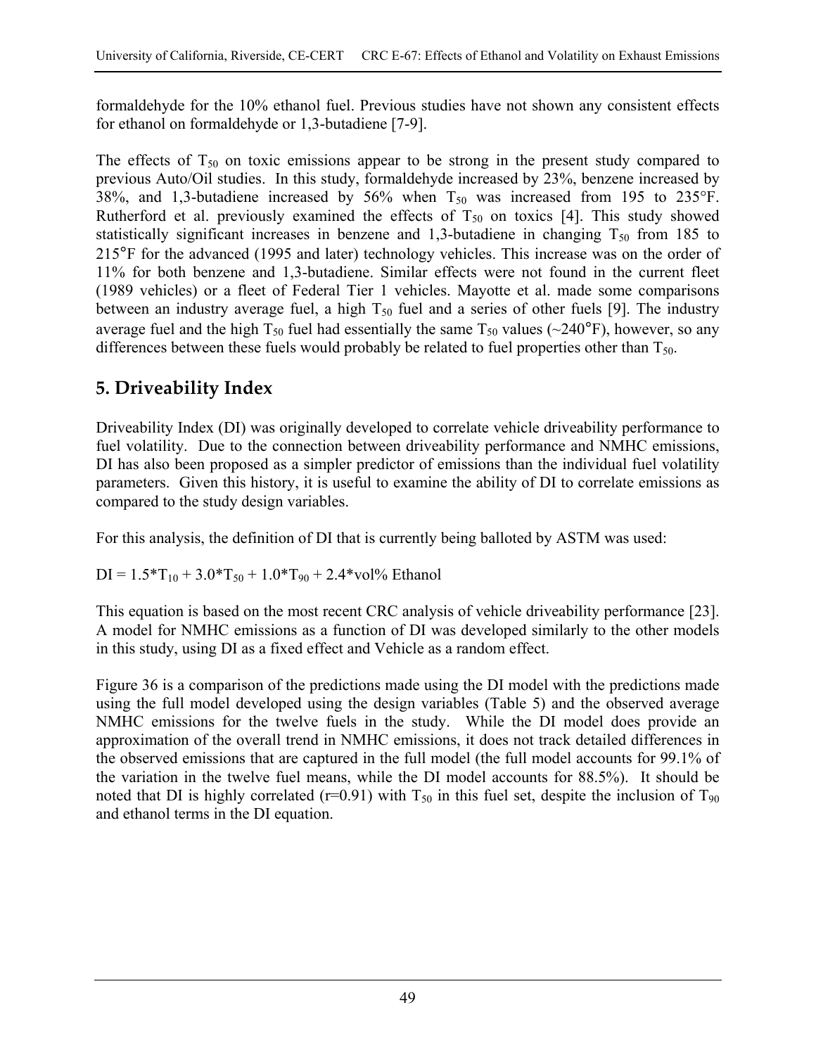formaldehyde for the 10% ethanol fuel. Previous studies have not shown any consistent effects for ethanol on formaldehyde or 1,3-butadiene [7-9].

The effects of $T_{50}$ on toxic emissions appear to be strong in the present study compared to previous Auto/Oil studies. In this study, formaldehyde increased by 23%, benzene increased by 38%, and 1,3-butadiene increased by 56% when $T_{50}$ was increased from 195 to 235°F. Rutherford et al. previously examined the effects of $T_{50}$ on toxics [4]. This study showed statistically significant increases in benzene and 1,3-butadiene in changing $T_{50}$ from 185 to 215°F for the advanced (1995 and later) technology vehicles. This increase was on the order of 11% for both benzene and 1,3-butadiene. Similar effects were not found in the current fleet (1989 vehicles) or a fleet of Federal Tier 1 vehicles. Mayotte et al. made some comparisons between an industry average fuel, a high $T_{50}$ fuel and a series of other fuels [9]. The industry average fuel and the high $T_{50}$ fuel had essentially the same $T_{50}$ values (~240°F), however, so any differences between these fuels would probably be related to fuel properties other than $T_{50}$.

## 5. Driveability Index

Driveability Index (DI) was originally developed to correlate vehicle driveability performance to fuel volatility. Due to the connection between driveability performance and NMHC emissions, DI has also been proposed as a simpler predictor of emissions than the individual fuel volatility parameters. Given this history, it is useful to examine the ability of DI to correlate emissions as compared to the study design variables.

For this analysis, the definition of DI that is currently being balloted by ASTM was used:

$$DI = 1.5*T_{10} + 3.0*T_{50} + 1.0*T_{90} + 2.4*\text{vol\% Ethanol}$$

This equation is based on the most recent CRC analysis of vehicle driveability performance [23]. A model for NMHC emissions as a function of DI was developed similarly to the other models in this study, using DI as a fixed effect and Vehicle as a random effect.

Figure 36 is a comparison of the predictions made using the DI model with the predictions made using the full model developed using the design variables (Table 5) and the observed average NMHC emissions for the twelve fuels in the study. While the DI model does provide an approximation of the overall trend in NMHC emissions, it does not track detailed differences in the observed emissions that are captured in the full model (the full model accounts for 99.1% of the variation in the twelve fuel means, while the DI model accounts for 88.5%). It should be noted that DI is highly correlated ($r=0.91$) with $T_{50}$ in this fuel set, despite the inclusion of $T_{90}$ and ethanol terms in the DI equation.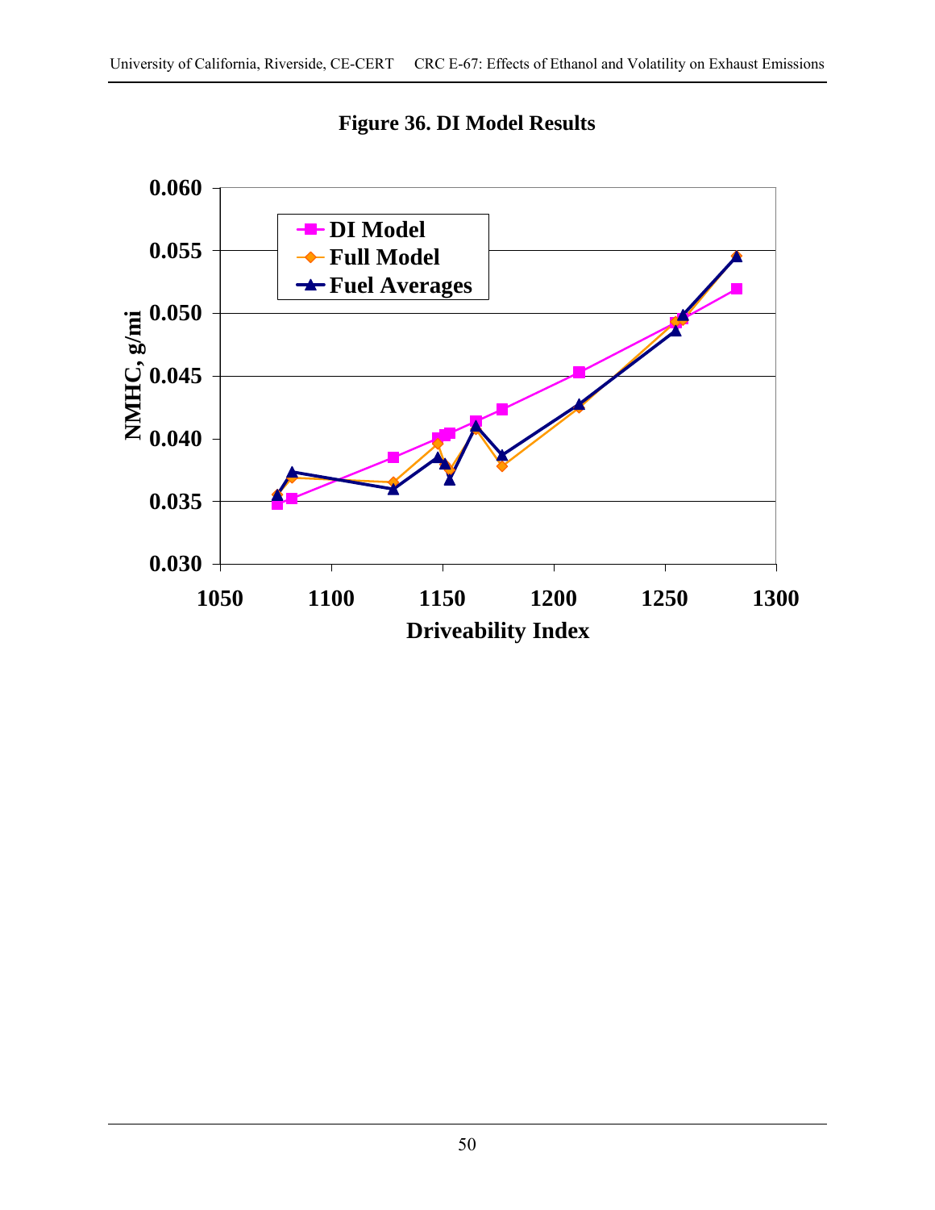**Figure 36. DI Model Results**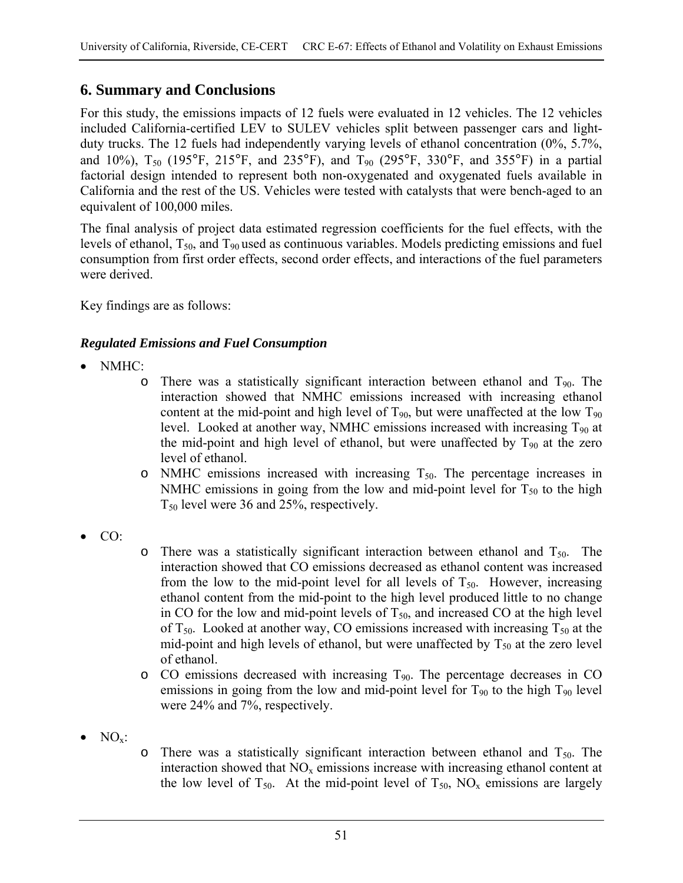## 6. Summary and Conclusions

For this study, the emissions impacts of 12 fuels were evaluated in 12 vehicles. The 12 vehicles included California-certified LEV to SULEV vehicles split between passenger cars and light-duty trucks. The 12 fuels had independently varying levels of ethanol concentration (0%, 5.7%, and 10%), $T_{50}$ (195°F, 215°F, and 235°F), and $T_{90}$ (295°F, 330°F, and 355°F) in a partial factorial design intended to represent both non-oxygenated and oxygenated fuels available in California and the rest of the US. Vehicles were tested with catalysts that were bench-aged to an equivalent of 100,000 miles.

The final analysis of project data estimated regression coefficients for the fuel effects, with the levels of ethanol, $T_{50}$, and $T_{90}$ used as continuous variables. Models predicting emissions and fuel consumption from first order effects, second order effects, and interactions of the fuel parameters were derived.

Key findings are as follows:

### *Regulated Emissions and Fuel Consumption*

- NMHC:
  - There was a statistically significant interaction between ethanol and $T_{90}$. The interaction showed that NMHC emissions increased with increasing ethanol content at the mid-point and high level of $T_{90}$, but were unaffected at the low $T_{90}$ level. Looked at another way, NMHC emissions increased with increasing $T_{90}$ at the mid-point and high level of ethanol, but were unaffected by $T_{90}$ at the zero level of ethanol.
  - NMHC emissions increased with increasing $T_{50}$. The percentage increases in NMHC emissions in going from the low and mid-point level for $T_{50}$ to the high $T_{50}$ level were 36 and 25%, respectively.
- CO:
  - There was a statistically significant interaction between ethanol and $T_{50}$. The interaction showed that CO emissions decreased as ethanol content was increased from the low to the mid-point level for all levels of $T_{50}$. However, increasing ethanol content from the mid-point to the high level produced little to no change in CO for the low and mid-point levels of $T_{50}$, and increased CO at the high level of $T_{50}$. Looked at another way, CO emissions increased with increasing $T_{50}$ at the mid-point and high levels of ethanol, but were unaffected by $T_{50}$ at the zero level of ethanol.
  - CO emissions decreased with increasing $T_{90}$. The percentage decreases in CO emissions in going from the low and mid-point level for $T_{90}$ to the high $T_{90}$ level were 24% and 7%, respectively.
- $NO_x$:
  - There was a statistically significant interaction between ethanol and $T_{50}$. The interaction showed that $NO_x$ emissions increase with increasing ethanol content at the low level of $T_{50}$. At the mid-point level of $T_{50}$, $NO_x$ emissions are largely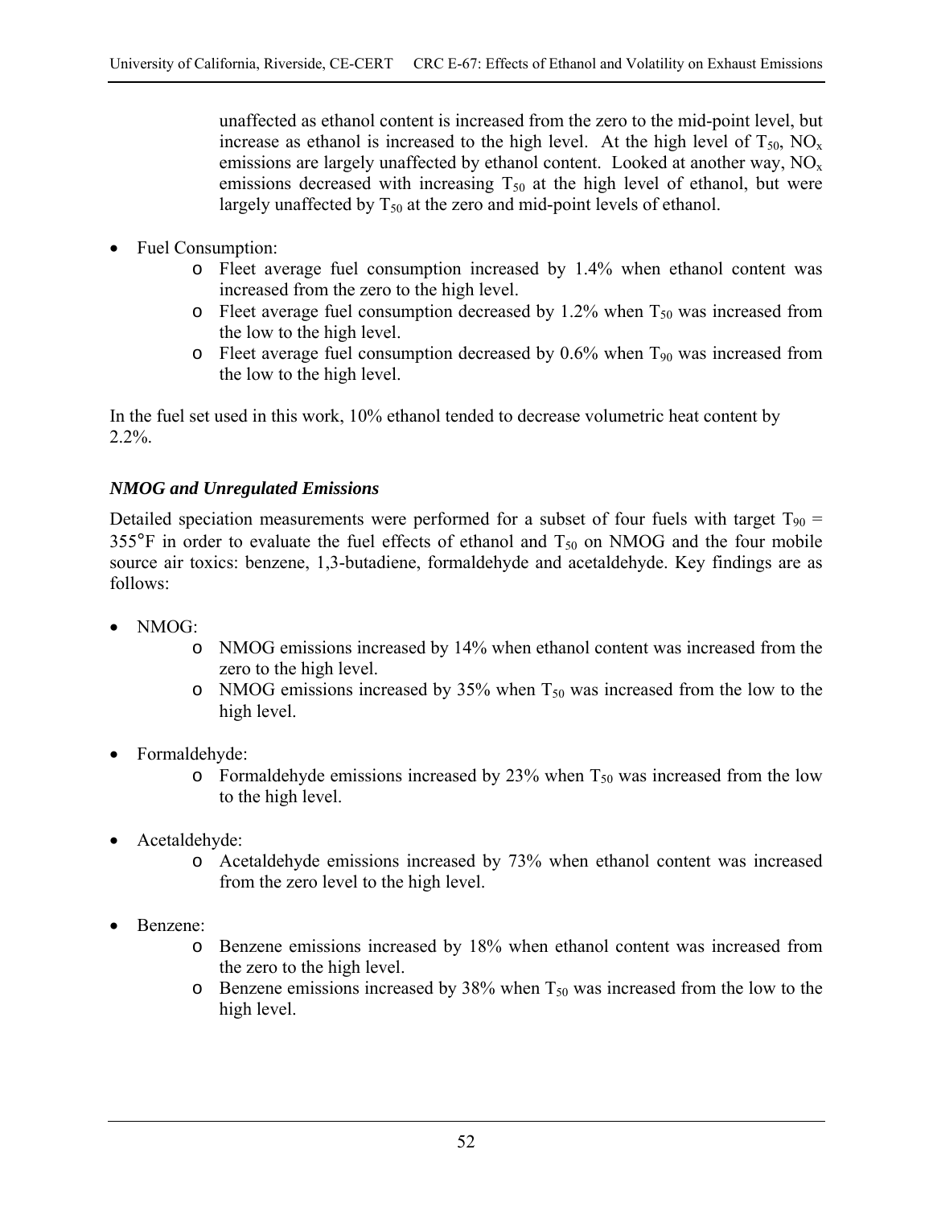unaffected as ethanol content is increased from the zero to the mid-point level, but increase as ethanol is increased to the high level. At the high level of $T_{50}$, $NO_x$ emissions are largely unaffected by ethanol content. Looked at another way, $NO_x$ emissions decreased with increasing $T_{50}$ at the high level of ethanol, but were largely unaffected by $T_{50}$ at the zero and mid-point levels of ethanol.

- Fuel Consumption:
  - Fleet average fuel consumption increased by 1.4% when ethanol content was increased from the zero to the high level.
  - Fleet average fuel consumption decreased by 1.2% when $T_{50}$ was increased from the low to the high level.
  - Fleet average fuel consumption decreased by 0.6% when $T_{90}$ was increased from the low to the high level.

In the fuel set used in this work, 10% ethanol tended to decrease volumetric heat content by 2.2%.

### *NMOG and Unregulated Emissions*

Detailed speciation measurements were performed for a subset of four fuels with target $T_{90}$ = 355°F in order to evaluate the fuel effects of ethanol and $T_{50}$ on NMOG and the four mobile source air toxics: benzene, 1,3-butadiene, formaldehyde and acetaldehyde. Key findings are as follows:

- NMOG:
  - NMOG emissions increased by 14% when ethanol content was increased from the zero to the high level.
  - NMOG emissions increased by 35% when $T_{50}$ was increased from the low to the high level.
- Formaldehyde:
  - Formaldehyde emissions increased by 23% when $T_{50}$ was increased from the low to the high level.
- Acetaldehyde:
  - Acetaldehyde emissions increased by 73% when ethanol content was increased from the zero level to the high level.
- Benzene:
  - Benzene emissions increased by 18% when ethanol content was increased from the zero to the high level.
  - Benzene emissions increased by 38% when $T_{50}$ was increased from the low to the high level.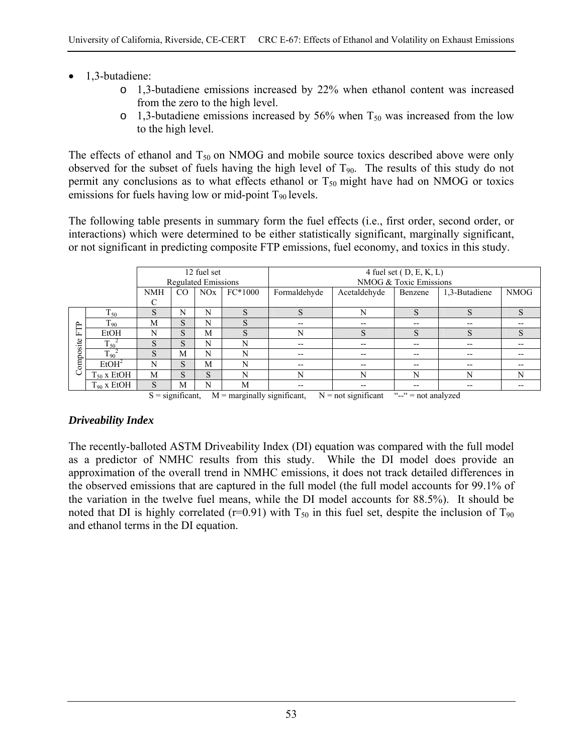- 1,3-butadiene:
  - 1,3-butadiene emissions increased by 22% when ethanol content was increased from the zero to the high level.
  - 1,3-butadiene emissions increased by 56% when $T_{50}$ was increased from the low to the high level.

The effects of ethanol and $T_{50}$ on NMOG and mobile source toxics described above were only observed for the subset of fuels having the high level of $T_{90}$. The results of this study do not permit any conclusions as to what effects ethanol or $T_{50}$ might have had on NMOG or toxics emissions for fuels having low or mid-point $T_{90}$ levels.

The following table presents in summary form the fuel effects (i.e., first order, second order, or interactions) which were determined to be either statistically significant, marginally significant, or not significant in predicting composite FTP emissions, fuel economy, and toxics in this study.

| | | 12 fuel set Regulated Emissions | | | | 4 fuel set ( D, E, K, L) NMOG & Toxic Emissions | | | | |
|---|---|---|---|---|---|---|---|---|---|---|
| | | NMHC | CO | NOx | FC*1000 | Formaldehyde | Acetaldehyde | Benzene | 1,3-Butadiene | NMOG |
| Composite FTP | $T_{50}$ | S | N | N | S | S | N | S | S | S |
| | $T_{90}$ | M | S | N | S | -- | -- | -- | -- | -- |
| | EtOH | N | S | M | S | N | S | S | S | S |
| | $T_{50}^2$ | S | S | N | N | -- | -- | -- | -- | -- |
| | $T_{90}^2$ | S | M | N | N | -- | -- | -- | -- | -- |
| | $EtOH^2$ | N | S | M | N | -- | -- | -- | -- | -- |
| | $T_{50}$ x EtOH | M | S | S | N | N | N | N | N | N |
| | $T_{90}$ x EtOH | S | M | N | M | -- | -- | -- | -- | -- |

S = significant, M = marginally significant, N = not significant "--" = not analyzed

### *Driveability Index*

The recently-balloted ASTM Driveability Index (DI) equation was compared with the full model as a predictor of NMHC results from this study. While the DI model does provide an approximation of the overall trend in NMHC emissions, it does not track detailed differences in the observed emissions that are captured in the full model (the full model accounts for 99.1% of the variation in the twelve fuel means, while the DI model accounts for 88.5%). It should be noted that DI is highly correlated (r=0.91) with $T_{50}$ in this fuel set, despite the inclusion of $T_{90}$ and ethanol terms in the DI equation.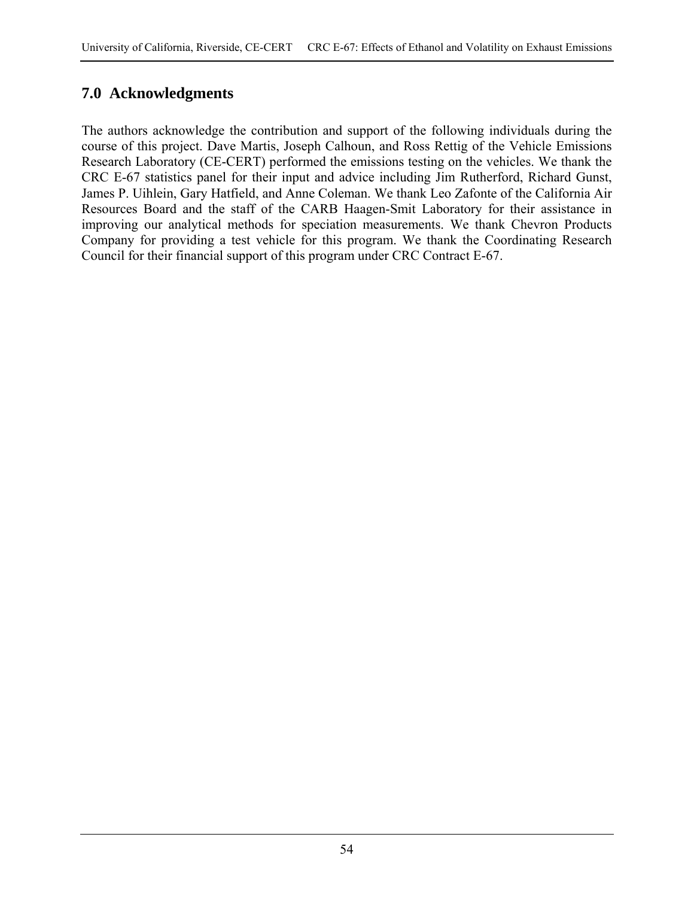## 7.0 Acknowledgments

The authors acknowledge the contribution and support of the following individuals during the course of this project. Dave Martis, Joseph Calhoun, and Ross Rettig of the Vehicle Emissions Research Laboratory (CE-CERT) performed the emissions testing on the vehicles. We thank the CRC E-67 statistics panel for their input and advice including Jim Rutherford, Richard Gunst, James P. Uihlein, Gary Hatfield, and Anne Coleman. We thank Leo Zafonte of the California Air Resources Board and the staff of the CARB Haagen-Smit Laboratory for their assistance in improving our analytical methods for speciation measurements. We thank Chevron Products Company for providing a test vehicle for this program. We thank the Coordinating Research Council for their financial support of this program under CRC Contract E-67.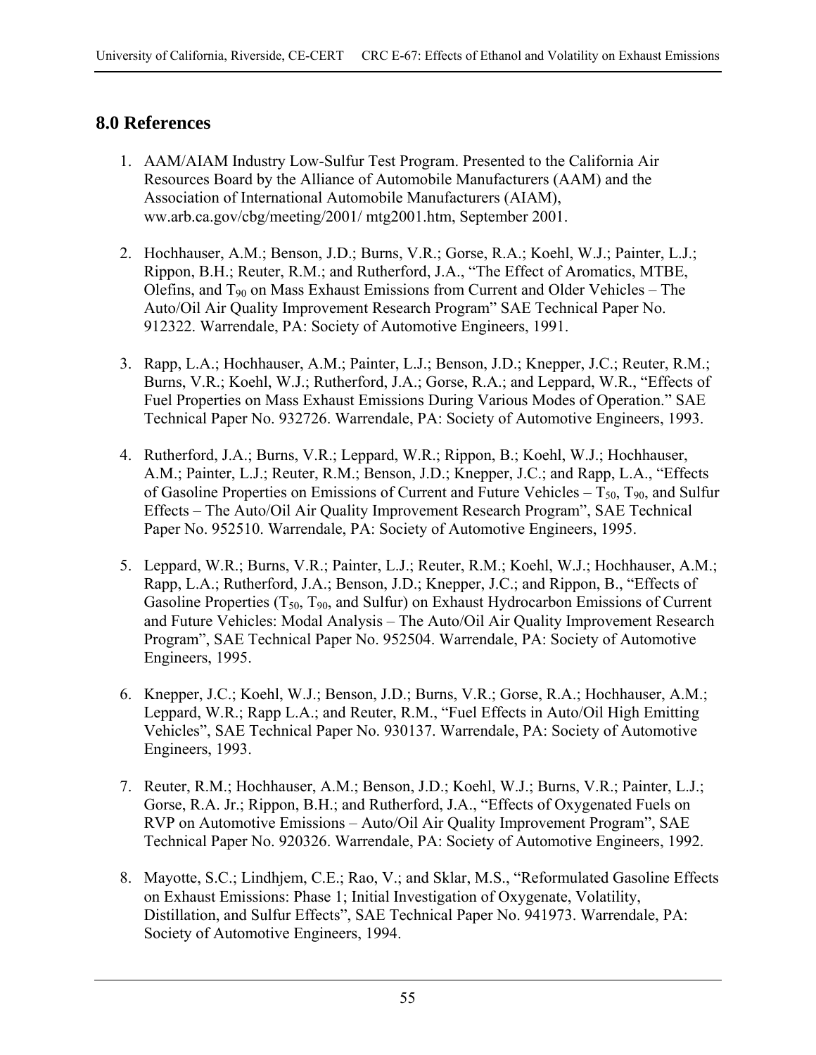## 8.0 References

1. AAM/AIAM Industry Low-Sulfur Test Program. Presented to the California Air Resources Board by the Alliance of Automobile Manufacturers (AAM) and the Association of International Automobile Manufacturers (AIAM), ww.arb.ca.gov/cbg/meeting/2001/ mtg2001.htm, September 2001.

2. Hochhauser, A.M.; Benson, J.D.; Burns, V.R.; Gorse, R.A.; Koehl, W.J.; Painter, L.J.; Rippon, B.H.; Reuter, R.M.; and Rutherford, J.A., "The Effect of Aromatics, MTBE, Olefins, and $T_{90}$ on Mass Exhaust Emissions from Current and Older Vehicles – The Auto/Oil Air Quality Improvement Research Program" SAE Technical Paper No. 912322. Warrendale, PA: Society of Automotive Engineers, 1991.

3. Rapp, L.A.; Hochhauser, A.M.; Painter, L.J.; Benson, J.D.; Knepper, J.C.; Reuter, R.M.; Burns, V.R.; Koehl, W.J.; Rutherford, J.A.; Gorse, R.A.; and Leppard, W.R., "Effects of Fuel Properties on Mass Exhaust Emissions During Various Modes of Operation." SAE Technical Paper No. 932726. Warrendale, PA: Society of Automotive Engineers, 1993.

4. Rutherford, J.A.; Burns, V.R.; Leppard, W.R.; Rippon, B.; Koehl, W.J.; Hochhauser, A.M.; Painter, L.J.; Reuter, R.M.; Benson, J.D.; Knepper, J.C.; and Rapp, L.A., "Effects of Gasoline Properties on Emissions of Current and Future Vehicles – $T_{50}$, $T_{90}$, and Sulfur Effects – The Auto/Oil Air Quality Improvement Research Program", SAE Technical Paper No. 952510. Warrendale, PA: Society of Automotive Engineers, 1995.

5. Leppard, W.R.; Burns, V.R.; Painter, L.J.; Reuter, R.M.; Koehl, W.J.; Hochhauser, A.M.; Rapp, L.A.; Rutherford, J.A.; Benson, J.D.; Knepper, J.C.; and Rippon, B., "Effects of Gasoline Properties ($T_{50}$, $T_{90}$, and Sulfur) on Exhaust Hydrocarbon Emissions of Current and Future Vehicles: Modal Analysis – The Auto/Oil Air Quality Improvement Research Program", SAE Technical Paper No. 952504. Warrendale, PA: Society of Automotive Engineers, 1995.

6. Knepper, J.C.; Koehl, W.J.; Benson, J.D.; Burns, V.R.; Gorse, R.A.; Hochhauser, A.M.; Leppard, W.R.; Rapp L.A.; and Reuter, R.M., "Fuel Effects in Auto/Oil High Emitting Vehicles", SAE Technical Paper No. 930137. Warrendale, PA: Society of Automotive Engineers, 1993.

7. Reuter, R.M.; Hochhauser, A.M.; Benson, J.D.; Koehl, W.J.; Burns, V.R.; Painter, L.J.; Gorse, R.A. Jr.; Rippon, B.H.; and Rutherford, J.A., "Effects of Oxygenated Fuels on RVP on Automotive Emissions – Auto/Oil Air Quality Improvement Program", SAE Technical Paper No. 920326. Warrendale, PA: Society of Automotive Engineers, 1992.

8. Mayotte, S.C.; Lindhjem, C.E.; Rao, V.; and Sklar, M.S., "Reformulated Gasoline Effects on Exhaust Emissions: Phase 1; Initial Investigation of Oxygenate, Volatility, Distillation, and Sulfur Effects", SAE Technical Paper No. 941973. Warrendale, PA: Society of Automotive Engineers, 1994.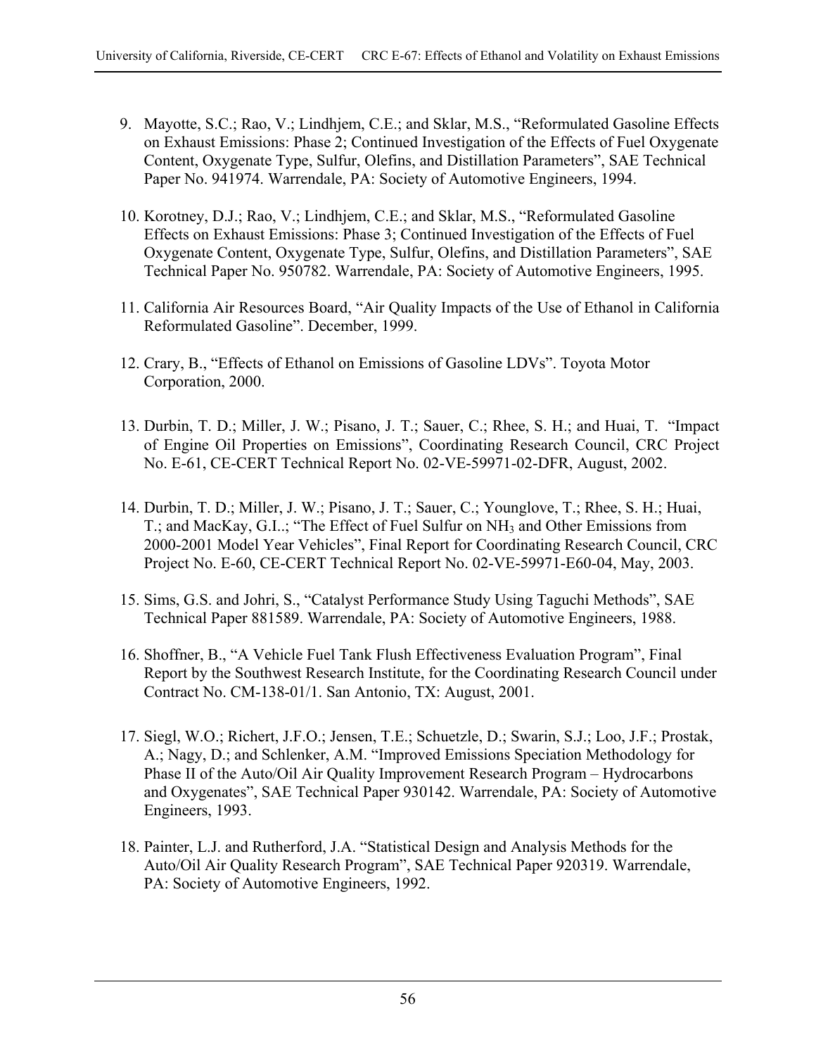9. Mayotte, S.C.; Rao, V.; Lindhjem, C.E.; and Sklar, M.S., "Reformulated Gasoline Effects on Exhaust Emissions: Phase 2; Continued Investigation of the Effects of Fuel Oxygenate Content, Oxygenate Type, Sulfur, Olefins, and Distillation Parameters", SAE Technical Paper No. 941974. Warrendale, PA: Society of Automotive Engineers, 1994.

10. Korotney, D.J.; Rao, V.; Lindhjem, C.E.; and Sklar, M.S., "Reformulated Gasoline Effects on Exhaust Emissions: Phase 3; Continued Investigation of the Effects of Fuel Oxygenate Content, Oxygenate Type, Sulfur, Olefins, and Distillation Parameters", SAE Technical Paper No. 950782. Warrendale, PA: Society of Automotive Engineers, 1995.

11. California Air Resources Board, "Air Quality Impacts of the Use of Ethanol in California Reformulated Gasoline". December, 1999.

12. Crary, B., "Effects of Ethanol on Emissions of Gasoline LDVs". Toyota Motor Corporation, 2000.

13. Durbin, T. D.; Miller, J. W.; Pisano, J. T.; Sauer, C.; Rhee, S. H.; and Huai, T. "Impact of Engine Oil Properties on Emissions", Coordinating Research Council, CRC Project No. E-61, CE-CERT Technical Report No. 02-VE-59971-02-DFR, August, 2002.

14. Durbin, T. D.; Miller, J. W.; Pisano, J. T.; Sauer, C.; Younglove, T.; Rhee, S. H.; Huai, T.; and MacKay, G.I..; "The Effect of Fuel Sulfur on $NH_3$ and Other Emissions from 2000-2001 Model Year Vehicles", Final Report for Coordinating Research Council, CRC Project No. E-60, CE-CERT Technical Report No. 02-VE-59971-E60-04, May, 2003.

15. Sims, G.S. and Johri, S., "Catalyst Performance Study Using Taguchi Methods", SAE Technical Paper 881589. Warrendale, PA: Society of Automotive Engineers, 1988.

16. Shoffner, B., "A Vehicle Fuel Tank Flush Effectiveness Evaluation Program", Final Report by the Southwest Research Institute, for the Coordinating Research Council under Contract No. CM-138-01/1. San Antonio, TX: August, 2001.

17. Siegl, W.O.; Richert, J.F.O.; Jensen, T.E.; Schuetzle, D.; Swarin, S.J.; Loo, J.F.; Prostak, A.; Nagy, D.; and Schlenker, A.M. "Improved Emissions Speciation Methodology for Phase II of the Auto/Oil Air Quality Improvement Research Program – Hydrocarbons and Oxygenates", SAE Technical Paper 930142. Warrendale, PA: Society of Automotive Engineers, 1993.

18. Painter, L.J. and Rutherford, J.A. "Statistical Design and Analysis Methods for the Auto/Oil Air Quality Research Program", SAE Technical Paper 920319. Warrendale, PA: Society of Automotive Engineers, 1992.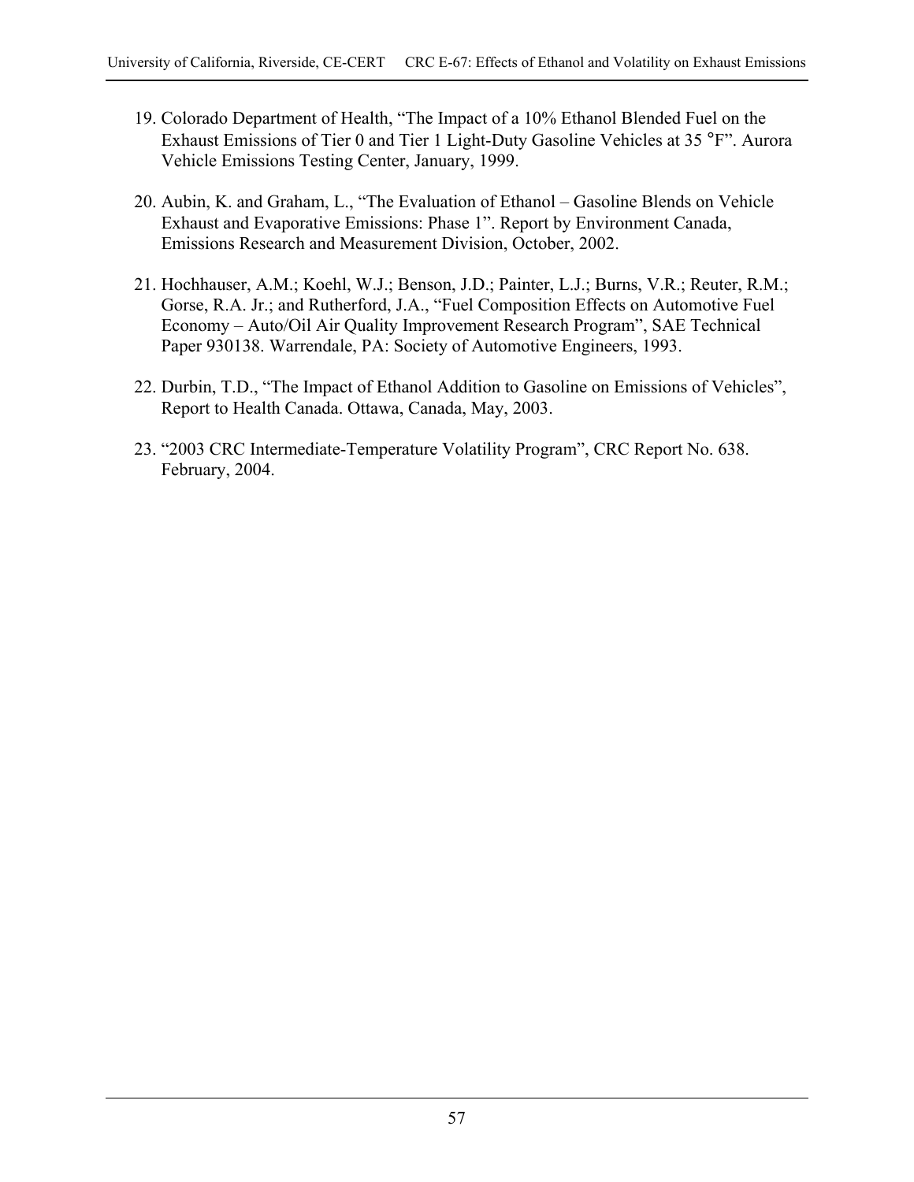19. Colorado Department of Health, “The Impact of a 10% Ethanol Blended Fuel on the Exhaust Emissions of Tier 0 and Tier 1 Light-Duty Gasoline Vehicles at 35 °F”. Aurora Vehicle Emissions Testing Center, January, 1999.

20. Aubin, K. and Graham, L., “The Evaluation of Ethanol – Gasoline Blends on Vehicle Exhaust and Evaporative Emissions: Phase 1”. Report by Environment Canada, Emissions Research and Measurement Division, October, 2002.

21. Hochhauser, A.M.; Koehl, W.J.; Benson, J.D.; Painter, L.J.; Burns, V.R.; Reuter, R.M.; Gorse, R.A. Jr.; and Rutherford, J.A., “Fuel Composition Effects on Automotive Fuel Economy – Auto/Oil Air Quality Improvement Research Program”, SAE Technical Paper 930138. Warrendale, PA: Society of Automotive Engineers, 1993.

22. Durbin, T.D., “The Impact of Ethanol Addition to Gasoline on Emissions of Vehicles”, Report to Health Canada. Ottawa, Canada, May, 2003.

23. “2003 CRC Intermediate-Temperature Volatility Program”, CRC Report No. 638. February, 2004.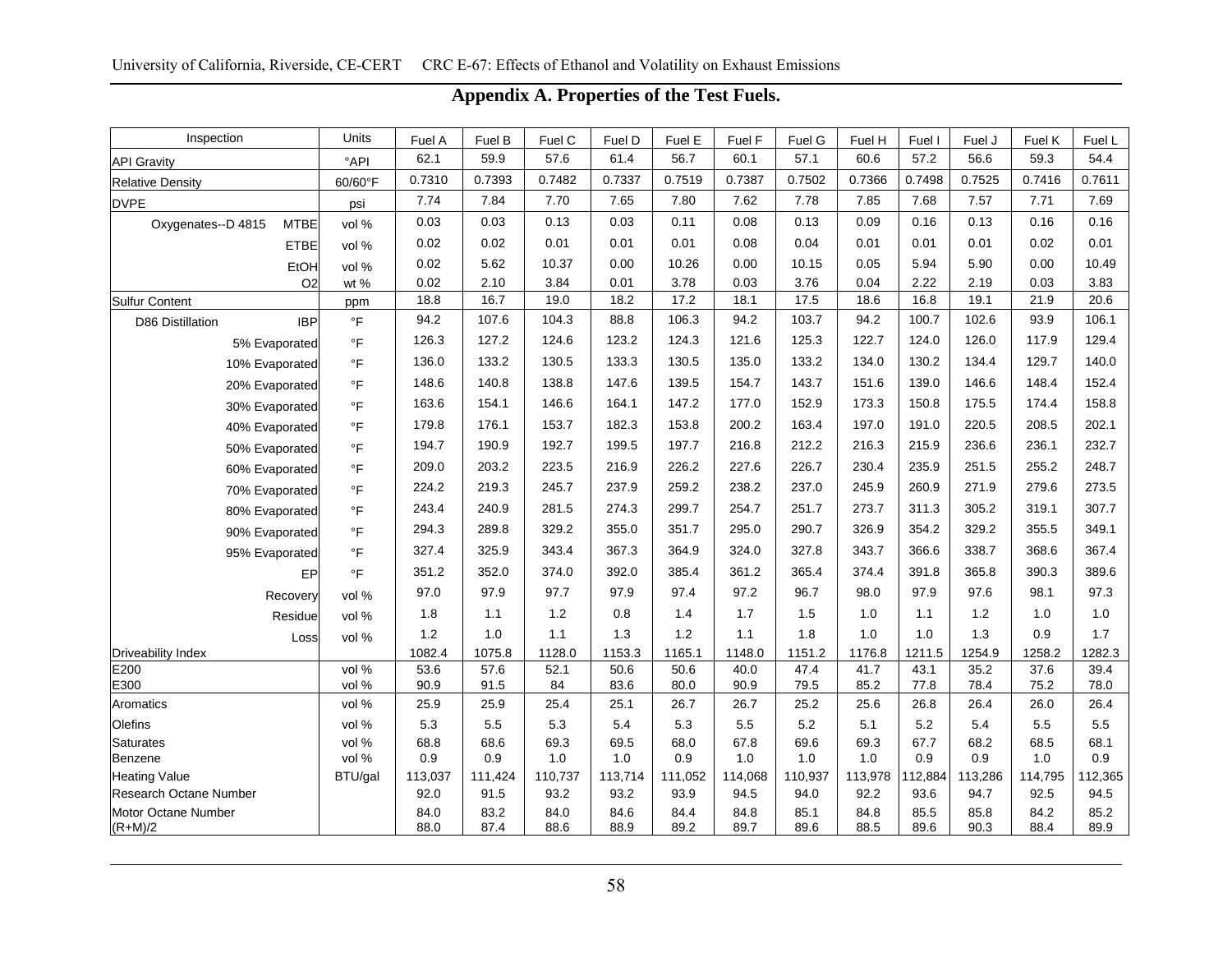## Appendix A. Properties of the Test Fuels.

| Inspection | | Units | Fuel A | Fuel B | Fuel C | Fuel D | Fuel E | Fuel F | Fuel G | Fuel H | Fuel I | Fuel J | Fuel K | Fuel L |
|---|---|---|---|---|---|---|---|---|---|---|---|---|---|---|
| API Gravity | | °API | 62.1 | 59.9 | 57.6 | 61.4 | 56.7 | 60.1 | 57.1 | 60.6 | 57.2 | 56.6 | 59.3 | 54.4 |
| Relative Density | | 60/60°F | 0.7310 | 0.7393 | 0.7482 | 0.7337 | 0.7519 | 0.7387 | 0.7502 | 0.7366 | 0.7498 | 0.7525 | 0.7416 | 0.7611 |
| DVPE | | psi | 7.74 | 7.84 | 7.70 | 7.65 | 7.80 | 7.62 | 7.78 | 7.85 | 7.68 | 7.57 | 7.71 | 7.69 |
| Oxygenates--D 4815 | MTBE | vol % | 0.03 | 0.03 | 0.13 | 0.03 | 0.11 | 0.08 | 0.13 | 0.09 | 0.16 | 0.13 | 0.16 | 0.16 |
| | ETBE | vol % | 0.02 | 0.02 | 0.01 | 0.01 | 0.01 | 0.08 | 0.04 | 0.01 | 0.01 | 0.01 | 0.02 | 0.01 |
| | EtOH | vol % | 0.02 | 5.62 | 10.37 | 0.00 | 10.26 | 0.00 | 10.15 | 0.05 | 5.94 | 5.90 | 0.00 | 10.49 |
| | O2 | wt % | 0.02 | 2.10 | 3.84 | 0.01 | 3.78 | 0.03 | 3.76 | 0.04 | 2.22 | 2.19 | 0.03 | 3.83 |
| Sulfur Content | | ppm | 18.8 | 16.7 | 19.0 | 18.2 | 17.2 | 18.1 | 17.5 | 18.6 | 16.8 | 19.1 | 21.9 | 20.6 |
| D86 Distillation | IBP | °F | 94.2 | 107.6 | 104.3 | 88.8 | 106.3 | 94.2 | 103.7 | 94.2 | 100.7 | 102.6 | 93.9 | 106.1 |
| | 5% Evaporated | °F | 126.3 | 127.2 | 124.6 | 123.2 | 124.3 | 121.6 | 125.3 | 122.7 | 124.0 | 126.0 | 117.9 | 129.4 |
| | 10% Evaporated | °F | 136.0 | 133.2 | 130.5 | 133.3 | 130.5 | 135.0 | 133.2 | 134.0 | 130.2 | 134.4 | 129.7 | 140.0 |
| | 20% Evaporated | °F | 148.6 | 140.8 | 138.8 | 147.6 | 139.5 | 154.7 | 143.7 | 151.6 | 139.0 | 146.6 | 148.4 | 152.4 |
| | 30% Evaporated | °F | 163.6 | 154.1 | 146.6 | 164.1 | 147.2 | 177.0 | 152.9 | 173.3 | 150.8 | 175.5 | 174.4 | 158.8 |
| | 40% Evaporated | °F | 179.8 | 176.1 | 153.7 | 182.3 | 153.8 | 200.2 | 163.4 | 197.0 | 191.0 | 220.5 | 208.5 | 202.1 |
| | 50% Evaporated | °F | 194.7 | 190.9 | 192.7 | 199.5 | 197.7 | 216.8 | 212.2 | 216.3 | 215.9 | 236.6 | 236.1 | 232.7 |
| | 60% Evaporated | °F | 209.0 | 203.2 | 223.5 | 216.9 | 226.2 | 227.6 | 226.7 | 230.4 | 235.9 | 251.5 | 255.2 | 248.7 |
| | 70% Evaporated | °F | 224.2 | 219.3 | 245.7 | 237.9 | 259.2 | 238.2 | 237.0 | 245.9 | 260.9 | 271.9 | 279.6 | 273.5 |
| | 80% Evaporated | °F | 243.4 | 240.9 | 281.5 | 274.3 | 299.7 | 254.7 | 251.7 | 273.7 | 311.3 | 305.2 | 319.1 | 307.7 |
| | 90% Evaporated | °F | 294.3 | 289.8 | 329.2 | 355.0 | 351.7 | 295.0 | 290.7 | 326.9 | 354.2 | 329.2 | 355.5 | 349.1 |
| | 95% Evaporated | °F | 327.4 | 325.9 | 343.4 | 367.3 | 364.9 | 324.0 | 327.8 | 343.7 | 366.6 | 338.7 | 368.6 | 367.4 |
| | EP | °F | 351.2 | 352.0 | 374.0 | 392.0 | 385.4 | 361.2 | 365.4 | 374.4 | 391.8 | 365.8 | 390.3 | 389.6 |
| | Recovery | vol % | 97.0 | 97.9 | 97.7 | 97.9 | 97.4 | 97.2 | 96.7 | 98.0 | 97.9 | 97.6 | 98.1 | 97.3 |
| | Residue | vol % | 1.8 | 1.1 | 1.2 | 0.8 | 1.4 | 1.7 | 1.5 | 1.0 | 1.1 | 1.2 | 1.0 | 1.0 |
| | Loss | vol % | 1.2 | 1.0 | 1.1 | 1.3 | 1.2 | 1.1 | 1.8 | 1.0 | 1.0 | 1.3 | 0.9 | 1.7 |
| Driveability Index | | | 1082.4 | 1075.8 | 1128.0 | 1153.3 | 1165.1 | 1148.0 | 1151.2 | 1176.8 | 1211.5 | 1254.9 | 1258.2 | 1282.3 |
| E200 | | vol % | 53.6 | 57.6 | 52.1 | 50.6 | 50.6 | 40.0 | 47.4 | 41.7 | 43.1 | 35.2 | 37.6 | 39.4 |
| E300 | | vol % | 90.9 | 91.5 | 84 | 83.6 | 80.0 | 90.9 | 79.5 | 85.2 | 77.8 | 78.4 | 75.2 | 78.0 |
| Aromatics | | vol % | 25.9 | 25.9 | 25.4 | 25.1 | 26.7 | 26.7 | 25.2 | 25.6 | 26.8 | 26.4 | 26.0 | 26.4 |
| Olefins | | vol % | 5.3 | 5.5 | 5.3 | 5.4 | 5.3 | 5.5 | 5.2 | 5.1 | 5.2 | 5.4 | 5.5 | 5.5 |
| Saturates | | vol % | 68.8 | 68.6 | 69.3 | 69.5 | 68.0 | 67.8 | 69.6 | 69.3 | 67.7 | 68.2 | 68.5 | 68.1 |
| Benzene | | vol % | 0.9 | 0.9 | 1.0 | 1.0 | 0.9 | 1.0 | 1.0 | 1.0 | 0.9 | 0.9 | 1.0 | 0.9 |
| Heating Value | | BTU/gal | 113,037 | 111,424 | 110,737 | 113,714 | 111,052 | 114,068 | 110,937 | 113,978 | 112,884 | 113,286 | 114,795 | 112,365 |
| Research Octane Number | | | 92.0 | 91.5 | 93.2 | 93.2 | 93.9 | 94.5 | 94.0 | 92.2 | 93.6 | 94.7 | 92.5 | 94.5 |
| Motor Octane Number | | | 84.0 | 83.2 | 84.0 | 84.6 | 84.4 | 84.8 | 85.1 | 84.8 | 85.5 | 85.8 | 84.2 | 85.2 |
| (R+M)/2 | | | 88.0 | 87.4 | 88.6 | 88.9 | 89.2 | 89.7 | 89.6 | 88.5 | 89.6 | 90.3 | 88.4 | 89.9 |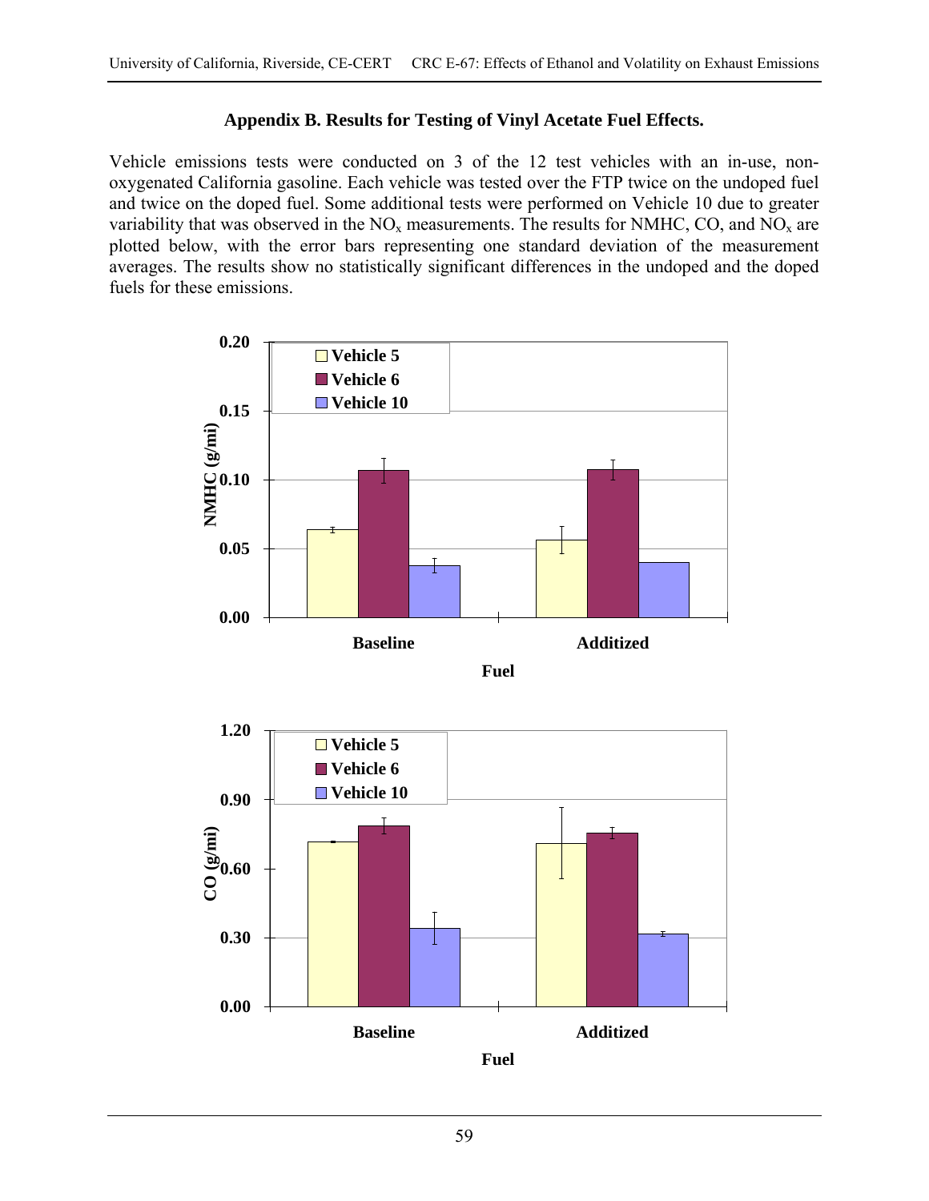**Appendix B. Results for Testing of Vinyl Acetate Fuel Effects.**

Vehicle emissions tests were conducted on 3 of the 12 test vehicles with an in-use, non-oxygenated California gasoline. Each vehicle was tested over the FTP twice on the undoped fuel and twice on the doped fuel. Some additional tests were performed on Vehicle 10 due to greater variability that was observed in the $NO_x$ measurements. The results for NMHC, CO, and $NO_x$ are plotted below, with the error bars representing one standard deviation of the measurement averages. The results show no statistically significant differences in the undoped and the doped fuels for these emissions.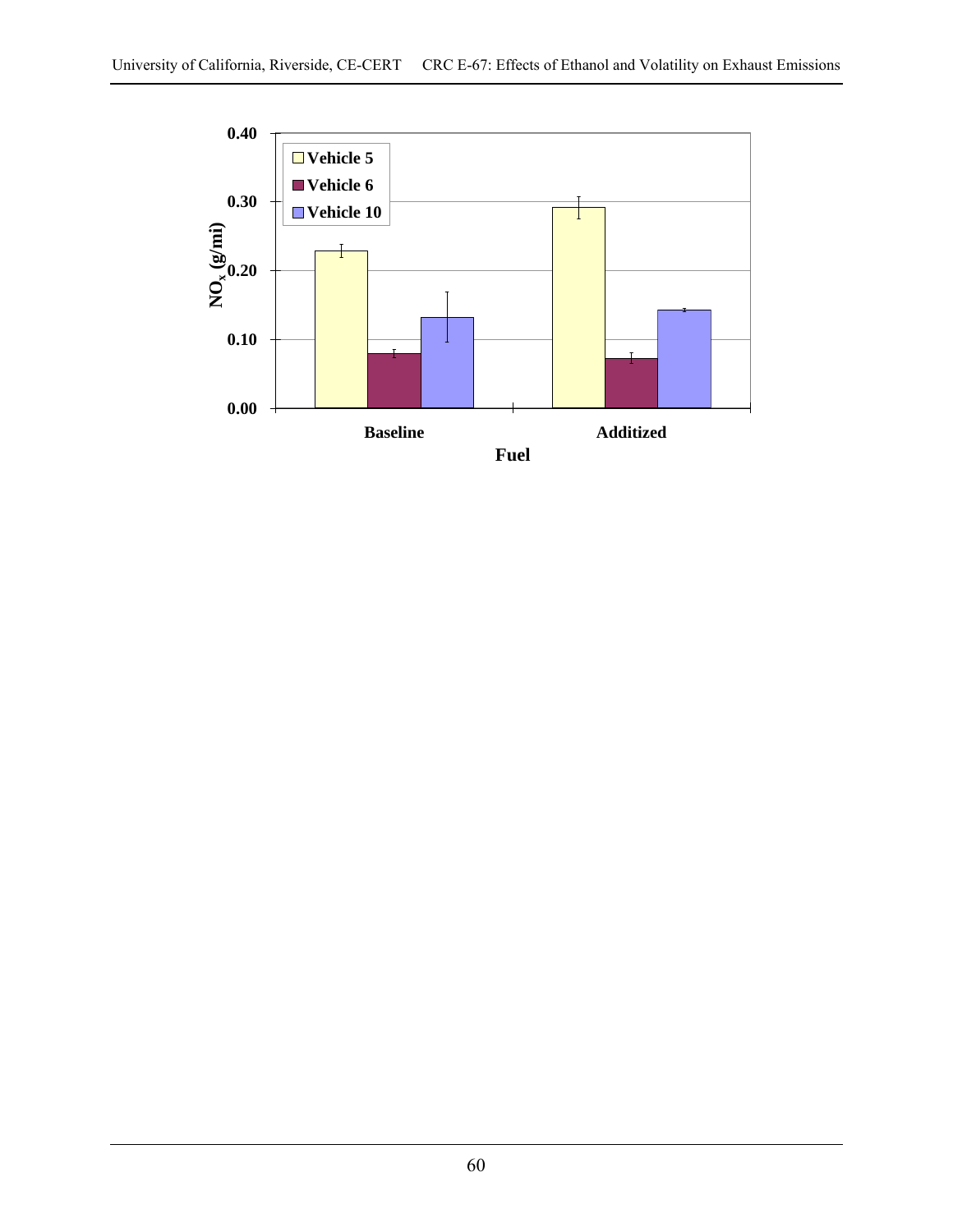**Vehicle 5** **Vehicle 6** **Vehicle 10**

$NO_x$ (g/mi)

0.40
0.30
0.20
0.10
0.00

**Baseline** **Additized**

**Fuel**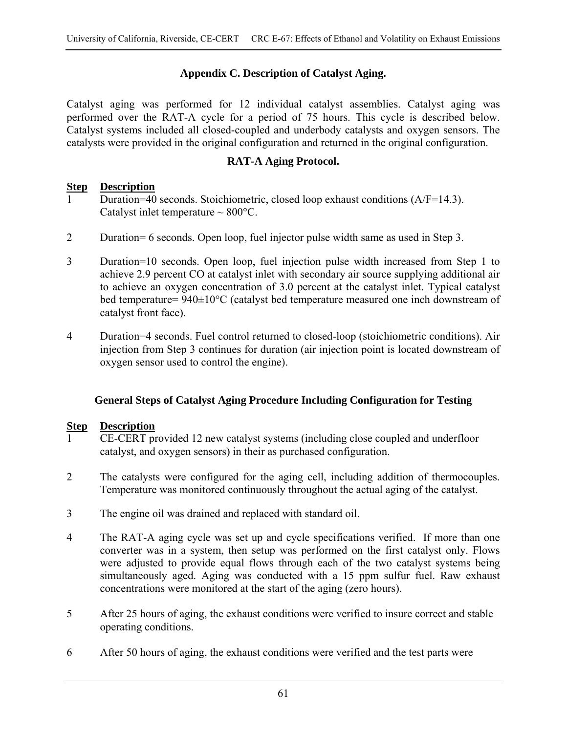## Appendix C. Description of Catalyst Aging.

Catalyst aging was performed for 12 individual catalyst assemblies. Catalyst aging was performed over the RAT-A cycle for a period of 75 hours. This cycle is described below. Catalyst systems included all closed-coupled and underbody catalysts and oxygen sensors. The catalysts were provided in the original configuration and returned in the original configuration.

### RAT-A Aging Protocol.

| Step | Description |
|---|---|
| 1 | Duration=40 seconds. Stoichiometric, closed loop exhaust conditions (A/F=14.3). Catalyst inlet temperature ~ 800°C. |
| 2 | Duration= 6 seconds. Open loop, fuel injector pulse width same as used in Step 3. |
| 3 | Duration=10 seconds. Open loop, fuel injection pulse width increased from Step 1 to achieve 2.9 percent CO at catalyst inlet with secondary air source supplying additional air to achieve an oxygen concentration of 3.0 percent at the catalyst inlet. Typical catalyst bed temperature= 940±10°C (catalyst bed temperature measured one inch downstream of catalyst front face). |
| 4 | Duration=4 seconds. Fuel control returned to closed-loop (stoichiometric conditions). Air injection from Step 3 continues for duration (air injection point is located downstream of oxygen sensor used to control the engine). |

### General Steps of Catalyst Aging Procedure Including Configuration for Testing

| Step | Description |
|---|---|
| 1 | CE-CERT provided 12 new catalyst systems (including close coupled and underfloor catalyst, and oxygen sensors) in their as purchased configuration. |
| 2 | The catalysts were configured for the aging cell, including addition of thermocouples. Temperature was monitored continuously throughout the actual aging of the catalyst. |
| 3 | The engine oil was drained and replaced with standard oil. |
| 4 | The RAT-A aging cycle was set up and cycle specifications verified. If more than one converter was in a system, then setup was performed on the first catalyst only. Flows were adjusted to provide equal flows through each of the two catalyst systems being simultaneously aged. Aging was conducted with a 15 ppm sulfur fuel. Raw exhaust concentrations were monitored at the start of the aging (zero hours). |
| 5 | After 25 hours of aging, the exhaust conditions were verified to insure correct and stable operating conditions. |
| 6 | After 50 hours of aging, the exhaust conditions were verified and the test parts were |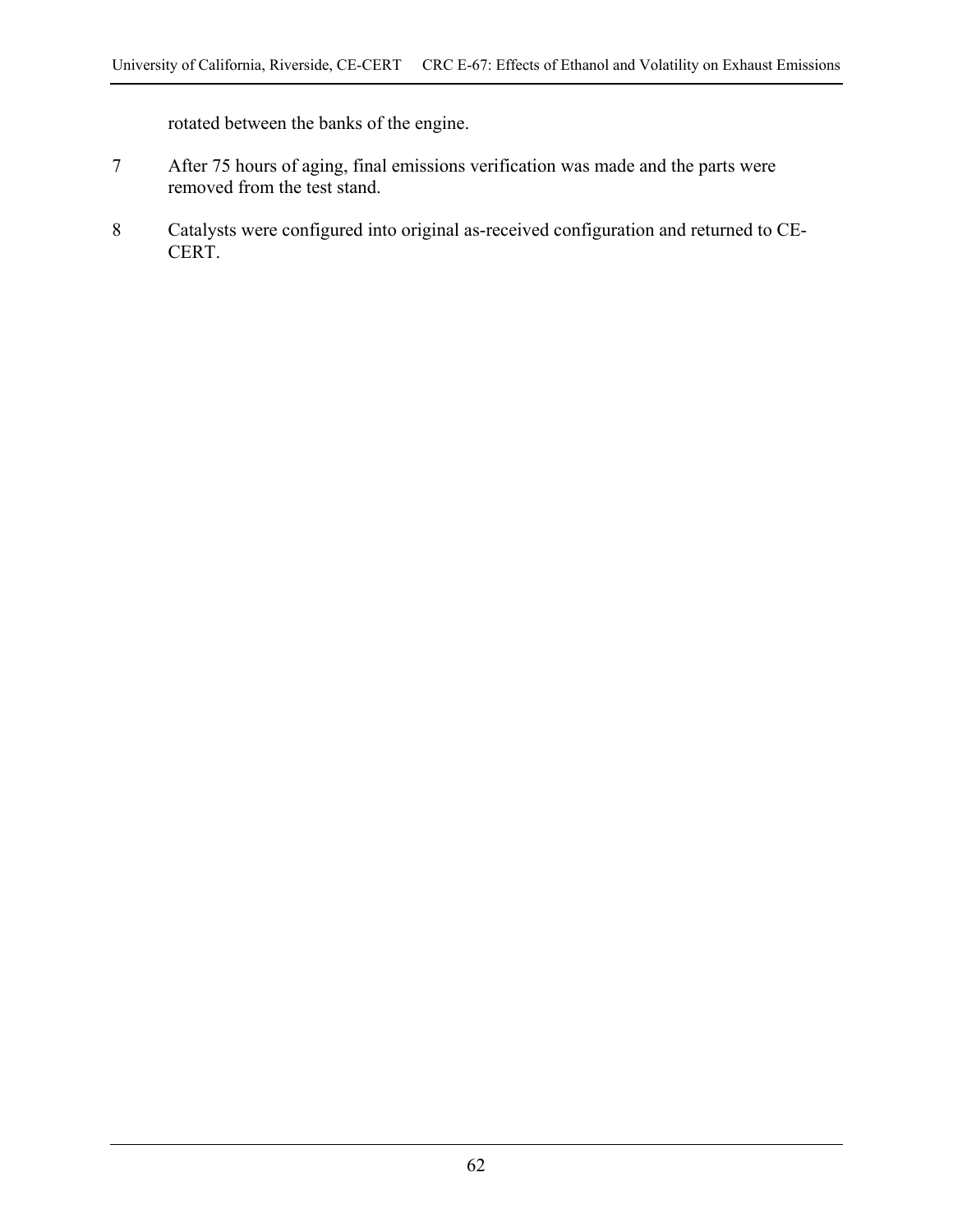rotated between the banks of the engine.

7 After 75 hours of aging, final emissions verification was made and the parts were removed from the test stand.

8 Catalysts were configured into original as-received configuration and returned to CE-CERT.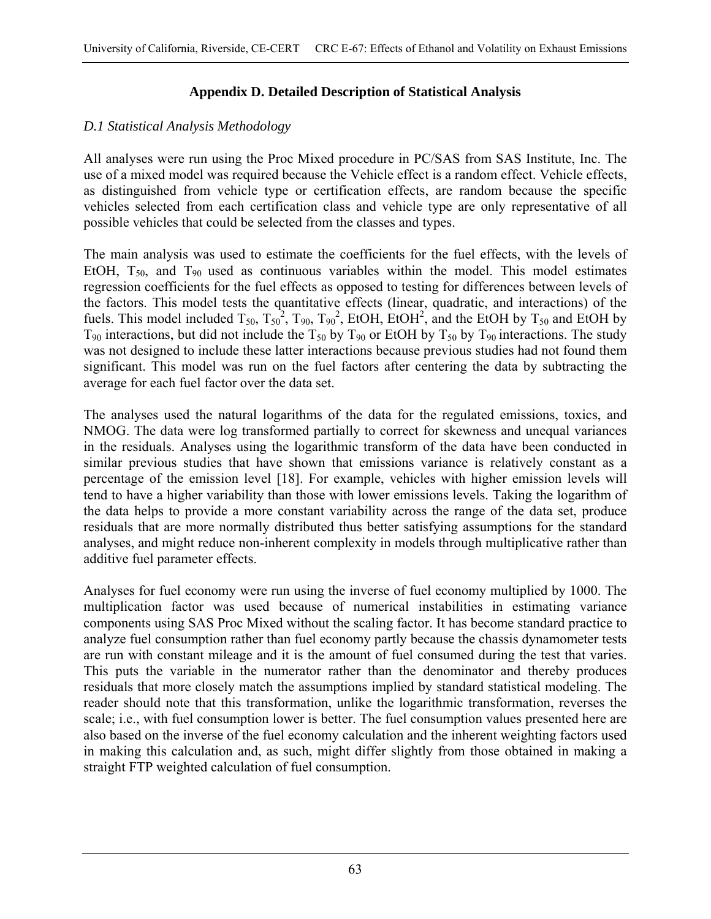## Appendix D. Detailed Description of Statistical Analysis

### *D.1 Statistical Analysis Methodology*

All analyses were run using the Proc Mixed procedure in PC/SAS from SAS Institute, Inc. The use of a mixed model was required because the Vehicle effect is a random effect. Vehicle effects, as distinguished from vehicle type or certification effects, are random because the specific vehicles selected from each certification class and vehicle type are only representative of all possible vehicles that could be selected from the classes and types.

The main analysis was used to estimate the coefficients for the fuel effects, with the levels of EtOH, $T_{50}$, and $T_{90}$ used as continuous variables within the model. This model estimates regression coefficients for the fuel effects as opposed to testing for differences between levels of the factors. This model tests the quantitative effects (linear, quadratic, and interactions) of the fuels. This model included $T_{50}$, $T_{50}^2$, $T_{90}$, $T_{90}^2$, EtOH, $EtOH^2$, and the EtOH by $T_{50}$ and EtOH by $T_{90}$ interactions, but did not include the $T_{50}$ by $T_{90}$ or EtOH by $T_{50}$ by $T_{90}$ interactions. The study was not designed to include these latter interactions because previous studies had not found them significant. This model was run on the fuel factors after centering the data by subtracting the average for each fuel factor over the data set.

The analyses used the natural logarithms of the data for the regulated emissions, toxics, and NMOG. The data were log transformed partially to correct for skewness and unequal variances in the residuals. Analyses using the logarithmic transform of the data have been conducted in similar previous studies that have shown that emissions variance is relatively constant as a percentage of the emission level [18]. For example, vehicles with higher emission levels will tend to have a higher variability than those with lower emissions levels. Taking the logarithm of the data helps to provide a more constant variability across the range of the data set, produce residuals that are more normally distributed thus better satisfying assumptions for the standard analyses, and might reduce non-inherent complexity in models through multiplicative rather than additive fuel parameter effects.

Analyses for fuel economy were run using the inverse of fuel economy multiplied by 1000. The multiplication factor was used because of numerical instabilities in estimating variance components using SAS Proc Mixed without the scaling factor. It has become standard practice to analyze fuel consumption rather than fuel economy partly because the chassis dynamometer tests are run with constant mileage and it is the amount of fuel consumed during the test that varies. This puts the variable in the numerator rather than the denominator and thereby produces residuals that more closely match the assumptions implied by standard statistical modeling. The reader should note that this transformation, unlike the logarithmic transformation, reverses the scale; i.e., with fuel consumption lower is better. The fuel consumption values presented here are also based on the inverse of the fuel economy calculation and the inherent weighting factors used in making this calculation and, as such, might differ slightly from those obtained in making a straight FTP weighted calculation of fuel consumption.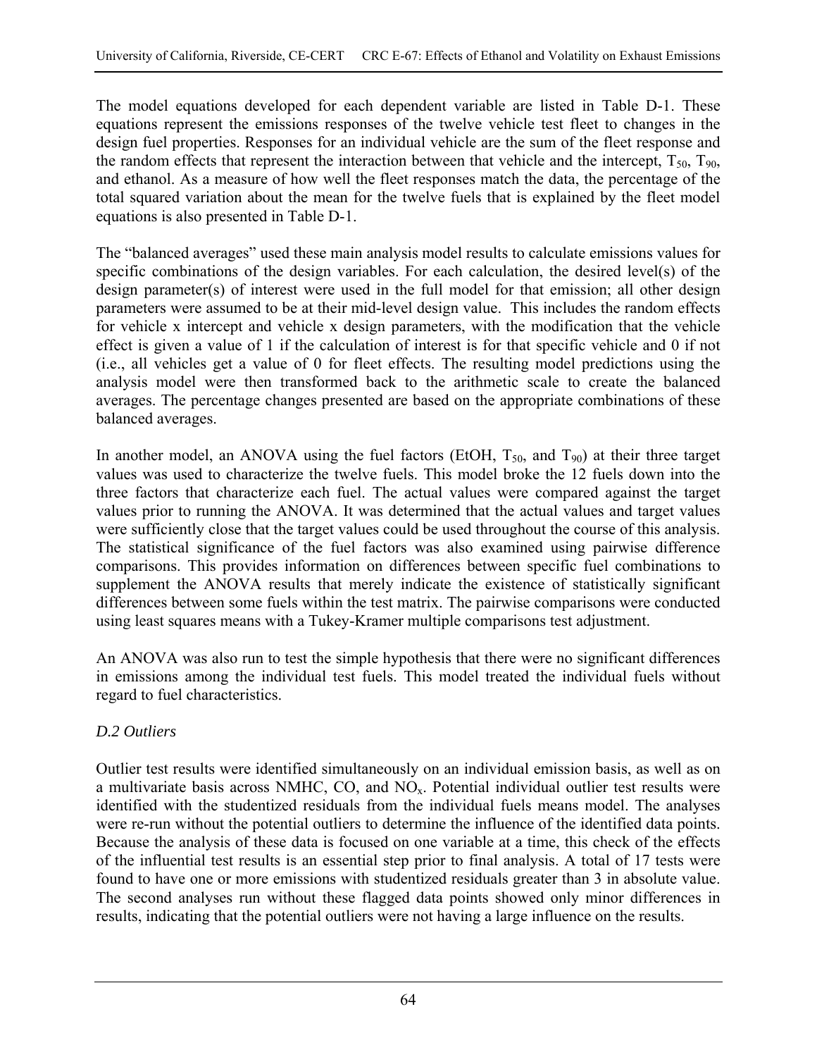The model equations developed for each dependent variable are listed in Table D-1. These equations represent the emissions responses of the twelve vehicle test fleet to changes in the design fuel properties. Responses for an individual vehicle are the sum of the fleet response and the random effects that represent the interaction between that vehicle and the intercept, $T_{50}$, $T_{90}$, and ethanol. As a measure of how well the fleet responses match the data, the percentage of the total squared variation about the mean for the twelve fuels that is explained by the fleet model equations is also presented in Table D-1.

The "balanced averages" used these main analysis model results to calculate emissions values for specific combinations of the design variables. For each calculation, the desired level(s) of the design parameter(s) of interest were used in the full model for that emission; all other design parameters were assumed to be at their mid-level design value. This includes the random effects for vehicle x intercept and vehicle x design parameters, with the modification that the vehicle effect is given a value of 1 if the calculation of interest is for that specific vehicle and 0 if not (i.e., all vehicles get a value of 0 for fleet effects. The resulting model predictions using the analysis model were then transformed back to the arithmetic scale to create the balanced averages. The percentage changes presented are based on the appropriate combinations of these balanced averages.

In another model, an ANOVA using the fuel factors (EtOH, $T_{50}$, and $T_{90}$) at their three target values was used to characterize the twelve fuels. This model broke the 12 fuels down into the three factors that characterize each fuel. The actual values were compared against the target values prior to running the ANOVA. It was determined that the actual values and target values were sufficiently close that the target values could be used throughout the course of this analysis. The statistical significance of the fuel factors was also examined using pairwise difference comparisons. This provides information on differences between specific fuel combinations to supplement the ANOVA results that merely indicate the existence of statistically significant differences between some fuels within the test matrix. The pairwise comparisons were conducted using least squares means with a Tukey-Kramer multiple comparisons test adjustment.

An ANOVA was also run to test the simple hypothesis that there were no significant differences in emissions among the individual test fuels. This model treated the individual fuels without regard to fuel characteristics.

### *D.2 Outliers*

Outlier test results were identified simultaneously on an individual emission basis, as well as on a multivariate basis across NMHC, CO, and $NO_x$. Potential individual outlier test results were identified with the studentized residuals from the individual fuels means model. The analyses were re-run without the potential outliers to determine the influence of the identified data points. Because the analysis of these data is focused on one variable at a time, this check of the effects of the influential test results is an essential step prior to final analysis. A total of 17 tests were found to have one or more emissions with studentized residuals greater than 3 in absolute value. The second analyses run without these flagged data points showed only minor differences in results, indicating that the potential outliers were not having a large influence on the results.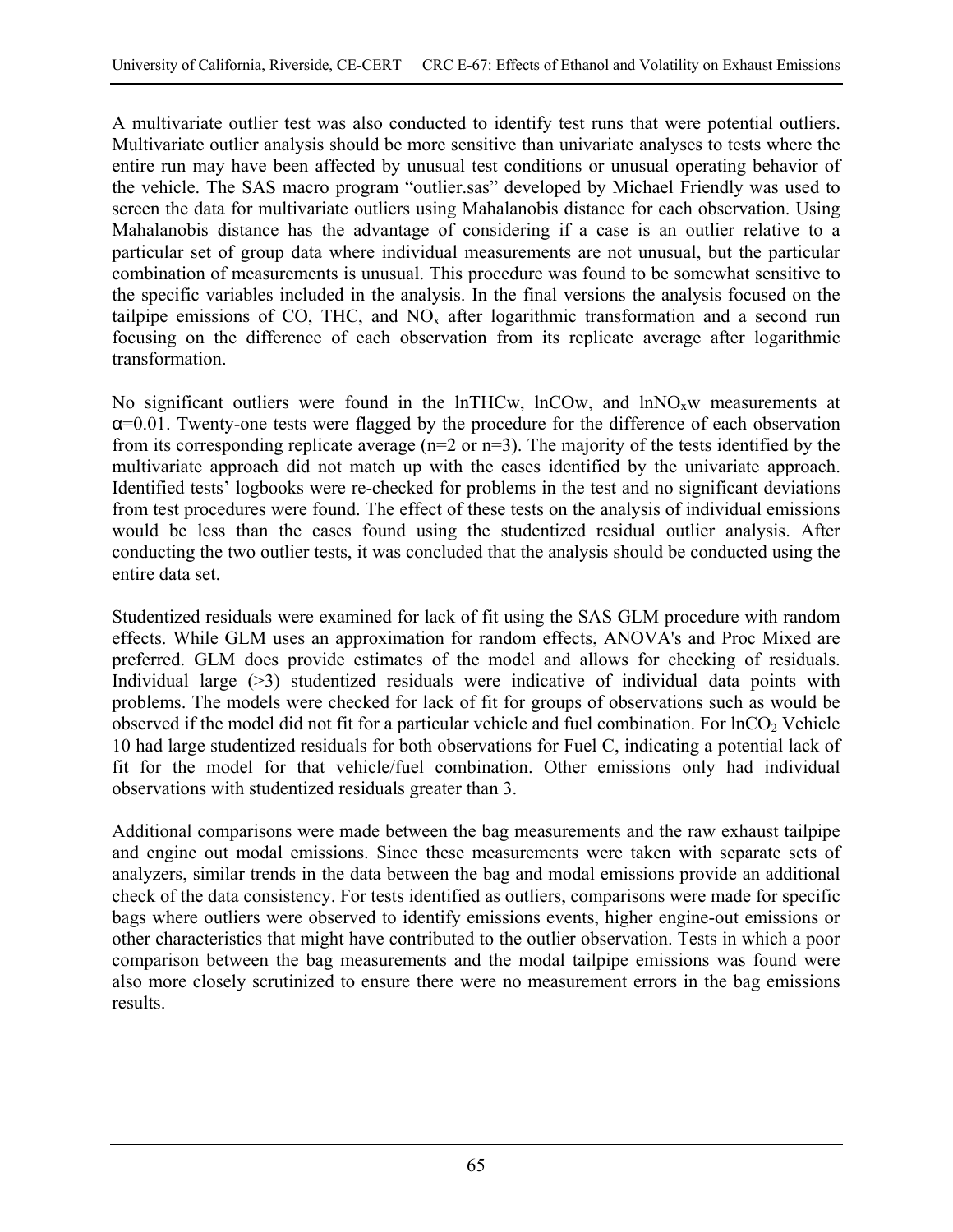A multivariate outlier test was also conducted to identify test runs that were potential outliers. Multivariate outlier analysis should be more sensitive than univariate analyses to tests where the entire run may have been affected by unusual test conditions or unusual operating behavior of the vehicle. The SAS macro program "outlier.sas" developed by Michael Friendly was used to screen the data for multivariate outliers using Mahalanobis distance for each observation. Using Mahalanobis distance has the advantage of considering if a case is an outlier relative to a particular set of group data where individual measurements are not unusual, but the particular combination of measurements is unusual. This procedure was found to be somewhat sensitive to the specific variables included in the analysis. In the final versions the analysis focused on the tailpipe emissions of CO, THC, and $NO_x$ after logarithmic transformation and a second run focusing on the difference of each observation from its replicate average after logarithmic transformation.

No significant outliers were found in the lnTHCw, lnCOw, and $\ln NO_x w$ measurements at $\alpha=0.01$. Twenty-one tests were flagged by the procedure for the difference of each observation from its corresponding replicate average (n=2 or n=3). The majority of the tests identified by the multivariate approach did not match up with the cases identified by the univariate approach. Identified tests' logbooks were re-checked for problems in the test and no significant deviations from test procedures were found. The effect of these tests on the analysis of individual emissions would be less than the cases found using the studentized residual outlier analysis. After conducting the two outlier tests, it was concluded that the analysis should be conducted using the entire data set.

Studentized residuals were examined for lack of fit using the SAS GLM procedure with random effects. While GLM uses an approximation for random effects, ANOVA's and Proc Mixed are preferred. GLM does provide estimates of the model and allows for checking of residuals. Individual large (>3) studentized residuals were indicative of individual data points with problems. The models were checked for lack of fit for groups of observations such as would be observed if the model did not fit for a particular vehicle and fuel combination. For $\ln CO_2$ Vehicle 10 had large studentized residuals for both observations for Fuel C, indicating a potential lack of fit for the model for that vehicle/fuel combination. Other emissions only had individual observations with studentized residuals greater than 3.

Additional comparisons were made between the bag measurements and the raw exhaust tailpipe and engine out modal emissions. Since these measurements were taken with separate sets of analyzers, similar trends in the data between the bag and modal emissions provide an additional check of the data consistency. For tests identified as outliers, comparisons were made for specific bags where outliers were observed to identify emissions events, higher engine-out emissions or other characteristics that might have contributed to the outlier observation. Tests in which a poor comparison between the bag measurements and the modal tailpipe emissions was found were also more closely scrutinized to ensure there were no measurement errors in the bag emissions results.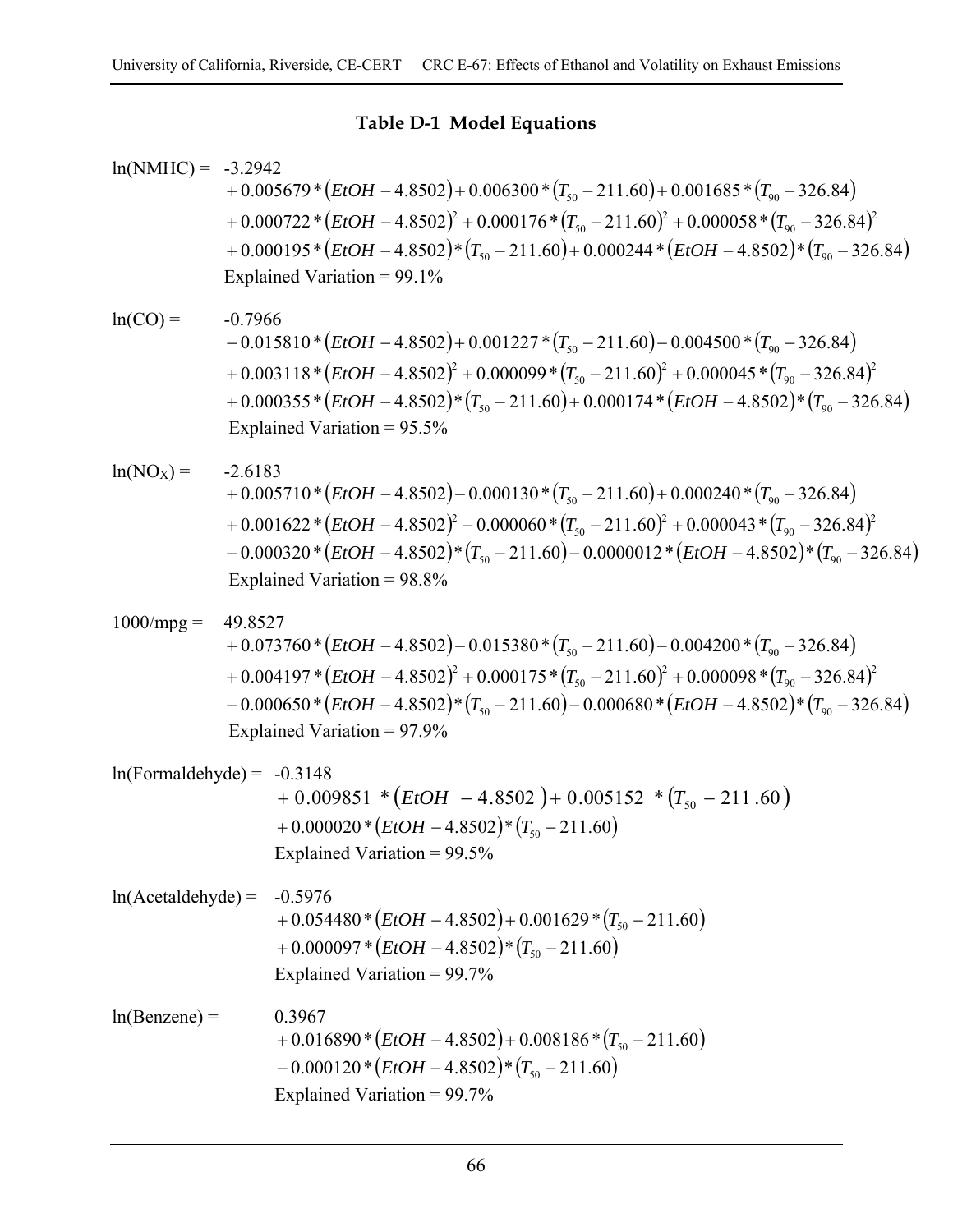## Table D-1 Model Equations

$$
\begin{aligned}
\ln(NMHC) = & -3.2942 \\
& + 0.005679*(EtOH - 4.8502) + 0.006300*(T_{50} - 211.60) + 0.001685*(T_{90} - 326.84) \\
& + 0.000722*(EtOH - 4.8502)^2 + 0.000176*(T_{50} - 211.60)^2 + 0.000058*(T_{90} - 326.84)^2 \\
& + 0.000195*(EtOH - 4.8502)*(T_{50} - 211.60) + 0.000244*(EtOH - 4.8502)*(T_{90} - 326.84)
\end{aligned}
$$

Explained Variation = 99.1%

$$
\begin{aligned}
\ln(CO) = & -0.7966 \\
& - 0.015810*(EtOH - 4.8502) + 0.001227*(T_{50} - 211.60) - 0.004500*(T_{90} - 326.84) \\
& + 0.003118*(EtOH - 4.8502)^2 + 0.000099*(T_{50} - 211.60)^2 + 0.000045*(T_{90} - 326.84)^2 \\
& + 0.000355*(EtOH - 4.8502)*(T_{50} - 211.60) + 0.000174*(EtOH - 4.8502)*(T_{90} - 326.84)
\end{aligned}
$$

Explained Variation = 95.5%

$$
\begin{aligned}
\ln(NO_X) = & -2.6183 \\
& + 0.005710*(EtOH - 4.8502) - 0.000130*(T_{50} - 211.60) + 0.000240*(T_{90} - 326.84) \\
& + 0.001622*(EtOH - 4.8502)^2 - 0.000060*(T_{50} - 211.60)^2 + 0.000043*(T_{90} - 326.84)^2 \\
& - 0.000320*(EtOH - 4.8502)*(T_{50} - 211.60) - 0.0000012*(EtOH - 4.8502)*(T_{90} - 326.84)
\end{aligned}
$$

Explained Variation = 98.8%

$$
\begin{aligned}
1000/mpg = & \ 49.8527 \\
& + 0.073760*(EtOH - 4.8502) - 0.015380*(T_{50} - 211.60) - 0.004200*(T_{90} - 326.84) \\
& + 0.004197*(EtOH - 4.8502)^2 + 0.000175*(T_{50} - 211.60)^2 + 0.000098*(T_{90} - 326.84)^2 \\
& - 0.000650*(EtOH - 4.8502)*(T_{50} - 211.60) - 0.000680*(EtOH - 4.8502)*(T_{90} - 326.84)
\end{aligned}
$$

Explained Variation = 97.9%

$$
\begin{aligned}
\ln(Formaldehyde) = & -0.3148 \\
& + 0.009851*(EtOH - 4.8502) + 0.005152*(T_{50} - 211.60) \\
& + 0.000020*(EtOH - 4.8502)*(T_{50} - 211.60)
\end{aligned}
$$

Explained Variation = 99.5%

$$
\begin{aligned}
\ln(Acetaldehyde) = & -0.5976 \\
& + 0.054480*(EtOH - 4.8502) + 0.001629*(T_{50} - 211.60) \\
& + 0.000097*(EtOH - 4.8502)*(T_{50} - 211.60)
\end{aligned}
$$

Explained Variation = 99.7%

$$
\begin{aligned}
\ln(Benzene) = & \ 0.3967 \\
& + 0.016890*(EtOH - 4.8502) + 0.008186*(T_{50} - 211.60) \\
& - 0.000120*(EtOH - 4.8502)*(T_{50} - 211.60)
\end{aligned}
$$

Explained Variation = 99.7%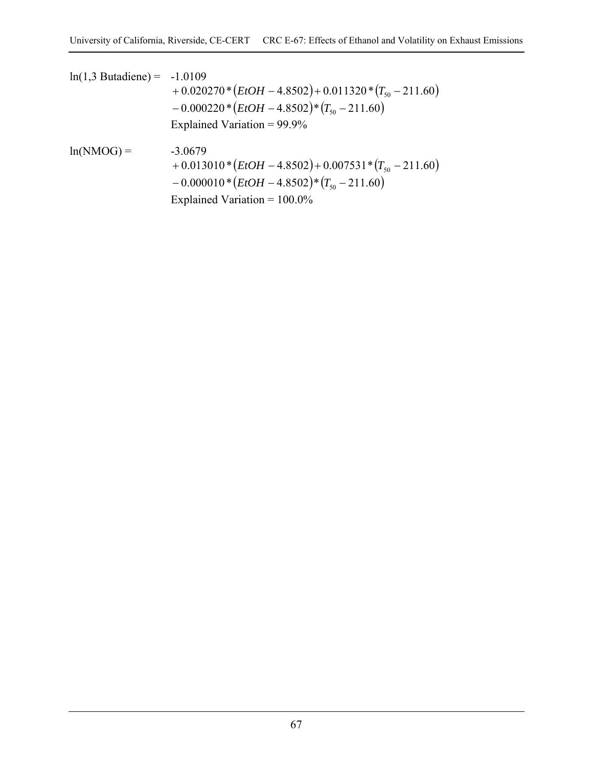$$\ln(\text{1,3 Butadiene}) = -1.0109 + 0.020270*(EtOH - 4.8502) + 0.011320*(T_{50} - 211.60) - 0.000220*(EtOH - 4.8502)*(T_{50} - 211.60)$$

Explained Variation = 99.9%

$$\ln(\text{NMOG}) = -3.0679 + 0.013010*(EtOH - 4.8502) + 0.007531*(T_{50} - 211.60) - 0.000010*(EtOH - 4.8502)*(T_{50} - 211.60)$$

Explained Variation = 100.0%